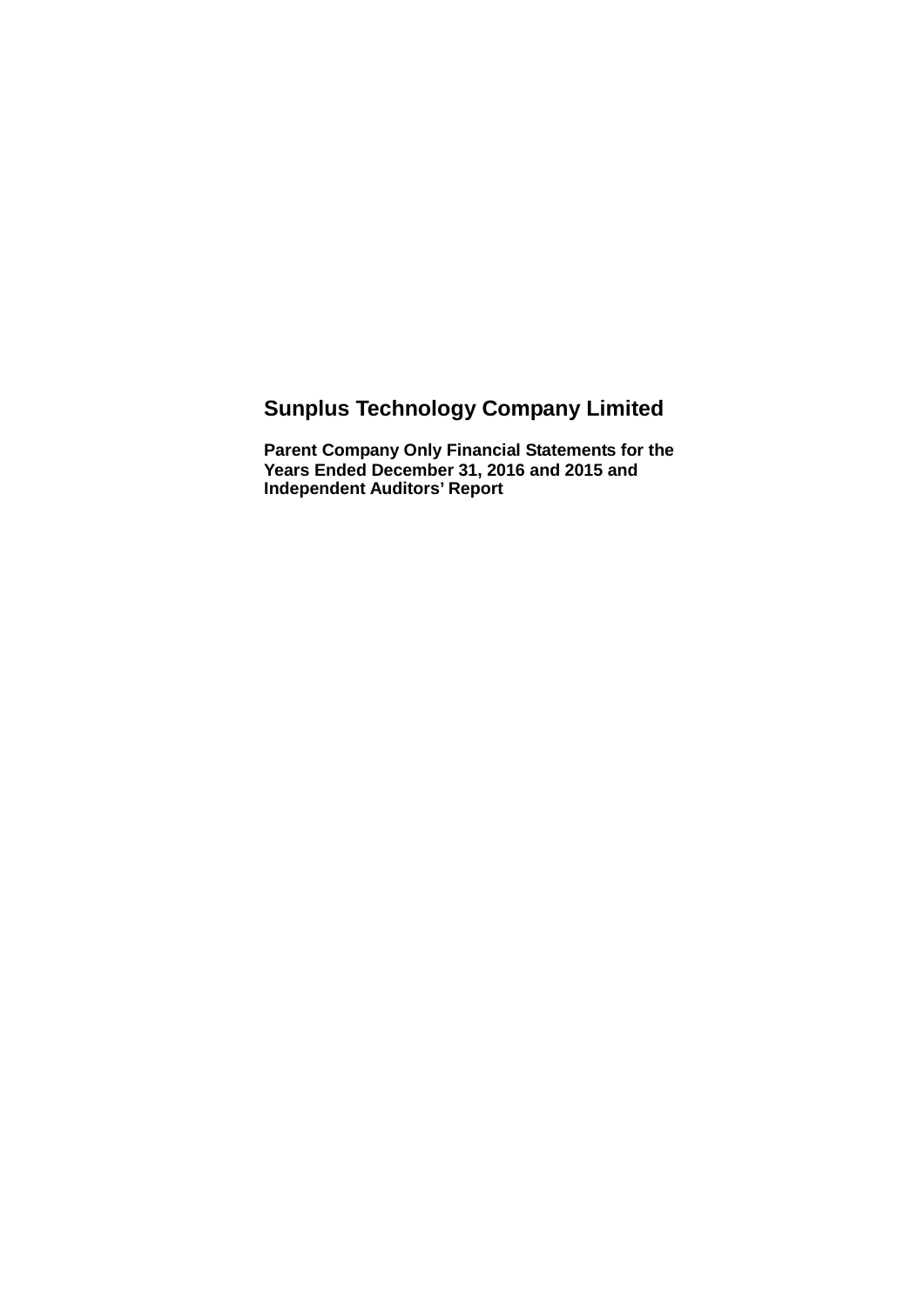# Sunplus Technology Company Limited

**Parent Company Only Financial Statements for the Years Ended December 31, 2016 and 2015 and Independent Auditors' Report**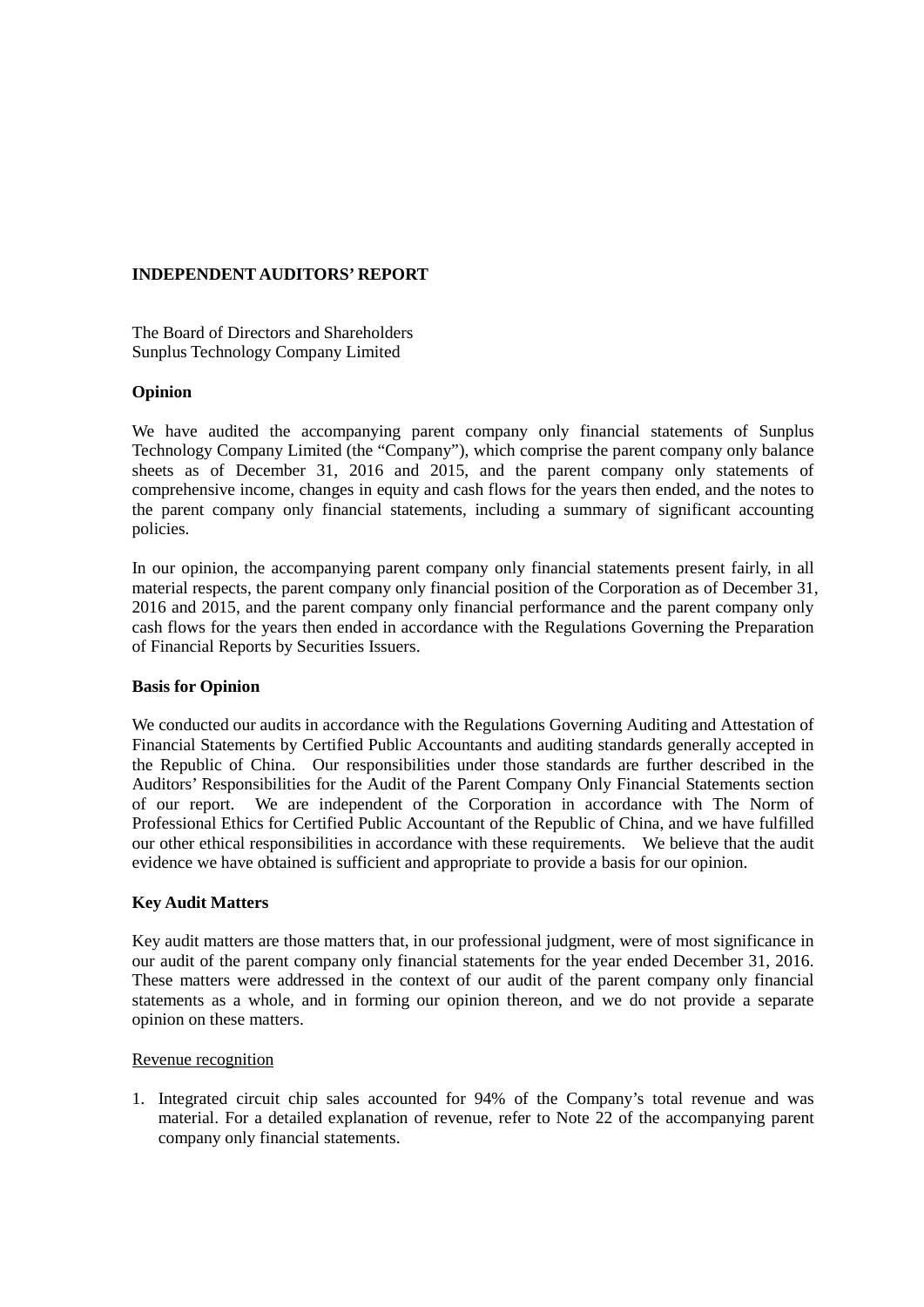## INDEPENDENT AUDITORS' REPORT

The Board of Directors and Shareholders
Sunplus Technology Company Limited

### Opinion

We have audited the accompanying parent company only financial statements of Sunplus Technology Company Limited (the "Company"), which comprise the parent company only balance sheets as of December 31, 2016 and 2015, and the parent company only statements of comprehensive income, changes in equity and cash flows for the years then ended, and the notes to the parent company only financial statements, including a summary of significant accounting policies.

In our opinion, the accompanying parent company only financial statements present fairly, in all material respects, the parent company only financial position of the Corporation as of December 31, 2016 and 2015, and the parent company only financial performance and the parent company only cash flows for the years then ended in accordance with the Regulations Governing the Preparation of Financial Reports by Securities Issuers.

### Basis for Opinion

We conducted our audits in accordance with the Regulations Governing Auditing and Attestation of Financial Statements by Certified Public Accountants and auditing standards generally accepted in the Republic of China. Our responsibilities under those standards are further described in the Auditors' Responsibilities for the Audit of the Parent Company Only Financial Statements section of our report. We are independent of the Corporation in accordance with The Norm of Professional Ethics for Certified Public Accountant of the Republic of China, and we have fulfilled our other ethical responsibilities in accordance with these requirements. We believe that the audit evidence we have obtained is sufficient and appropriate to provide a basis for our opinion.

### Key Audit Matters

Key audit matters are those matters that, in our professional judgment, were of most significance in our audit of the parent company only financial statements for the year ended December 31, 2016. These matters were addressed in the context of our audit of the parent company only financial statements as a whole, and in forming our opinion thereon, and we do not provide a separate opinion on these matters.

Revenue recognition

1. Integrated circuit chip sales accounted for 94% of the Company's total revenue and was material. For a detailed explanation of revenue, refer to Note 22 of the accompanying parent company only financial statements.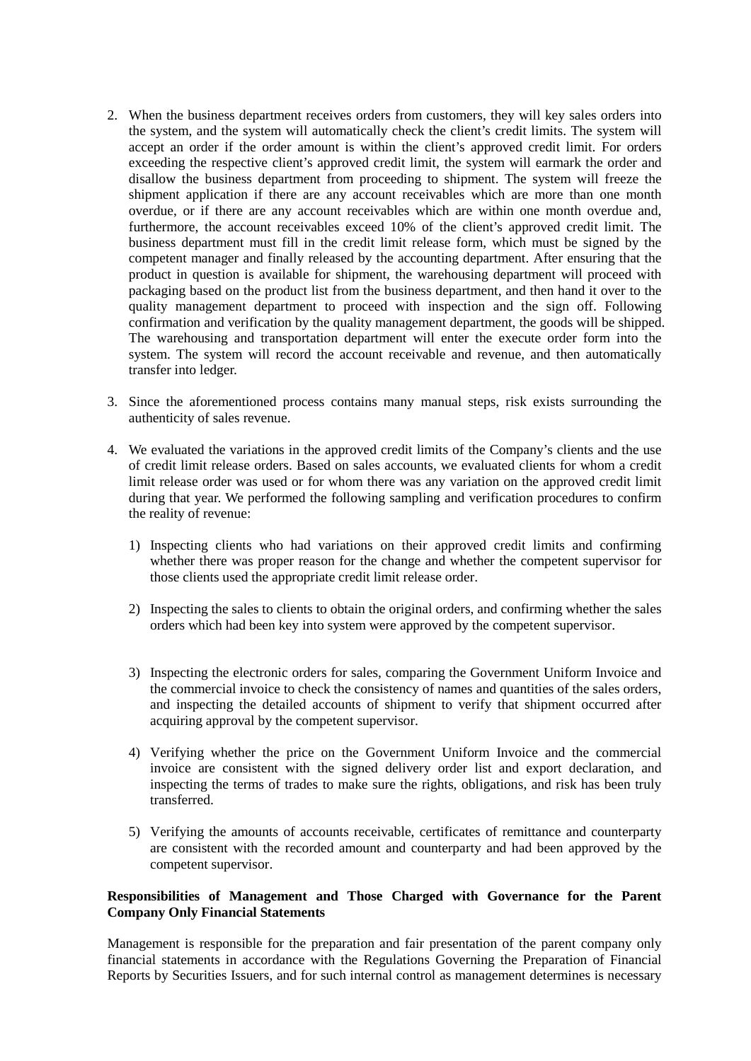2. When the business department receives orders from customers, they will key sales orders into the system, and the system will automatically check the client's credit limits. The system will accept an order if the order amount is within the client's approved credit limit. For orders exceeding the respective client's approved credit limit, the system will earmark the order and disallow the business department from proceeding to shipment. The system will freeze the shipment application if there are any account receivables which are more than one month overdue, or if there are any account receivables which are within one month overdue and, furthermore, the account receivables exceed 10% of the client's approved credit limit. The business department must fill in the credit limit release form, which must be signed by the competent manager and finally released by the accounting department. After ensuring that the product in question is available for shipment, the warehousing department will proceed with packaging based on the product list from the business department, and then hand it over to the quality management department to proceed with inspection and the sign off. Following confirmation and verification by the quality management department, the goods will be shipped. The warehousing and transportation department will enter the execute order form into the system. The system will record the account receivable and revenue, and then automatically transfer into ledger.

3. Since the aforementioned process contains many manual steps, risk exists surrounding the authenticity of sales revenue.

4. We evaluated the variations in the approved credit limits of the Company's clients and the use of credit limit release orders. Based on sales accounts, we evaluated clients for whom a credit limit release order was used or for whom there was any variation on the approved credit limit during that year. We performed the following sampling and verification procedures to confirm the reality of revenue:

   1) Inspecting clients who had variations on their approved credit limits and confirming whether there was proper reason for the change and whether the competent supervisor for those clients used the appropriate credit limit release order.

   2) Inspecting the sales to clients to obtain the original orders, and confirming whether the sales orders which had been key into system were approved by the competent supervisor.

   3) Inspecting the electronic orders for sales, comparing the Government Uniform Invoice and the commercial invoice to check the consistency of names and quantities of the sales orders, and inspecting the detailed accounts of shipment to verify that shipment occurred after acquiring approval by the competent supervisor.

   4) Verifying whether the price on the Government Uniform Invoice and the commercial invoice are consistent with the signed delivery order list and export declaration, and inspecting the terms of trades to make sure the rights, obligations, and risk has been truly transferred.

   5) Verifying the amounts of accounts receivable, certificates of remittance and counterparty are consistent with the recorded amount and counterparty and had been approved by the competent supervisor.

**Responsibilities of Management and Those Charged with Governance for the Parent Company Only Financial Statements**

Management is responsible for the preparation and fair presentation of the parent company only financial statements in accordance with the Regulations Governing the Preparation of Financial Reports by Securities Issuers, and for such internal control as management determines is necessary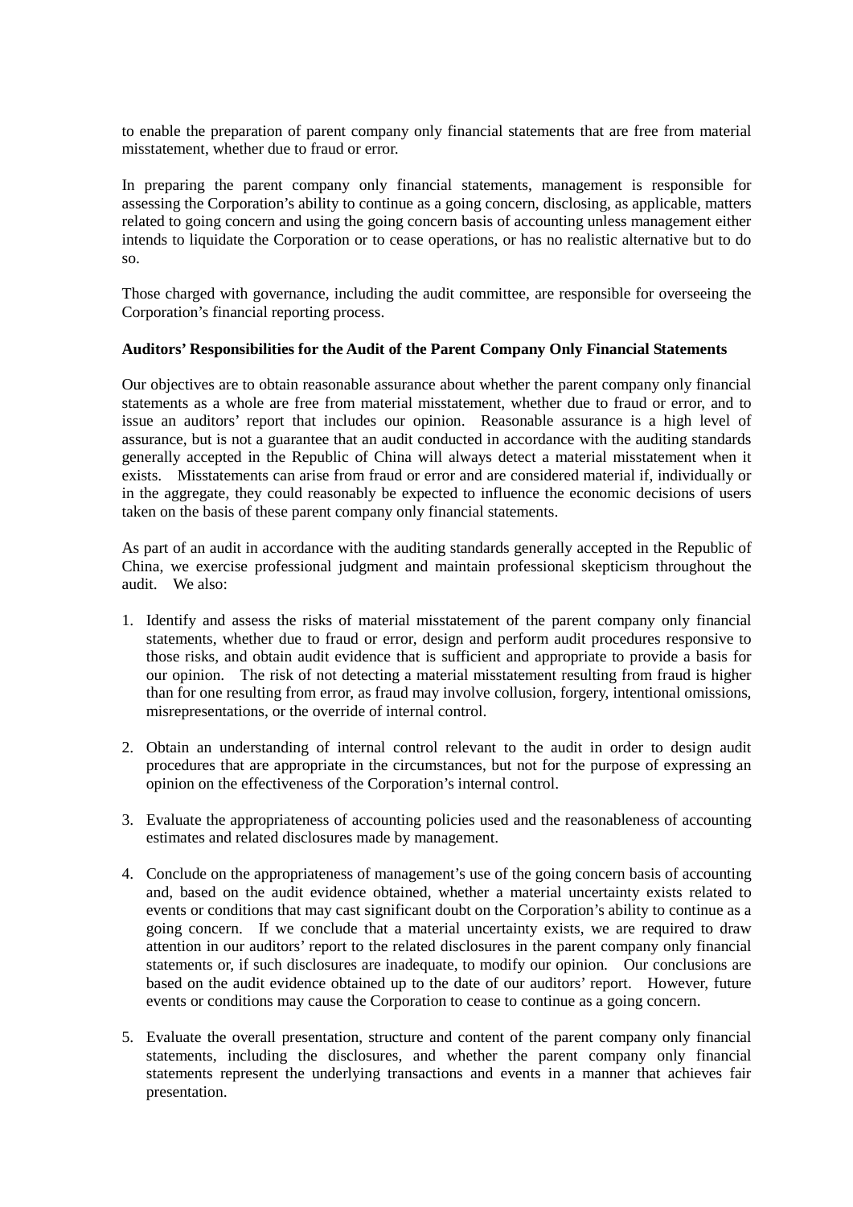to enable the preparation of parent company only financial statements that are free from material misstatement, whether due to fraud or error.

In preparing the parent company only financial statements, management is responsible for assessing the Corporation's ability to continue as a going concern, disclosing, as applicable, matters related to going concern and using the going concern basis of accounting unless management either intends to liquidate the Corporation or to cease operations, or has no realistic alternative but to do so.

Those charged with governance, including the audit committee, are responsible for overseeing the Corporation's financial reporting process.

**Auditors' Responsibilities for the Audit of the Parent Company Only Financial Statements**

Our objectives are to obtain reasonable assurance about whether the parent company only financial statements as a whole are free from material misstatement, whether due to fraud or error, and to issue an auditors' report that includes our opinion. Reasonable assurance is a high level of assurance, but is not a guarantee that an audit conducted in accordance with the auditing standards generally accepted in the Republic of China will always detect a material misstatement when it exists. Misstatements can arise from fraud or error and are considered material if, individually or in the aggregate, they could reasonably be expected to influence the economic decisions of users taken on the basis of these parent company only financial statements.

As part of an audit in accordance with the auditing standards generally accepted in the Republic of China, we exercise professional judgment and maintain professional skepticism throughout the audit. We also:

1. Identify and assess the risks of material misstatement of the parent company only financial statements, whether due to fraud or error, design and perform audit procedures responsive to those risks, and obtain audit evidence that is sufficient and appropriate to provide a basis for our opinion. The risk of not detecting a material misstatement resulting from fraud is higher than for one resulting from error, as fraud may involve collusion, forgery, intentional omissions, misrepresentations, or the override of internal control.

2. Obtain an understanding of internal control relevant to the audit in order to design audit procedures that are appropriate in the circumstances, but not for the purpose of expressing an opinion on the effectiveness of the Corporation's internal control.

3. Evaluate the appropriateness of accounting policies used and the reasonableness of accounting estimates and related disclosures made by management.

4. Conclude on the appropriateness of management's use of the going concern basis of accounting and, based on the audit evidence obtained, whether a material uncertainty exists related to events or conditions that may cast significant doubt on the Corporation's ability to continue as a going concern. If we conclude that a material uncertainty exists, we are required to draw attention in our auditors' report to the related disclosures in the parent company only financial statements or, if such disclosures are inadequate, to modify our opinion. Our conclusions are based on the audit evidence obtained up to the date of our auditors' report. However, future events or conditions may cause the Corporation to cease to continue as a going concern.

5. Evaluate the overall presentation, structure and content of the parent company only financial statements, including the disclosures, and whether the parent company only financial statements represent the underlying transactions and events in a manner that achieves fair presentation.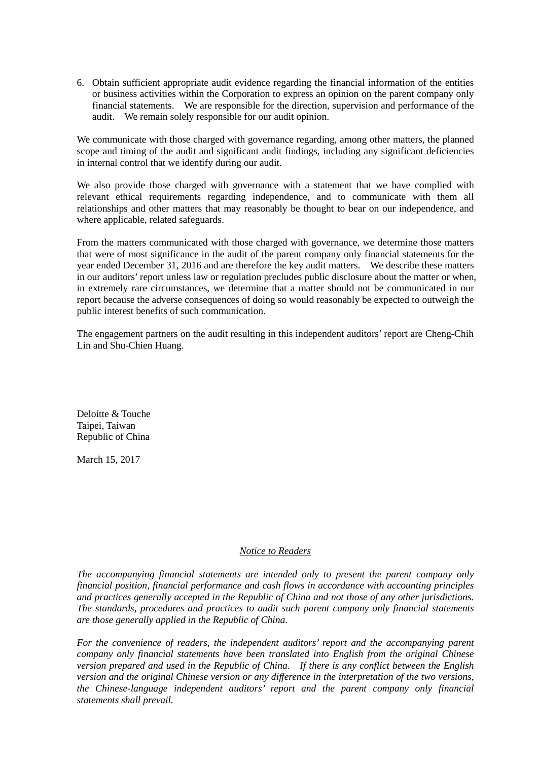6. Obtain sufficient appropriate audit evidence regarding the financial information of the entities or business activities within the Corporation to express an opinion on the parent company only financial statements. We are responsible for the direction, supervision and performance of the audit. We remain solely responsible for our audit opinion.

We communicate with those charged with governance regarding, among other matters, the planned scope and timing of the audit and significant audit findings, including any significant deficiencies in internal control that we identify during our audit.

We also provide those charged with governance with a statement that we have complied with relevant ethical requirements regarding independence, and to communicate with them all relationships and other matters that may reasonably be thought to bear on our independence, and where applicable, related safeguards.

From the matters communicated with those charged with governance, we determine those matters that were of most significance in the audit of the parent company only financial statements for the year ended December 31, 2016 and are therefore the key audit matters. We describe these matters in our auditors' report unless law or regulation precludes public disclosure about the matter or when, in extremely rare circumstances, we determine that a matter should not be communicated in our report because the adverse consequences of doing so would reasonably be expected to outweigh the public interest benefits of such communication.

The engagement partners on the audit resulting in this independent auditors' report are Cheng-Chih Lin and Shu-Chien Huang.

Deloitte & Touche
Taipei, Taiwan
Republic of China

March 15, 2017

## *Notice to Readers*

*The accompanying financial statements are intended only to present the parent company only financial position, financial performance and cash flows in accordance with accounting principles and practices generally accepted in the Republic of China and not those of any other jurisdictions. The standards, procedures and practices to audit such parent company only financial statements are those generally applied in the Republic of China.*

*For the convenience of readers, the independent auditors' report and the accompanying parent company only financial statements have been translated into English from the original Chinese version prepared and used in the Republic of China. If there is any conflict between the English version and the original Chinese version or any difference in the interpretation of the two versions, the Chinese-language independent auditors' report and the parent company only financial statements shall prevail.*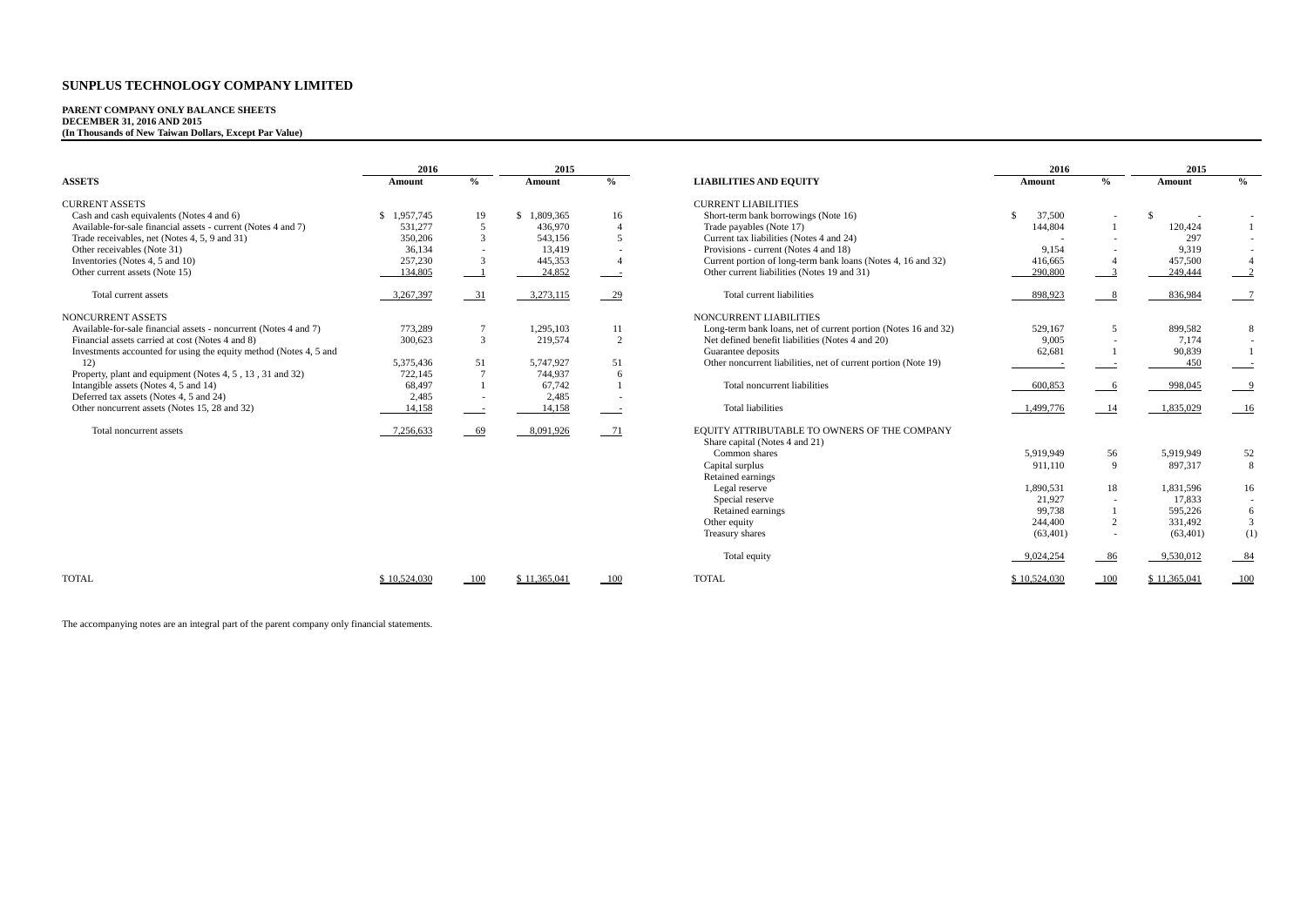# SUNPLUS TECHNOLOGY COMPANY LIMITED

**PARENT COMPANY ONLY BALANCE SHEETS**
**DECEMBER 31, 2016 AND 2015**
**(In Thousands of New Taiwan Dollars, Except Par Value)**

| ASSETS | 2016 Amount | % | 2015 Amount | % |
|---|---|---|---|---|
| CURRENT ASSETS | | | | |
| Cash and cash equivalents (Notes 4 and 6) | $ 1,957,745 | 19 | $ 1,809,365 | 16 |
| Available-for-sale financial assets - current (Notes 4 and 7) | 531,277 | 5 | 436,970 | 4 |
| Trade receivables, net (Notes 4, 5, 9 and 31) | 350,206 | 3 | 543,156 | 5 |
| Other receivables (Note 31) | 36,134 | - | 13,419 | - |
| Inventories (Notes 4, 5 and 10) | 257,230 | 3 | 445,353 | 4 |
| Other current assets (Note 15) | 134,805 | 1 | 24,852 | - |
| Total current assets | 3,267,397 | 31 | 3,273,115 | 29 |
| NONCURRENT ASSETS | | | | |
| Available-for-sale financial assets - noncurrent (Notes 4 and 7) | 773,289 | 7 | 1,295,103 | 11 |
| Financial assets carried at cost (Notes 4 and 8) | 300,623 | 3 | 219,574 | 2 |
| Investments accounted for using the equity method (Notes 4, 5 and 12) | 5,375,436 | 51 | 5,747,927 | 51 |
| Property, plant and equipment (Notes 4, 5 , 13 , 31 and 32) | 722,145 | 7 | 744,937 | 6 |
| Intangible assets (Notes 4, 5 and 14) | 68,497 | 1 | 67,742 | 1 |
| Deferred tax assets (Notes 4, 5 and 24) | 2,485 | - | 2,485 | - |
| Other noncurrent assets (Notes 15, 28 and 32) | 14,158 | - | 14,158 | - |
| Total noncurrent assets | 7,256,633 | 69 | 8,091,926 | 71 |
| TOTAL | $ 10,524,030 | 100 | $ 11,365,041 | 100 |

| LIABILITIES AND EQUITY | 2016 Amount | % | 2015 Amount | % |
|---|---|---|---|---|
| CURRENT LIABILITIES | | | | |
| Short-term bank borrowings (Note 16) | $ 37,500 | - | $ - | - |
| Trade payables (Note 17) | 144,804 | 1 | 120,424 | 1 |
| Current tax liabilities (Notes 4 and 24) | - | - | 297 | - |
| Provisions - current (Notes 4 and 18) | 9,154 | - | 9,319 | - |
| Current portion of long-term bank loans (Notes 4, 16 and 32) | 416,665 | 4 | 457,500 | 4 |
| Other current liabilities (Notes 19 and 31) | 290,800 | 3 | 249,444 | 2 |
| Total current liabilities | 898,923 | 8 | 836,984 | 7 |
| NONCURRENT LIABILITIES | | | | |
| Long-term bank loans, net of current portion (Notes 16 and 32) | 529,167 | 5 | 899,582 | 8 |
| Net defined benefit liabilities (Notes 4 and 20) | 9,005 | - | 7,174 | - |
| Guarantee deposits | 62,681 | 1 | 90,839 | 1 |
| Other noncurrent liabilities, net of current portion (Note 19) | - | - | 450 | - |
| Total noncurrent liabilities | 600,853 | 6 | 998,045 | 9 |
| Total liabilities | 1,499,776 | 14 | 1,835,029 | 16 |
| EQUITY ATTRIBUTABLE TO OWNERS OF THE COMPANY | | | | |
| Share capital (Notes 4 and 21) | | | | |
| Common shares | 5,919,949 | 56 | 5,919,949 | 52 |
| Capital surplus | 911,110 | 9 | 897,317 | 8 |
| Retained earnings | | | | |
| Legal reserve | 1,890,531 | 18 | 1,831,596 | 16 |
| Special reserve | 21,927 | - | 17,833 | - |
| Retained earnings | 99,738 | 1 | 595,226 | 6 |
| Other equity | 244,400 | 2 | 331,492 | 3 |
| Treasury shares | (63,401) | - | (63,401) | (1) |
| Total equity | 9,024,254 | 86 | 9,530,012 | 84 |
| TOTAL | $ 10,524,030 | 100 | $ 11,365,041 | 100 |

The accompanying notes are an integral part of the parent company only financial statements.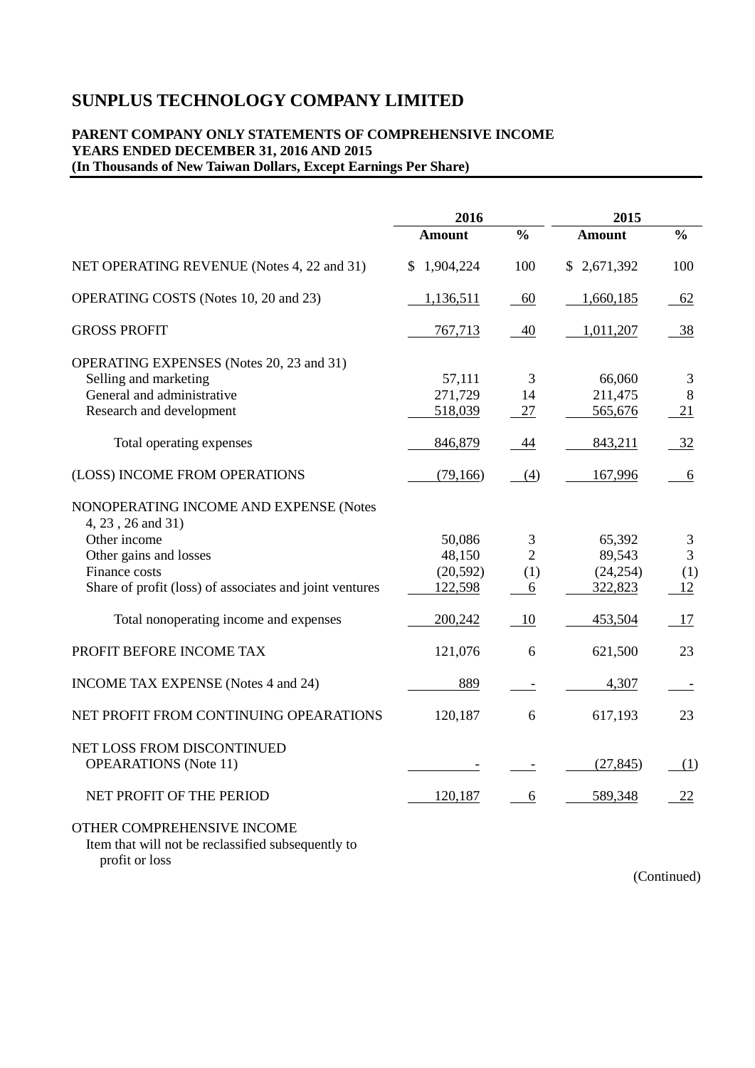# SUNPLUS TECHNOLOGY COMPANY LIMITED

**PARENT COMPANY ONLY STATEMENTS OF COMPREHENSIVE INCOME**
**YEARS ENDED DECEMBER 31, 2016 AND 2015**
**(In Thousands of New Taiwan Dollars, Except Earnings Per Share)**

| | 2016 | | 2015 | |
|---|---|---|---|---|
| | **Amount** | **%** | **Amount** | **%** |
| NET OPERATING REVENUE (Notes 4, 22 and 31) | $ 1,904,224 | 100 | $ 2,671,392 | 100 |
| OPERATING COSTS (Notes 10, 20 and 23) | 1,136,511 | 60 | 1,660,185 | 62 |
| GROSS PROFIT | 767,713 | 40 | 1,011,207 | 38 |
| OPERATING EXPENSES (Notes 20, 23 and 31) | | | | |
| Selling and marketing | 57,111 | 3 | 66,060 | 3 |
| General and administrative | 271,729 | 14 | 211,475 | 8 |
| Research and development | 518,039 | 27 | 565,676 | 21 |
| Total operating expenses | 846,879 | 44 | 843,211 | 32 |
| (LOSS) INCOME FROM OPERATIONS | (79,166) | (4) | 167,996 | 6 |
| NONOPERATING INCOME AND EXPENSE (Notes 4, 23 , 26 and 31) | | | | |
| Other income | 50,086 | 3 | 65,392 | 3 |
| Other gains and losses | 48,150 | 2 | 89,543 | 3 |
| Finance costs | (20,592) | (1) | (24,254) | (1) |
| Share of profit (loss) of associates and joint ventures | 122,598 | 6 | 322,823 | 12 |
| Total nonoperating income and expenses | 200,242 | 10 | 453,504 | 17 |
| PROFIT BEFORE INCOME TAX | 121,076 | 6 | 621,500 | 23 |
| INCOME TAX EXPENSE (Notes 4 and 24) | 889 | - | 4,307 | - |
| NET PROFIT FROM CONTINUING OPEARATIONS | 120,187 | 6 | 617,193 | 23 |
| NET LOSS FROM DISCONTINUED OPEARATIONS (Note 11) | - | - | (27,845) | (1) |
| NET PROFIT OF THE PERIOD | 120,187 | 6 | 589,348 | 22 |
| OTHER COMPREHENSIVE INCOME | | | | |
| Item that will not be reclassified subsequently to profit or loss | | | | |

(Continued)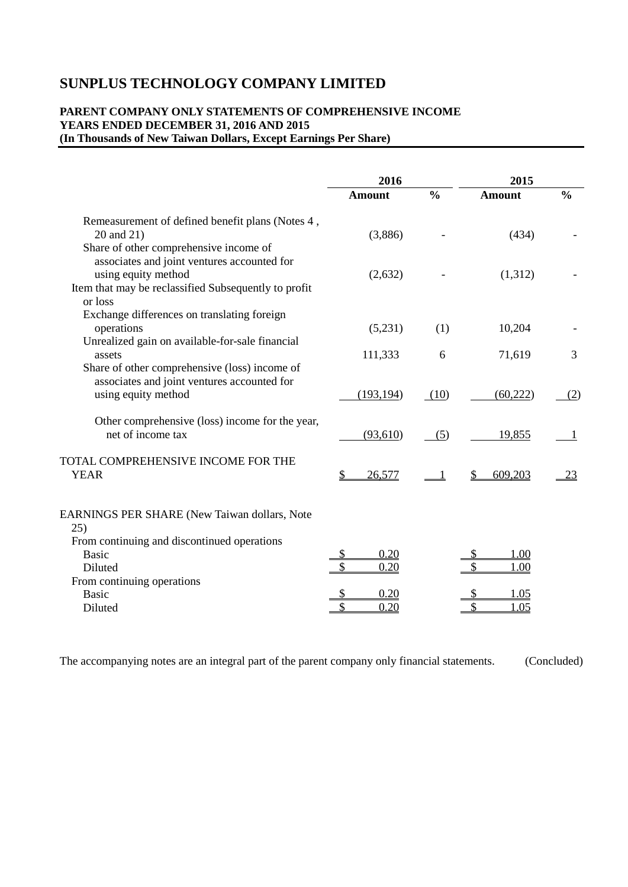# SUNPLUS TECHNOLOGY COMPANY LIMITED

**PARENT COMPANY ONLY STATEMENTS OF COMPREHENSIVE INCOME**
**YEARS ENDED DECEMBER 31, 2016 AND 2015**
**(In Thousands of New Taiwan Dollars, Except Earnings Per Share)**

| | 2016 | | 2015 | |
|---|---|---|---|---|
| | **Amount** | **%** | **Amount** | **%** |
| Remeasurement of defined benefit plans (Notes 4 , 20 and 21) | (3,886) | - | (434) | - |
| Share of other comprehensive income of associates and joint ventures accounted for using equity method | (2,632) | - | (1,312) | - |
| Item that may be reclassified Subsequently to profit or loss | | | | |
| Exchange differences on translating foreign operations | (5,231) | (1) | 10,204 | - |
| Unrealized gain on available-for-sale financial assets | 111,333 | 6 | 71,619 | 3 |
| Share of other comprehensive (loss) income of associates and joint ventures accounted for using equity method | (193,194) | (10) | (60,222) | (2) |
| Other comprehensive (loss) income for the year, net of income tax | (93,610) | (5) | 19,855 | 1 |
| TOTAL COMPREHENSIVE INCOME FOR THE YEAR | $ 26,577 | 1 | $ 609,203 | 23 |
| EARNINGS PER SHARE (New Taiwan dollars, Note 25) | | | | |
| From continuing and discontinued operations | | | | |
| Basic | $ 0.20 | | $ 1.00 | |
| Diluted | $ 0.20 | | $ 1.00 | |
| From continuing operations | | | | |
| Basic | $ 0.20 | | $ 1.05 | |
| Diluted | $ 0.20 | | $ 1.05 | |

The accompanying notes are an integral part of the parent company only financial statements. (Concluded)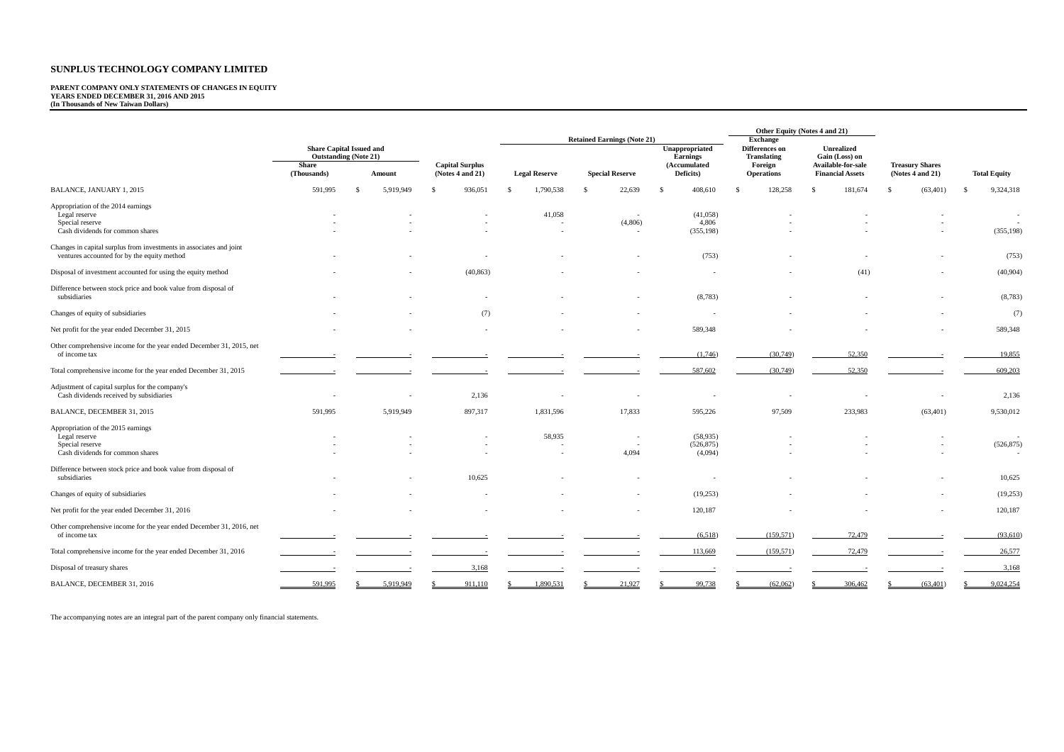# SUNPLUS TECHNOLOGY COMPANY LIMITED

**PARENT COMPANY ONLY STATEMENTS OF CHANGES IN EQUITY**
**YEARS ENDED DECEMBER 31, 2016 AND 2015**
**(In Thousands of New Taiwan Dollars)**

| | Share Capital Issued and Outstanding (Note 21) | | | Retained Earnings (Note 21) | | | Other Equity (Notes 4 and 21) | | | |
|---|---|---|---|---|---|---|---|---|---|---|
| | Share (Thousands) | Amount | Capital Surplus (Notes 4 and 21) | Legal Reserve | Special Reserve | Unappropriated Earnings (Accumulated Deficits) | Exchange Differences on Translating Foreign Operations | Unrealized Gain (Loss) on Available-for-sale Financial Assets | Treasury Shares (Notes 4 and 21) | Total Equity |
| BALANCE, JANUARY 1, 2015 | 591,995 | $ 5,919,949 | $ 936,051 | $ 1,790,538 | $ 22,639 | $ 408,610 | $ 128,258 | $ 181,674 | $ (63,401) | $ 9,324,318 |
| Appropriation of the 2014 earnings | | | | | | | | | | |
| Legal reserve | - | - | - | 41,058 | - | (41,058) | - | - | - | - |
| Special reserve | - | - | - | - | (4,806) | 4,806 | - | - | - | - |
| Cash dividends for common shares | - | - | - | - | - | (355,198) | - | - | - | (355,198) |
| Changes in capital surplus from investments in associates and joint ventures accounted for by the equity method | - | - | - | - | - | (753) | - | - | - | (753) |
| Disposal of investment accounted for using the equity method | - | - | (40,863) | - | - | - | - | (41) | - | (40,904) |
| Difference between stock price and book value from disposal of subsidiaries | - | - | - | - | - | (8,783) | - | - | - | (8,783) |
| Changes of equity of subsidiaries | - | - | (7) | - | - | - | - | - | - | (7) |
| Net profit for the year ended December 31, 2015 | - | - | - | - | - | 589,348 | - | - | - | 589,348 |
| Other comprehensive income for the year ended December 31, 2015, net of income tax | - | - | - | - | - | (1,746) | (30,749) | 52,350 | - | 19,855 |
| Total comprehensive income for the year ended December 31, 2015 | - | - | - | - | - | 587,602 | (30,749) | 52,350 | - | 609,203 |
| Adjustment of capital surplus for the company's Cash dividends received by subsidiaries | - | - | 2,136 | - | - | - | - | - | - | 2,136 |
| BALANCE, DECEMBER 31, 2015 | 591,995 | 5,919,949 | 897,317 | 1,831,596 | 17,833 | 595,226 | 97,509 | 233,983 | (63,401) | 9,530,012 |
| Appropriation of the 2015 earnings | | | | | | | | | | |
| Legal reserve | - | - | - | 58,935 | - | (58,935) | - | - | - | - |
| Special reserve | - | - | - | - | - | (526,875) | - | - | - | (526,875) |
| Cash dividends for common shares | - | - | - | - | 4,094 | (4,094) | - | - | - | - |
| Difference between stock price and book value from disposal of subsidiaries | - | - | 10,625 | - | - | - | - | - | - | 10,625 |
| Changes of equity of subsidiaries | - | - | - | - | - | (19,253) | - | - | - | (19,253) |
| Net profit for the year ended December 31, 2016 | - | - | - | - | - | 120,187 | - | - | - | 120,187 |
| Other comprehensive income for the year ended December 31, 2016, net of income tax | - | - | - | - | - | (6,518) | (159,571) | 72,479 | - | (93,610) |
| Total comprehensive income for the year ended December 31, 2016 | - | - | - | - | - | 113,669 | (159,571) | 72,479 | - | 26,577 |
| Disposal of treasury shares | - | - | 3,168 | - | - | - | - | - | - | 3,168 |
| BALANCE, DECEMBER 31, 2016 | 591,995 | $ 5,919,949 | $ 911,110 | $ 1,890,531 | $ 21,927 | $ 99,738 | $ (62,062) | $ 306,462 | $ (63,401) | $ 9,024,254 |

The accompanying notes are an integral part of the parent company only financial statements.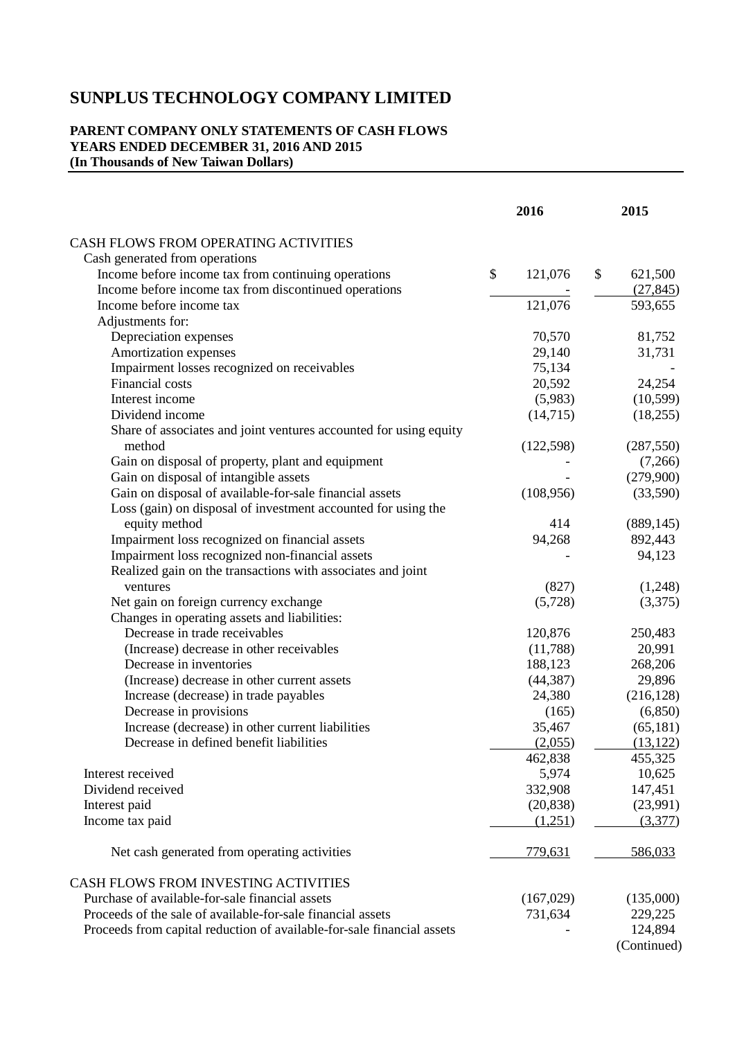# SUNPLUS TECHNOLOGY COMPANY LIMITED

**PARENT COMPANY ONLY STATEMENTS OF CASH FLOWS**
**YEARS ENDED DECEMBER 31, 2016 AND 2015**
**(In Thousands of New Taiwan Dollars)**

| | 2016 | 2015 |
|---|---|---|
| CASH FLOWS FROM OPERATING ACTIVITIES | | |
| Cash generated from operations | | |
| Income before income tax from continuing operations | $ 121,076 | $ 621,500 |
| Income before income tax from discontinued operations | - | (27,845) |
| Income before income tax | 121,076 | 593,655 |
| Adjustments for: | | |
| Depreciation expenses | 70,570 | 81,752 |
| Amortization expenses | 29,140 | 31,731 |
| Impairment losses recognized on receivables | 75,134 | - |
| Financial costs | 20,592 | 24,254 |
| Interest income | (5,983) | (10,599) |
| Dividend income | (14,715) | (18,255) |
| Share of associates and joint ventures accounted for using equity method | (122,598) | (287,550) |
| Gain on disposal of property, plant and equipment | - | (7,266) |
| Gain on disposal of intangible assets | - | (279,900) |
| Gain on disposal of available-for-sale financial assets | (108,956) | (33,590) |
| Loss (gain) on disposal of investment accounted for using the equity method | 414 | (889,145) |
| Impairment loss recognized on financial assets | 94,268 | 892,443 |
| Impairment loss recognized non-financial assets | - | 94,123 |
| Realized gain on the transactions with associates and joint ventures | (827) | (1,248) |
| Net gain on foreign currency exchange | (5,728) | (3,375) |
| Changes in operating assets and liabilities: | | |
| Decrease in trade receivables | 120,876 | 250,483 |
| (Increase) decrease in other receivables | (11,788) | 20,991 |
| Decrease in inventories | 188,123 | 268,206 |
| (Increase) decrease in other current assets | (44,387) | 29,896 |
| Increase (decrease) in trade payables | 24,380 | (216,128) |
| Decrease in provisions | (165) | (6,850) |
| Increase (decrease) in other current liabilities | 35,467 | (65,181) |
| Decrease in defined benefit liabilities | (2,055) | (13,122) |
| | 462,838 | 455,325 |
| Interest received | 5,974 | 10,625 |
| Dividend received | 332,908 | 147,451 |
| Interest paid | (20,838) | (23,991) |
| Income tax paid | (1,251) | (3,377) |
| Net cash generated from operating activities | 779,631 | 586,033 |
| CASH FLOWS FROM INVESTING ACTIVITIES | | |
| Purchase of available-for-sale financial assets | (167,029) | (135,000) |
| Proceeds of the sale of available-for-sale financial assets | 731,634 | 229,225 |
| Proceeds from capital reduction of available-for-sale financial assets | - | 124,894 |

(Continued)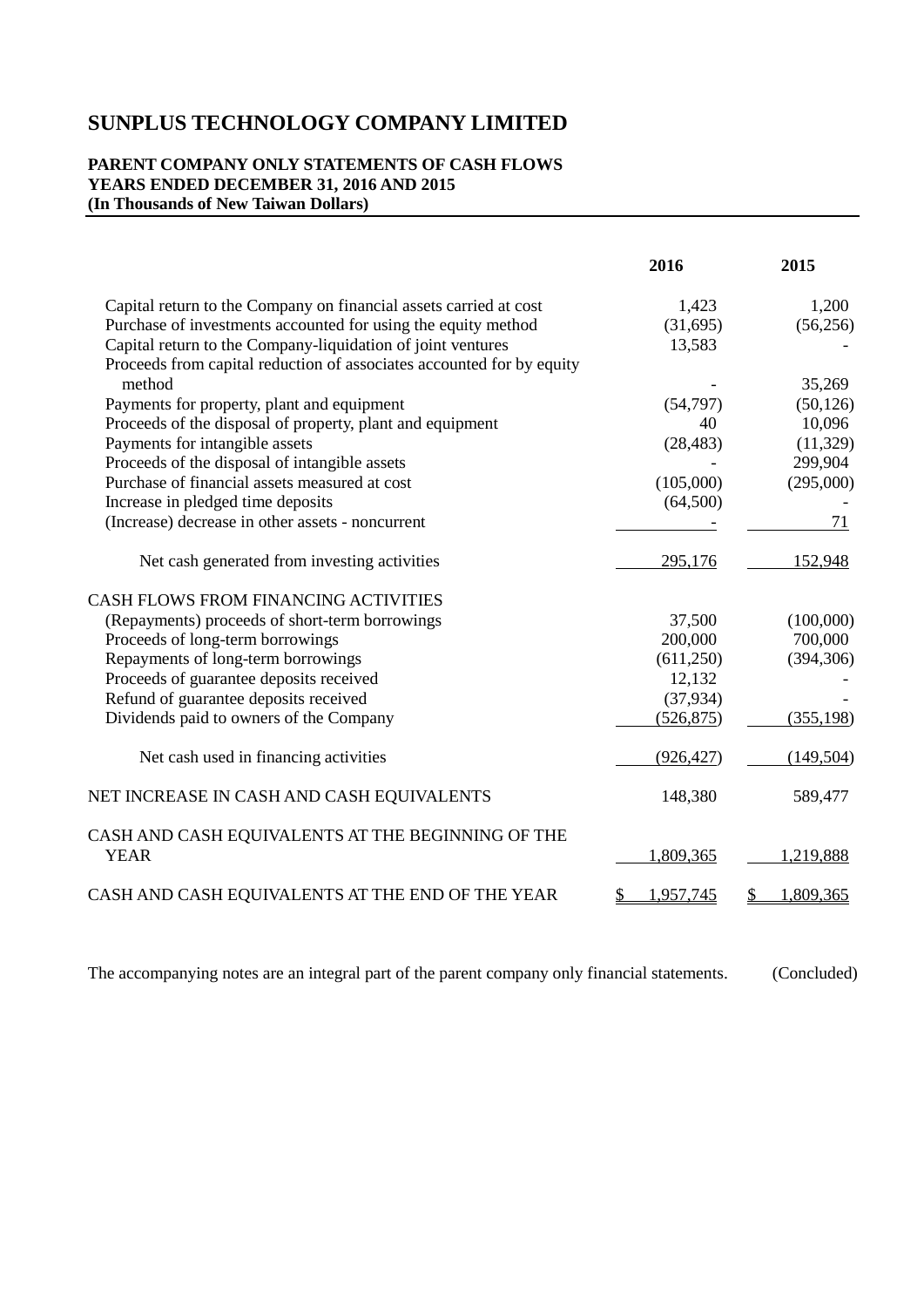# SUNPLUS TECHNOLOGY COMPANY LIMITED

**PARENT COMPANY ONLY STATEMENTS OF CASH FLOWS**
**YEARS ENDED DECEMBER 31, 2016 AND 2015**
**(In Thousands of New Taiwan Dollars)**

| | 2016 | 2015 |
|---|---|---|
| Capital return to the Company on financial assets carried at cost | 1,423 | 1,200 |
| Purchase of investments accounted for using the equity method | (31,695) | (56,256) |
| Capital return to the Company-liquidation of joint ventures | 13,583 | - |
| Proceeds from capital reduction of associates accounted for by equity method | - | 35,269 |
| Payments for property, plant and equipment | (54,797) | (50,126) |
| Proceeds of the disposal of property, plant and equipment | 40 | 10,096 |
| Payments for intangible assets | (28,483) | (11,329) |
| Proceeds of the disposal of intangible assets | - | 299,904 |
| Purchase of financial assets measured at cost | (105,000) | (295,000) |
| Increase in pledged time deposits | (64,500) | - |
| (Increase) decrease in other assets - noncurrent | - | 71 |
| Net cash generated from investing activities | 295,176 | 152,948 |
| CASH FLOWS FROM FINANCING ACTIVITIES | | |
| (Repayments) proceeds of short-term borrowings | 37,500 | (100,000) |
| Proceeds of long-term borrowings | 200,000 | 700,000 |
| Repayments of long-term borrowings | (611,250) | (394,306) |
| Proceeds of guarantee deposits received | 12,132 | - |
| Refund of guarantee deposits received | (37,934) | - |
| Dividends paid to owners of the Company | (526,875) | (355,198) |
| Net cash used in financing activities | (926,427) | (149,504) |
| NET INCREASE IN CASH AND CASH EQUIVALENTS | 148,380 | 589,477 |
| CASH AND CASH EQUIVALENTS AT THE BEGINNING OF THE YEAR | 1,809,365 | 1,219,888 |
| CASH AND CASH EQUIVALENTS AT THE END OF THE YEAR | $ 1,957,745 | $ 1,809,365 |

The accompanying notes are an integral part of the parent company only financial statements. (Concluded)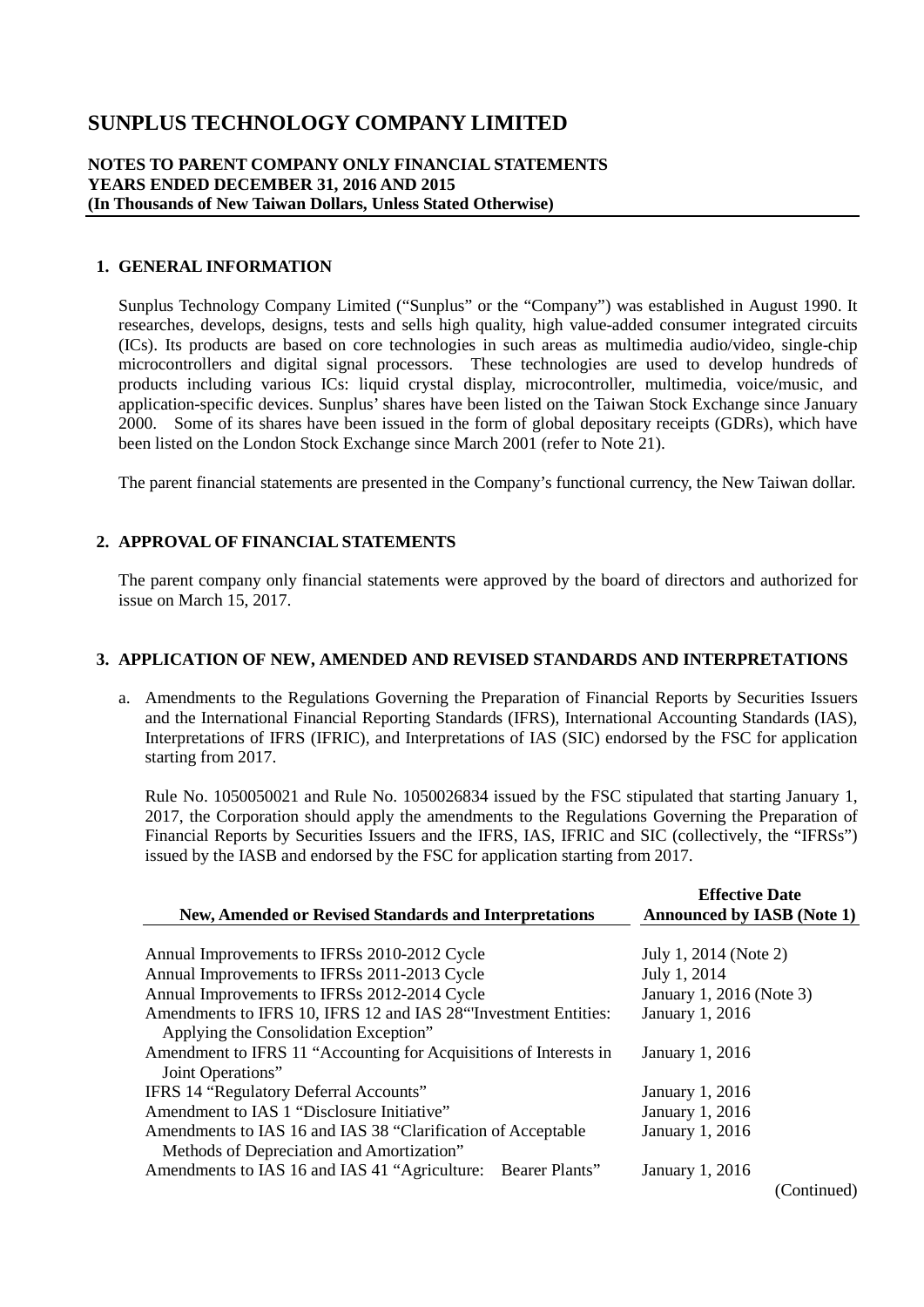# SUNPLUS TECHNOLOGY COMPANY LIMITED

**NOTES TO PARENT COMPANY ONLY FINANCIAL STATEMENTS**
**YEARS ENDED DECEMBER 31, 2016 AND 2015**
**(In Thousands of New Taiwan Dollars, Unless Stated Otherwise)**

## 1. GENERAL INFORMATION

Sunplus Technology Company Limited ("Sunplus" or the "Company") was established in August 1990. It researches, develops, designs, tests and sells high quality, high value-added consumer integrated circuits (ICs). Its products are based on core technologies in such areas as multimedia audio/video, single-chip microcontrollers and digital signal processors. These technologies are used to develop hundreds of products including various ICs: liquid crystal display, microcontroller, multimedia, voice/music, and application-specific devices. Sunplus' shares have been listed on the Taiwan Stock Exchange since January 2000. Some of its shares have been issued in the form of global depositary receipts (GDRs), which have been listed on the London Stock Exchange since March 2001 (refer to Note 21).

The parent financial statements are presented in the Company's functional currency, the New Taiwan dollar.

## 2. APPROVAL OF FINANCIAL STATEMENTS

The parent company only financial statements were approved by the board of directors and authorized for issue on March 15, 2017.

## 3. APPLICATION OF NEW, AMENDED AND REVISED STANDARDS AND INTERPRETATIONS

a. Amendments to the Regulations Governing the Preparation of Financial Reports by Securities Issuers and the International Financial Reporting Standards (IFRS), International Accounting Standards (IAS), Interpretations of IFRS (IFRIC), and Interpretations of IAS (SIC) endorsed by the FSC for application starting from 2017.

Rule No. 1050050021 and Rule No. 1050026834 issued by the FSC stipulated that starting January 1, 2017, the Corporation should apply the amendments to the Regulations Governing the Preparation of Financial Reports by Securities Issuers and the IFRS, IAS, IFRIC and SIC (collectively, the "IFRSs") issued by the IASB and endorsed by the FSC for application starting from 2017.

| New, Amended or Revised Standards and Interpretations | Effective Date Announced by IASB (Note 1) |
|---|---|
| Annual Improvements to IFRSs 2010-2012 Cycle | July 1, 2014 (Note 2) |
| Annual Improvements to IFRSs 2011-2013 Cycle | July 1, 2014 |
| Annual Improvements to IFRSs 2012-2014 Cycle | January 1, 2016 (Note 3) |
| Amendments to IFRS 10, IFRS 12 and IAS 28 "Investment Entities: Applying the Consolidation Exception" | January 1, 2016 |
| Amendment to IFRS 11 "Accounting for Acquisitions of Interests in Joint Operations" | January 1, 2016 |
| IFRS 14 "Regulatory Deferral Accounts" | January 1, 2016 |
| Amendment to IAS 1 "Disclosure Initiative" | January 1, 2016 |
| Amendments to IAS 16 and IAS 38 "Clarification of Acceptable Methods of Depreciation and Amortization" | January 1, 2016 |
| Amendments to IAS 16 and IAS 41 "Agriculture: Bearer Plants" | January 1, 2016 |

(Continued)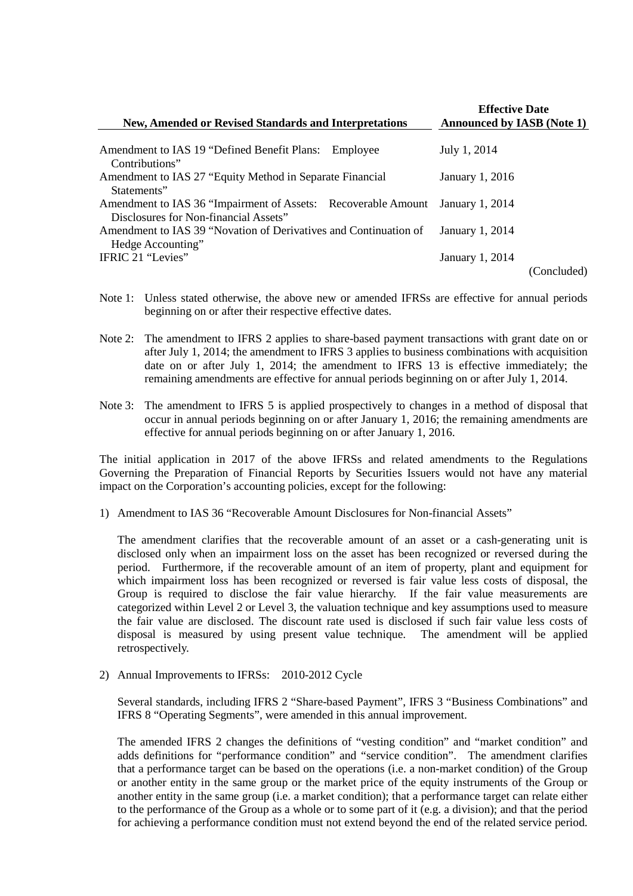| New, Amended or Revised Standards and Interpretations | Effective Date Announced by IASB (Note 1) |
|---|---|
| Amendment to IAS 19 “Defined Benefit Plans: Employee Contributions” | July 1, 2014 |
| Amendment to IAS 27 “Equity Method in Separate Financial Statements” | January 1, 2016 |
| Amendment to IAS 36 “Impairment of Assets: Recoverable Amount Disclosures for Non-financial Assets” | January 1, 2014 |
| Amendment to IAS 39 “Novation of Derivatives and Continuation of Hedge Accounting” | January 1, 2014 |
| IFRIC 21 “Levies” | January 1, 2014 |

(Concluded)

Note 1: Unless stated otherwise, the above new or amended IFRSs are effective for annual periods beginning on or after their respective effective dates.

Note 2: The amendment to IFRS 2 applies to share-based payment transactions with grant date on or after July 1, 2014; the amendment to IFRS 3 applies to business combinations with acquisition date on or after July 1, 2014; the amendment to IFRS 13 is effective immediately; the remaining amendments are effective for annual periods beginning on or after July 1, 2014.

Note 3: The amendment to IFRS 5 is applied prospectively to changes in a method of disposal that occur in annual periods beginning on or after January 1, 2016; the remaining amendments are effective for annual periods beginning on or after January 1, 2016.

The initial application in 2017 of the above IFRSs and related amendments to the Regulations Governing the Preparation of Financial Reports by Securities Issuers would not have any material impact on the Corporation’s accounting policies, except for the following:

1) Amendment to IAS 36 “Recoverable Amount Disclosures for Non-financial Assets”

   The amendment clarifies that the recoverable amount of an asset or a cash-generating unit is disclosed only when an impairment loss on the asset has been recognized or reversed during the period. Furthermore, if the recoverable amount of an item of property, plant and equipment for which impairment loss has been recognized or reversed is fair value less costs of disposal, the Group is required to disclose the fair value hierarchy. If the fair value measurements are categorized within Level 2 or Level 3, the valuation technique and key assumptions used to measure the fair value are disclosed. The discount rate used is disclosed if such fair value less costs of disposal is measured by using present value technique. The amendment will be applied retrospectively.

2) Annual Improvements to IFRSs: 2010-2012 Cycle

   Several standards, including IFRS 2 “Share-based Payment”, IFRS 3 “Business Combinations” and IFRS 8 “Operating Segments”, were amended in this annual improvement.

   The amended IFRS 2 changes the definitions of “vesting condition” and “market condition” and adds definitions for “performance condition” and “service condition”. The amendment clarifies that a performance target can be based on the operations (i.e. a non-market condition) of the Group or another entity in the same group or the market price of the equity instruments of the Group or another entity in the same group (i.e. a market condition); that a performance target can relate either to the performance of the Group as a whole or to some part of it (e.g. a division); and that the period for achieving a performance condition must not extend beyond the end of the related service period.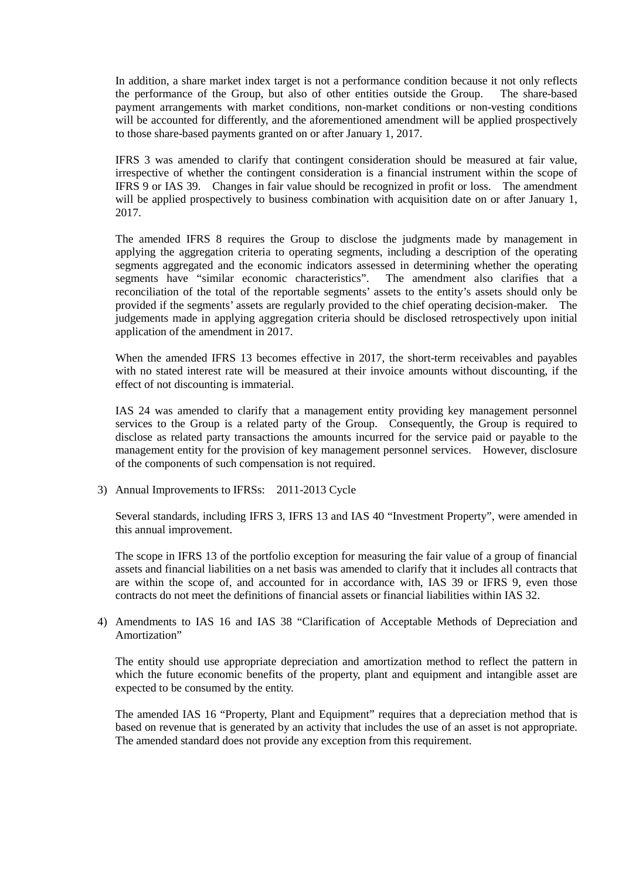In addition, a share market index target is not a performance condition because it not only reflects the performance of the Group, but also of other entities outside the Group. The share-based payment arrangements with market conditions, non-market conditions or non-vesting conditions will be accounted for differently, and the aforementioned amendment will be applied prospectively to those share-based payments granted on or after January 1, 2017.

IFRS 3 was amended to clarify that contingent consideration should be measured at fair value, irrespective of whether the contingent consideration is a financial instrument within the scope of IFRS 9 or IAS 39. Changes in fair value should be recognized in profit or loss. The amendment will be applied prospectively to business combination with acquisition date on or after January 1, 2017.

The amended IFRS 8 requires the Group to disclose the judgments made by management in applying the aggregation criteria to operating segments, including a description of the operating segments aggregated and the economic indicators assessed in determining whether the operating segments have "similar economic characteristics". The amendment also clarifies that a reconciliation of the total of the reportable segments' assets to the entity's assets should only be provided if the segments' assets are regularly provided to the chief operating decision-maker. The judgements made in applying aggregation criteria should be disclosed retrospectively upon initial application of the amendment in 2017.

When the amended IFRS 13 becomes effective in 2017, the short-term receivables and payables with no stated interest rate will be measured at their invoice amounts without discounting, if the effect of not discounting is immaterial.

IAS 24 was amended to clarify that a management entity providing key management personnel services to the Group is a related party of the Group. Consequently, the Group is required to disclose as related party transactions the amounts incurred for the service paid or payable to the management entity for the provision of key management personnel services. However, disclosure of the components of such compensation is not required.

3) Annual Improvements to IFRSs: 2011-2013 Cycle

   Several standards, including IFRS 3, IFRS 13 and IAS 40 "Investment Property", were amended in this annual improvement.

   The scope in IFRS 13 of the portfolio exception for measuring the fair value of a group of financial assets and financial liabilities on a net basis was amended to clarify that it includes all contracts that are within the scope of, and accounted for in accordance with, IAS 39 or IFRS 9, even those contracts do not meet the definitions of financial assets or financial liabilities within IAS 32.

4) Amendments to IAS 16 and IAS 38 "Clarification of Acceptable Methods of Depreciation and Amortization"

   The entity should use appropriate depreciation and amortization method to reflect the pattern in which the future economic benefits of the property, plant and equipment and intangible asset are expected to be consumed by the entity.

   The amended IAS 16 "Property, Plant and Equipment" requires that a depreciation method that is based on revenue that is generated by an activity that includes the use of an asset is not appropriate. The amended standard does not provide any exception from this requirement.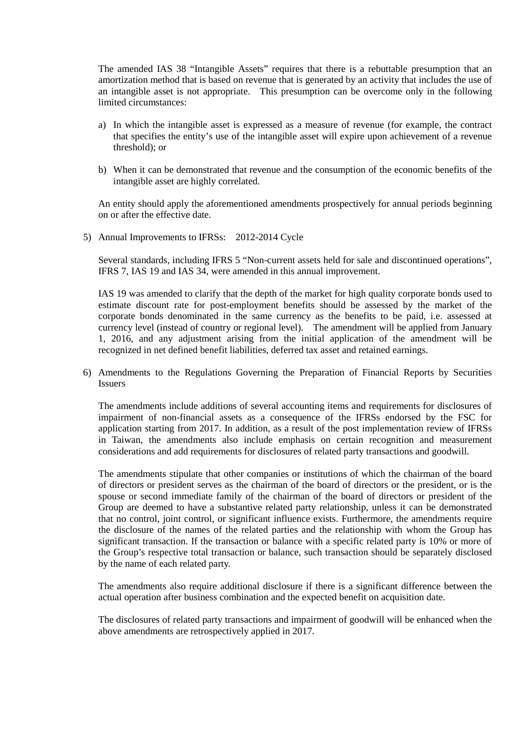The amended IAS 38 "Intangible Assets" requires that there is a rebuttable presumption that an amortization method that is based on revenue that is generated by an activity that includes the use of an intangible asset is not appropriate. This presumption can be overcome only in the following limited circumstances:

a) In which the intangible asset is expressed as a measure of revenue (for example, the contract that specifies the entity's use of the intangible asset will expire upon achievement of a revenue threshold); or

b) When it can be demonstrated that revenue and the consumption of the economic benefits of the intangible asset are highly correlated.

An entity should apply the aforementioned amendments prospectively for annual periods beginning on or after the effective date.

5) Annual Improvements to IFRSs: 2012-2014 Cycle

Several standards, including IFRS 5 "Non-current assets held for sale and discontinued operations", IFRS 7, IAS 19 and IAS 34, were amended in this annual improvement.

IAS 19 was amended to clarify that the depth of the market for high quality corporate bonds used to estimate discount rate for post-employment benefits should be assessed by the market of the corporate bonds denominated in the same currency as the benefits to be paid, i.e. assessed at currency level (instead of country or regional level). The amendment will be applied from January 1, 2016, and any adjustment arising from the initial application of the amendment will be recognized in net defined benefit liabilities, deferred tax asset and retained earnings.

6) Amendments to the Regulations Governing the Preparation of Financial Reports by Securities Issuers

The amendments include additions of several accounting items and requirements for disclosures of impairment of non-financial assets as a consequence of the IFRSs endorsed by the FSC for application starting from 2017. In addition, as a result of the post implementation review of IFRSs in Taiwan, the amendments also include emphasis on certain recognition and measurement considerations and add requirements for disclosures of related party transactions and goodwill.

The amendments stipulate that other companies or institutions of which the chairman of the board of directors or president serves as the chairman of the board of directors or the president, or is the spouse or second immediate family of the chairman of the board of directors or president of the Group are deemed to have a substantive related party relationship, unless it can be demonstrated that no control, joint control, or significant influence exists. Furthermore, the amendments require the disclosure of the names of the related parties and the relationship with whom the Group has significant transaction. If the transaction or balance with a specific related party is 10% or more of the Group's respective total transaction or balance, such transaction should be separately disclosed by the name of each related party.

The amendments also require additional disclosure if there is a significant difference between the actual operation after business combination and the expected benefit on acquisition date.

The disclosures of related party transactions and impairment of goodwill will be enhanced when the above amendments are retrospectively applied in 2017.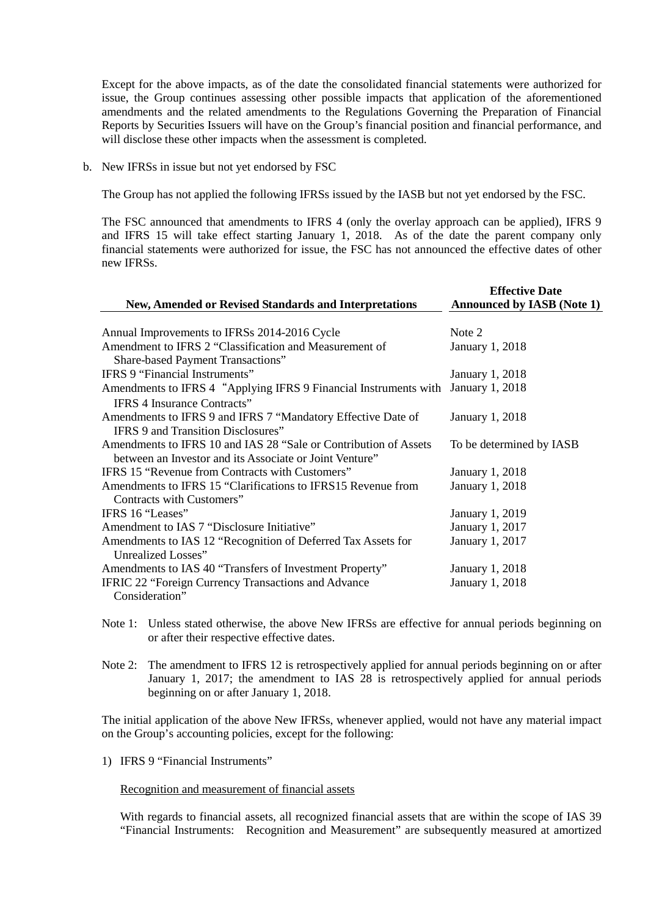Except for the above impacts, as of the date the consolidated financial statements were authorized for issue, the Group continues assessing other possible impacts that application of the aforementioned amendments and the related amendments to the Regulations Governing the Preparation of Financial Reports by Securities Issuers will have on the Group's financial position and financial performance, and will disclose these other impacts when the assessment is completed.

b. New IFRSs in issue but not yet endorsed by FSC

The Group has not applied the following IFRSs issued by the IASB but not yet endorsed by the FSC.

The FSC announced that amendments to IFRS 4 (only the overlay approach can be applied), IFRS 9 and IFRS 15 will take effect starting January 1, 2018. As of the date the parent company only financial statements were authorized for issue, the FSC has not announced the effective dates of other new IFRSs.

| New, Amended or Revised Standards and Interpretations | Effective Date Announced by IASB (Note 1) |
|---|---|
| Annual Improvements to IFRSs 2014-2016 Cycle | Note 2 |
| Amendment to IFRS 2 "Classification and Measurement of Share-based Payment Transactions" | January 1, 2018 |
| IFRS 9 "Financial Instruments" | January 1, 2018 |
| Amendments to IFRS 4 "Applying IFRS 9 Financial Instruments with IFRS 4 Insurance Contracts" | January 1, 2018 |
| Amendments to IFRS 9 and IFRS 7 "Mandatory Effective Date of IFRS 9 and Transition Disclosures" | January 1, 2018 |
| Amendments to IFRS 10 and IAS 28 "Sale or Contribution of Assets between an Investor and its Associate or Joint Venture" | To be determined by IASB |
| IFRS 15 "Revenue from Contracts with Customers" | January 1, 2018 |
| Amendments to IFRS 15 "Clarifications to IFRS15 Revenue from Contracts with Customers" | January 1, 2018 |
| IFRS 16 "Leases" | January 1, 2019 |
| Amendment to IAS 7 "Disclosure Initiative" | January 1, 2017 |
| Amendments to IAS 12 "Recognition of Deferred Tax Assets for Unrealized Losses" | January 1, 2017 |
| Amendments to IAS 40 "Transfers of Investment Property" | January 1, 2018 |
| IFRIC 22 "Foreign Currency Transactions and Advance Consideration" | January 1, 2018 |

Note 1: Unless stated otherwise, the above New IFRSs are effective for annual periods beginning on or after their respective effective dates.

Note 2: The amendment to IFRS 12 is retrospectively applied for annual periods beginning on or after January 1, 2017; the amendment to IAS 28 is retrospectively applied for annual periods beginning on or after January 1, 2018.

The initial application of the above New IFRSs, whenever applied, would not have any material impact on the Group's accounting policies, except for the following:

1) IFRS 9 "Financial Instruments"

Recognition and measurement of financial assets

With regards to financial assets, all recognized financial assets that are within the scope of IAS 39 "Financial Instruments: Recognition and Measurement" are subsequently measured at amortized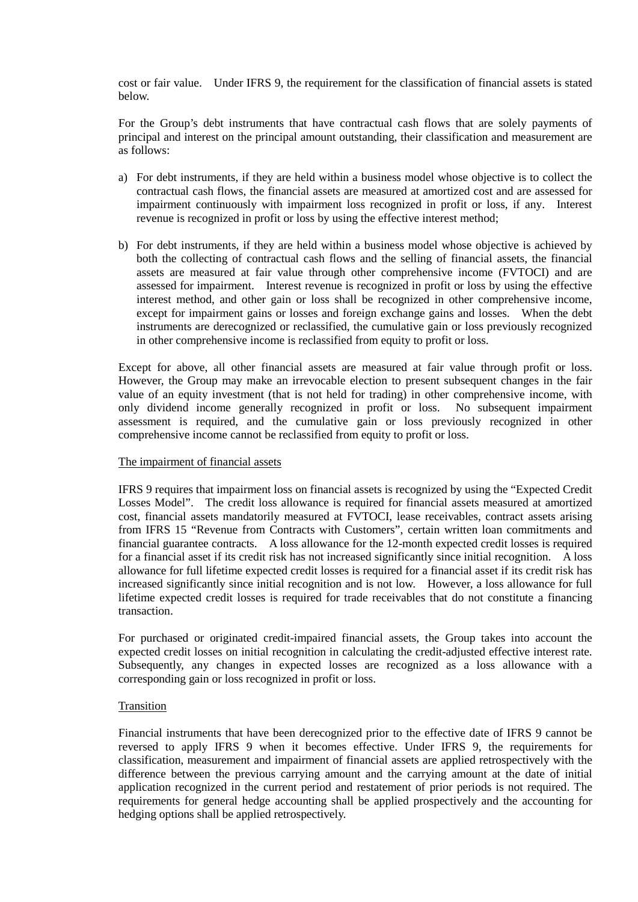cost or fair value. Under IFRS 9, the requirement for the classification of financial assets is stated below.

For the Group's debt instruments that have contractual cash flows that are solely payments of principal and interest on the principal amount outstanding, their classification and measurement are as follows:

a) For debt instruments, if they are held within a business model whose objective is to collect the contractual cash flows, the financial assets are measured at amortized cost and are assessed for impairment continuously with impairment loss recognized in profit or loss, if any. Interest revenue is recognized in profit or loss by using the effective interest method;

b) For debt instruments, if they are held within a business model whose objective is achieved by both the collecting of contractual cash flows and the selling of financial assets, the financial assets are measured at fair value through other comprehensive income (FVTOCI) and are assessed for impairment. Interest revenue is recognized in profit or loss by using the effective interest method, and other gain or loss shall be recognized in other comprehensive income, except for impairment gains or losses and foreign exchange gains and losses. When the debt instruments are derecognized or reclassified, the cumulative gain or loss previously recognized in other comprehensive income is reclassified from equity to profit or loss.

Except for above, all other financial assets are measured at fair value through profit or loss. However, the Group may make an irrevocable election to present subsequent changes in the fair value of an equity investment (that is not held for trading) in other comprehensive income, with only dividend income generally recognized in profit or loss. No subsequent impairment assessment is required, and the cumulative gain or loss previously recognized in other comprehensive income cannot be reclassified from equity to profit or loss.

The impairment of financial assets

IFRS 9 requires that impairment loss on financial assets is recognized by using the "Expected Credit Losses Model". The credit loss allowance is required for financial assets measured at amortized cost, financial assets mandatorily measured at FVTOCI, lease receivables, contract assets arising from IFRS 15 "Revenue from Contracts with Customers", certain written loan commitments and financial guarantee contracts. A loss allowance for the 12-month expected credit losses is required for a financial asset if its credit risk has not increased significantly since initial recognition. A loss allowance for full lifetime expected credit losses is required for a financial asset if its credit risk has increased significantly since initial recognition and is not low. However, a loss allowance for full lifetime expected credit losses is required for trade receivables that do not constitute a financing transaction.

For purchased or originated credit-impaired financial assets, the Group takes into account the expected credit losses on initial recognition in calculating the credit-adjusted effective interest rate. Subsequently, any changes in expected losses are recognized as a loss allowance with a corresponding gain or loss recognized in profit or loss.

Transition

Financial instruments that have been derecognized prior to the effective date of IFRS 9 cannot be reversed to apply IFRS 9 when it becomes effective. Under IFRS 9, the requirements for classification, measurement and impairment of financial assets are applied retrospectively with the difference between the previous carrying amount and the carrying amount at the date of initial application recognized in the current period and restatement of prior periods is not required. The requirements for general hedge accounting shall be applied prospectively and the accounting for hedging options shall be applied retrospectively.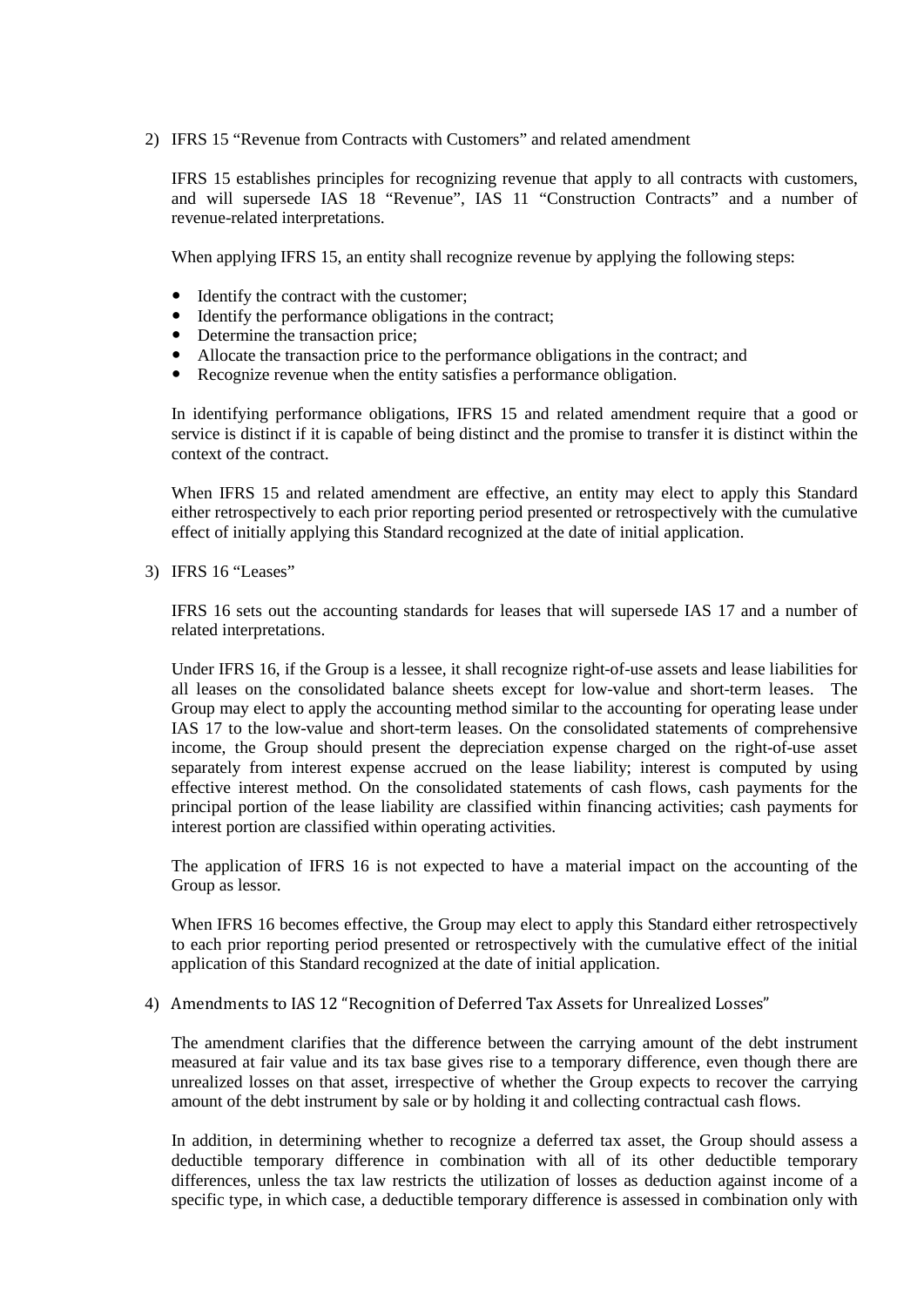2) IFRS 15 "Revenue from Contracts with Customers" and related amendment

IFRS 15 establishes principles for recognizing revenue that apply to all contracts with customers, and will supersede IAS 18 "Revenue", IAS 11 "Construction Contracts" and a number of revenue-related interpretations.

When applying IFRS 15, an entity shall recognize revenue by applying the following steps:

- Identify the contract with the customer;
- Identify the performance obligations in the contract;
- Determine the transaction price;
- Allocate the transaction price to the performance obligations in the contract; and
- Recognize revenue when the entity satisfies a performance obligation.

In identifying performance obligations, IFRS 15 and related amendment require that a good or service is distinct if it is capable of being distinct and the promise to transfer it is distinct within the context of the contract.

When IFRS 15 and related amendment are effective, an entity may elect to apply this Standard either retrospectively to each prior reporting period presented or retrospectively with the cumulative effect of initially applying this Standard recognized at the date of initial application.

3) IFRS 16 "Leases"

IFRS 16 sets out the accounting standards for leases that will supersede IAS 17 and a number of related interpretations.

Under IFRS 16, if the Group is a lessee, it shall recognize right-of-use assets and lease liabilities for all leases on the consolidated balance sheets except for low-value and short-term leases. The Group may elect to apply the accounting method similar to the accounting for operating lease under IAS 17 to the low-value and short-term leases. On the consolidated statements of comprehensive income, the Group should present the depreciation expense charged on the right-of-use asset separately from interest expense accrued on the lease liability; interest is computed by using effective interest method. On the consolidated statements of cash flows, cash payments for the principal portion of the lease liability are classified within financing activities; cash payments for interest portion are classified within operating activities.

The application of IFRS 16 is not expected to have a material impact on the accounting of the Group as lessor.

When IFRS 16 becomes effective, the Group may elect to apply this Standard either retrospectively to each prior reporting period presented or retrospectively with the cumulative effect of the initial application of this Standard recognized at the date of initial application.

4) Amendments to IAS 12 "Recognition of Deferred Tax Assets for Unrealized Losses"

The amendment clarifies that the difference between the carrying amount of the debt instrument measured at fair value and its tax base gives rise to a temporary difference, even though there are unrealized losses on that asset, irrespective of whether the Group expects to recover the carrying amount of the debt instrument by sale or by holding it and collecting contractual cash flows.

In addition, in determining whether to recognize a deferred tax asset, the Group should assess a deductible temporary difference in combination with all of its other deductible temporary differences, unless the tax law restricts the utilization of losses as deduction against income of a specific type, in which case, a deductible temporary difference is assessed in combination only with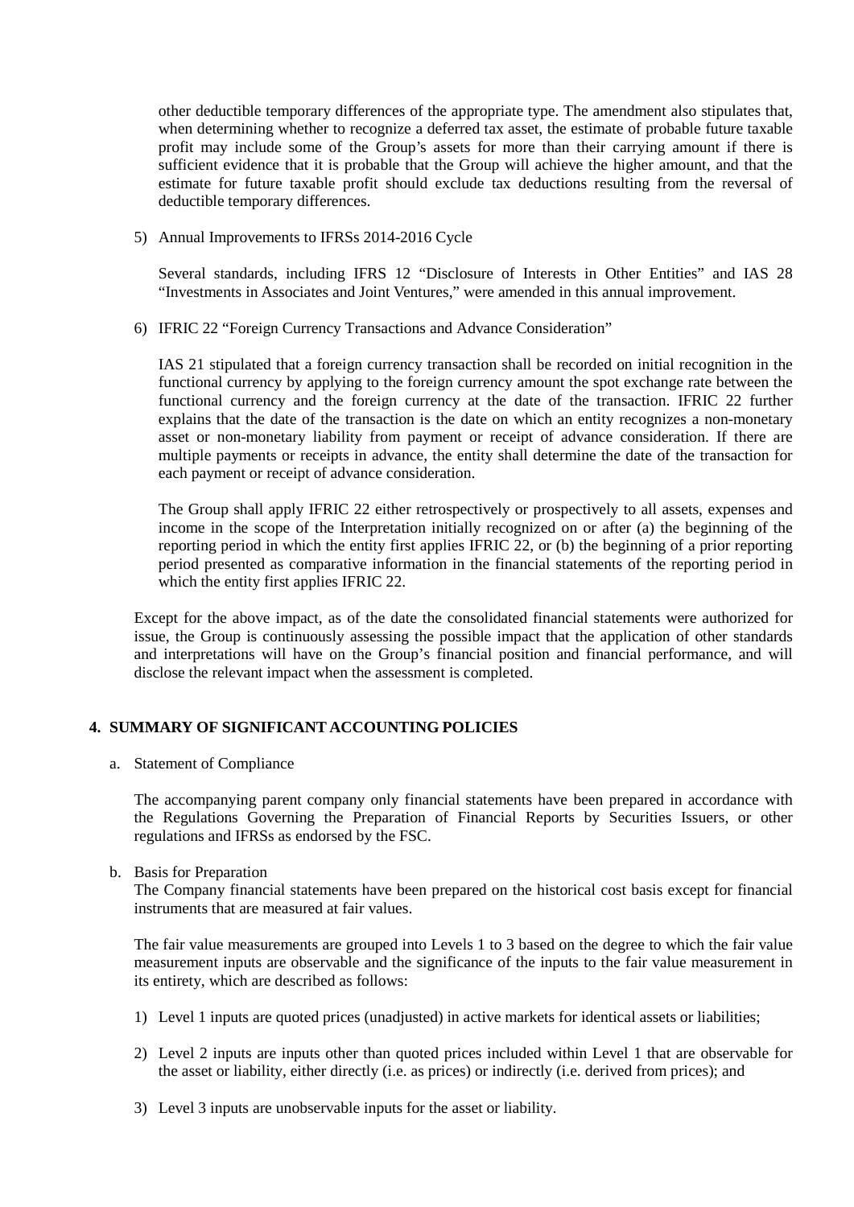other deductible temporary differences of the appropriate type. The amendment also stipulates that, when determining whether to recognize a deferred tax asset, the estimate of probable future taxable profit may include some of the Group's assets for more than their carrying amount if there is sufficient evidence that it is probable that the Group will achieve the higher amount, and that the estimate for future taxable profit should exclude tax deductions resulting from the reversal of deductible temporary differences.

5) Annual Improvements to IFRSs 2014-2016 Cycle

Several standards, including IFRS 12 "Disclosure of Interests in Other Entities" and IAS 28 "Investments in Associates and Joint Ventures," were amended in this annual improvement.

6) IFRIC 22 "Foreign Currency Transactions and Advance Consideration"

IAS 21 stipulated that a foreign currency transaction shall be recorded on initial recognition in the functional currency by applying to the foreign currency amount the spot exchange rate between the functional currency and the foreign currency at the date of the transaction. IFRIC 22 further explains that the date of the transaction is the date on which an entity recognizes a non-monetary asset or non-monetary liability from payment or receipt of advance consideration. If there are multiple payments or receipts in advance, the entity shall determine the date of the transaction for each payment or receipt of advance consideration.

The Group shall apply IFRIC 22 either retrospectively or prospectively to all assets, expenses and income in the scope of the Interpretation initially recognized on or after (a) the beginning of the reporting period in which the entity first applies IFRIC 22, or (b) the beginning of a prior reporting period presented as comparative information in the financial statements of the reporting period in which the entity first applies IFRIC 22.

Except for the above impact, as of the date the consolidated financial statements were authorized for issue, the Group is continuously assessing the possible impact that the application of other standards and interpretations will have on the Group's financial position and financial performance, and will disclose the relevant impact when the assessment is completed.

## 4. SUMMARY OF SIGNIFICANT ACCOUNTING POLICIES

a. Statement of Compliance

The accompanying parent company only financial statements have been prepared in accordance with the Regulations Governing the Preparation of Financial Reports by Securities Issuers, or other regulations and IFRSs as endorsed by the FSC.

b. Basis for Preparation

The Company financial statements have been prepared on the historical cost basis except for financial instruments that are measured at fair values.

The fair value measurements are grouped into Levels 1 to 3 based on the degree to which the fair value measurement inputs are observable and the significance of the inputs to the fair value measurement in its entirety, which are described as follows:

1) Level 1 inputs are quoted prices (unadjusted) in active markets for identical assets or liabilities;

2) Level 2 inputs are inputs other than quoted prices included within Level 1 that are observable for the asset or liability, either directly (i.e. as prices) or indirectly (i.e. derived from prices); and

3) Level 3 inputs are unobservable inputs for the asset or liability.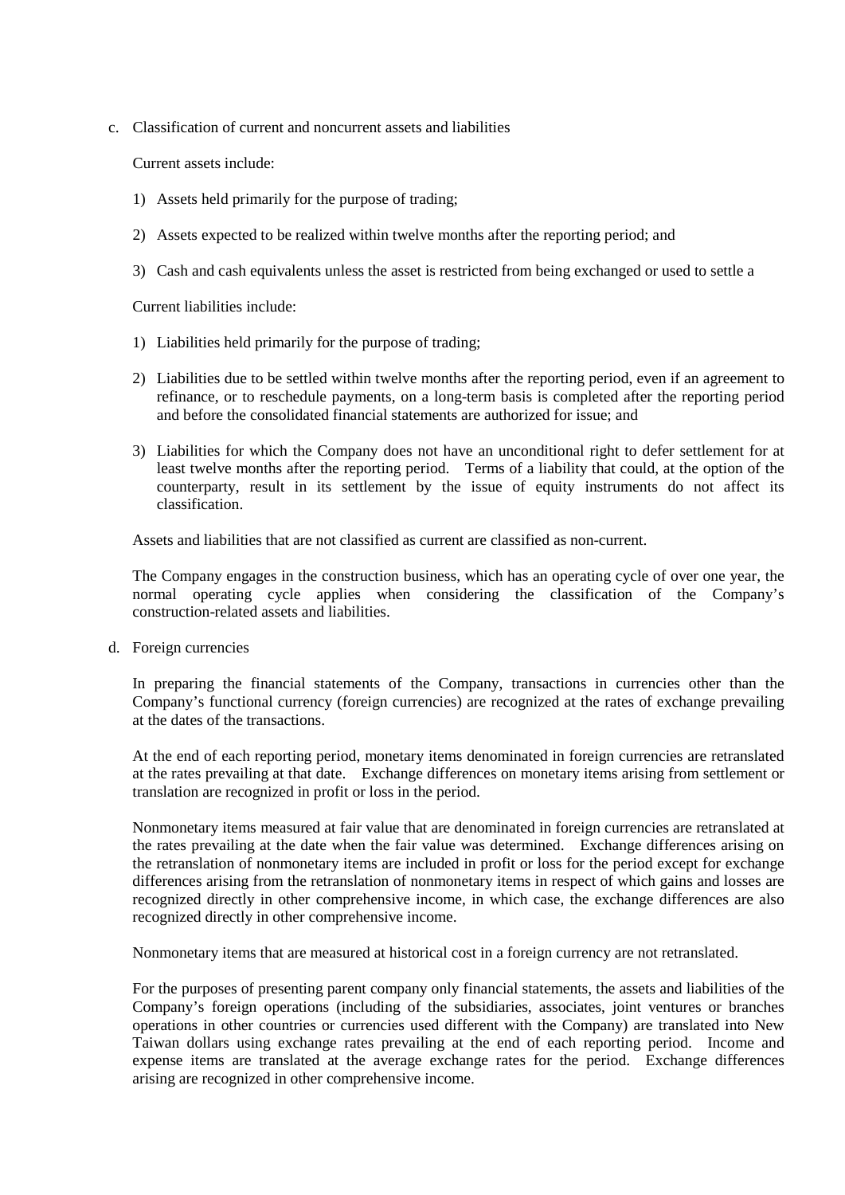c. Classification of current and noncurrent assets and liabilities

Current assets include:

1) Assets held primarily for the purpose of trading;

2) Assets expected to be realized within twelve months after the reporting period; and

3) Cash and cash equivalents unless the asset is restricted from being exchanged or used to settle a

Current liabilities include:

1) Liabilities held primarily for the purpose of trading;

2) Liabilities due to be settled within twelve months after the reporting period, even if an agreement to refinance, or to reschedule payments, on a long-term basis is completed after the reporting period and before the consolidated financial statements are authorized for issue; and

3) Liabilities for which the Company does not have an unconditional right to defer settlement for at least twelve months after the reporting period. Terms of a liability that could, at the option of the counterparty, result in its settlement by the issue of equity instruments do not affect its classification.

Assets and liabilities that are not classified as current are classified as non-current.

The Company engages in the construction business, which has an operating cycle of over one year, the normal operating cycle applies when considering the classification of the Company's construction-related assets and liabilities.

d. Foreign currencies

In preparing the financial statements of the Company, transactions in currencies other than the Company's functional currency (foreign currencies) are recognized at the rates of exchange prevailing at the dates of the transactions.

At the end of each reporting period, monetary items denominated in foreign currencies are retranslated at the rates prevailing at that date. Exchange differences on monetary items arising from settlement or translation are recognized in profit or loss in the period.

Nonmonetary items measured at fair value that are denominated in foreign currencies are retranslated at the rates prevailing at the date when the fair value was determined. Exchange differences arising on the retranslation of nonmonetary items are included in profit or loss for the period except for exchange differences arising from the retranslation of nonmonetary items in respect of which gains and losses are recognized directly in other comprehensive income, in which case, the exchange differences are also recognized directly in other comprehensive income.

Nonmonetary items that are measured at historical cost in a foreign currency are not retranslated.

For the purposes of presenting parent company only financial statements, the assets and liabilities of the Company's foreign operations (including of the subsidiaries, associates, joint ventures or branches operations in other countries or currencies used different with the Company) are translated into New Taiwan dollars using exchange rates prevailing at the end of each reporting period. Income and expense items are translated at the average exchange rates for the period. Exchange differences arising are recognized in other comprehensive income.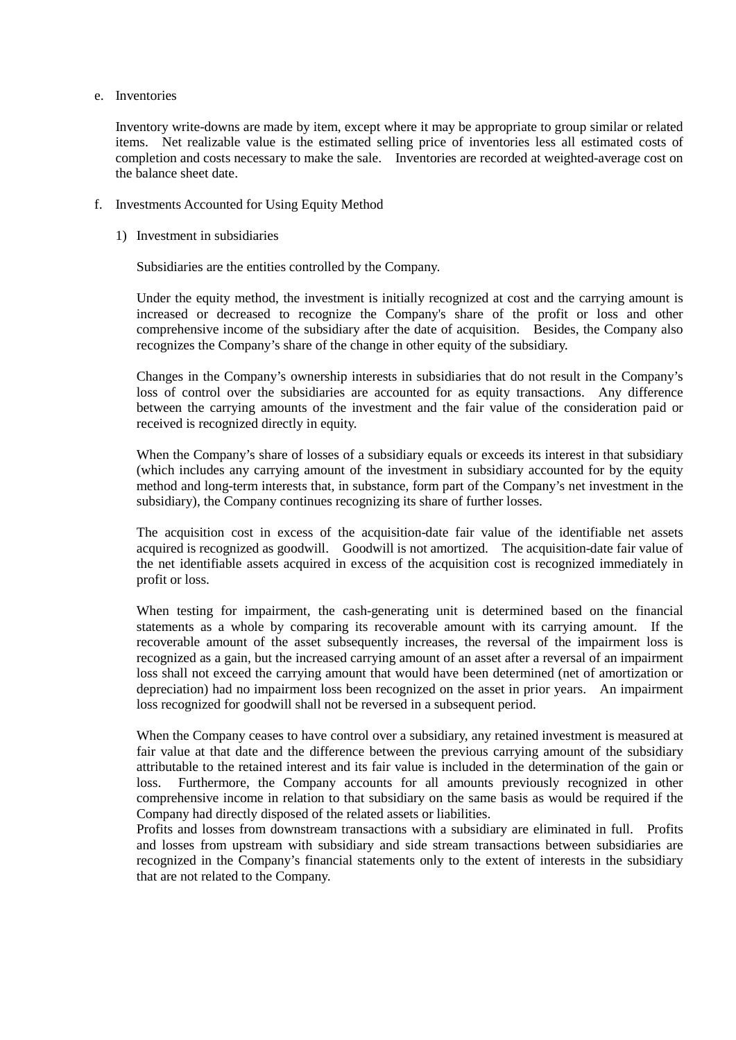e. Inventories

   Inventory write-downs are made by item, except where it may be appropriate to group similar or related items. Net realizable value is the estimated selling price of inventories less all estimated costs of completion and costs necessary to make the sale. Inventories are recorded at weighted-average cost on the balance sheet date.

f. Investments Accounted for Using Equity Method

   1) Investment in subsidiaries

      Subsidiaries are the entities controlled by the Company.

      Under the equity method, the investment is initially recognized at cost and the carrying amount is increased or decreased to recognize the Company's share of the profit or loss and other comprehensive income of the subsidiary after the date of acquisition. Besides, the Company also recognizes the Company's share of the change in other equity of the subsidiary.

      Changes in the Company's ownership interests in subsidiaries that do not result in the Company's loss of control over the subsidiaries are accounted for as equity transactions. Any difference between the carrying amounts of the investment and the fair value of the consideration paid or received is recognized directly in equity.

      When the Company's share of losses of a subsidiary equals or exceeds its interest in that subsidiary (which includes any carrying amount of the investment in subsidiary accounted for by the equity method and long-term interests that, in substance, form part of the Company's net investment in the subsidiary), the Company continues recognizing its share of further losses.

      The acquisition cost in excess of the acquisition-date fair value of the identifiable net assets acquired is recognized as goodwill. Goodwill is not amortized. The acquisition-date fair value of the net identifiable assets acquired in excess of the acquisition cost is recognized immediately in profit or loss.

      When testing for impairment, the cash-generating unit is determined based on the financial statements as a whole by comparing its recoverable amount with its carrying amount. If the recoverable amount of the asset subsequently increases, the reversal of the impairment loss is recognized as a gain, but the increased carrying amount of an asset after a reversal of an impairment loss shall not exceed the carrying amount that would have been determined (net of amortization or depreciation) had no impairment loss been recognized on the asset in prior years. An impairment loss recognized for goodwill shall not be reversed in a subsequent period.

      When the Company ceases to have control over a subsidiary, any retained investment is measured at fair value at that date and the difference between the previous carrying amount of the subsidiary attributable to the retained interest and its fair value is included in the determination of the gain or loss. Furthermore, the Company accounts for all amounts previously recognized in other comprehensive income in relation to that subsidiary on the same basis as would be required if the Company had directly disposed of the related assets or liabilities.
      Profits and losses from downstream transactions with a subsidiary are eliminated in full. Profits and losses from upstream with subsidiary and side stream transactions between subsidiaries are recognized in the Company's financial statements only to the extent of interests in the subsidiary that are not related to the Company.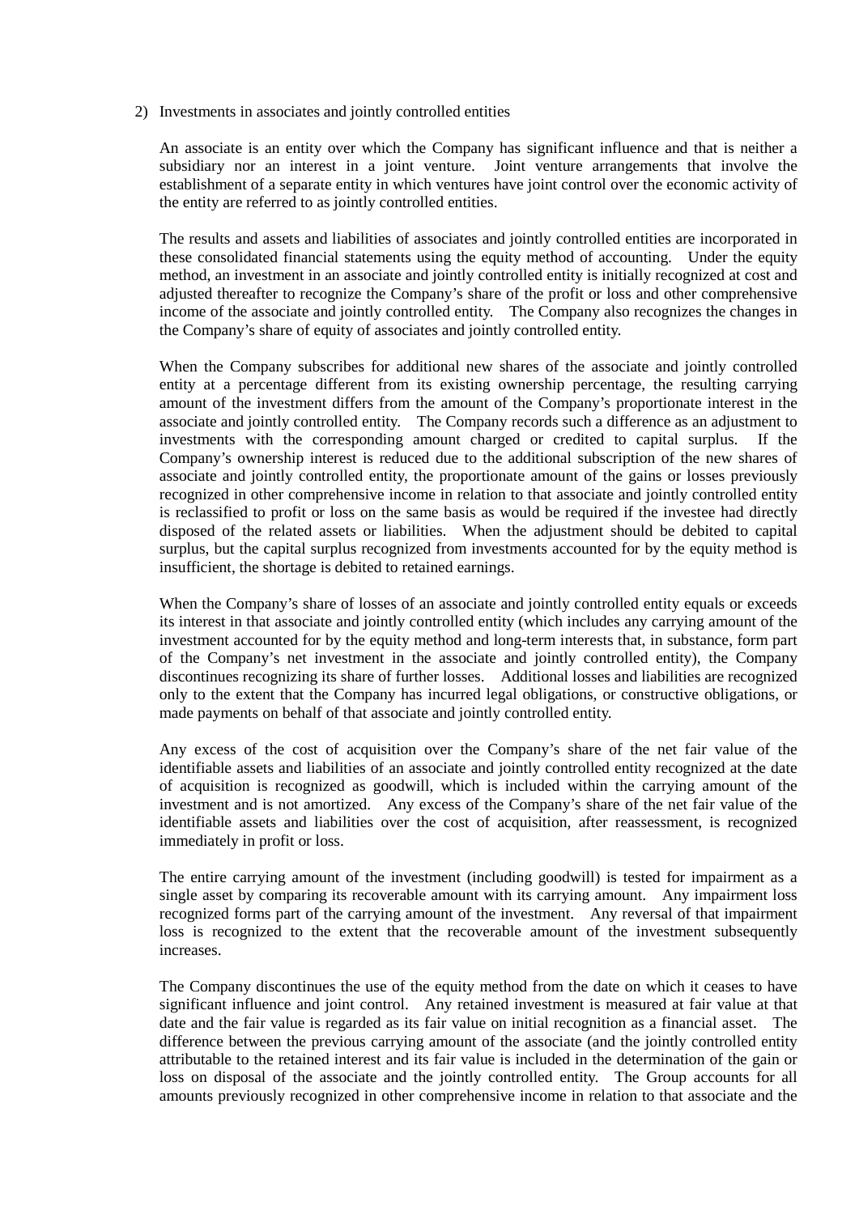2) Investments in associates and jointly controlled entities

An associate is an entity over which the Company has significant influence and that is neither a subsidiary nor an interest in a joint venture. Joint venture arrangements that involve the establishment of a separate entity in which ventures have joint control over the economic activity of the entity are referred to as jointly controlled entities.

The results and assets and liabilities of associates and jointly controlled entities are incorporated in these consolidated financial statements using the equity method of accounting. Under the equity method, an investment in an associate and jointly controlled entity is initially recognized at cost and adjusted thereafter to recognize the Company's share of the profit or loss and other comprehensive income of the associate and jointly controlled entity. The Company also recognizes the changes in the Company's share of equity of associates and jointly controlled entity.

When the Company subscribes for additional new shares of the associate and jointly controlled entity at a percentage different from its existing ownership percentage, the resulting carrying amount of the investment differs from the amount of the Company's proportionate interest in the associate and jointly controlled entity. The Company records such a difference as an adjustment to investments with the corresponding amount charged or credited to capital surplus. If the Company's ownership interest is reduced due to the additional subscription of the new shares of associate and jointly controlled entity, the proportionate amount of the gains or losses previously recognized in other comprehensive income in relation to that associate and jointly controlled entity is reclassified to profit or loss on the same basis as would be required if the investee had directly disposed of the related assets or liabilities. When the adjustment should be debited to capital surplus, but the capital surplus recognized from investments accounted for by the equity method is insufficient, the shortage is debited to retained earnings.

When the Company's share of losses of an associate and jointly controlled entity equals or exceeds its interest in that associate and jointly controlled entity (which includes any carrying amount of the investment accounted for by the equity method and long-term interests that, in substance, form part of the Company's net investment in the associate and jointly controlled entity), the Company discontinues recognizing its share of further losses. Additional losses and liabilities are recognized only to the extent that the Company has incurred legal obligations, or constructive obligations, or made payments on behalf of that associate and jointly controlled entity.

Any excess of the cost of acquisition over the Company's share of the net fair value of the identifiable assets and liabilities of an associate and jointly controlled entity recognized at the date of acquisition is recognized as goodwill, which is included within the carrying amount of the investment and is not amortized. Any excess of the Company's share of the net fair value of the identifiable assets and liabilities over the cost of acquisition, after reassessment, is recognized immediately in profit or loss.

The entire carrying amount of the investment (including goodwill) is tested for impairment as a single asset by comparing its recoverable amount with its carrying amount. Any impairment loss recognized forms part of the carrying amount of the investment. Any reversal of that impairment loss is recognized to the extent that the recoverable amount of the investment subsequently increases.

The Company discontinues the use of the equity method from the date on which it ceases to have significant influence and joint control. Any retained investment is measured at fair value at that date and the fair value is regarded as its fair value on initial recognition as a financial asset. The difference between the previous carrying amount of the associate (and the jointly controlled entity attributable to the retained interest and its fair value is included in the determination of the gain or loss on disposal of the associate and the jointly controlled entity. The Group accounts for all amounts previously recognized in other comprehensive income in relation to that associate and the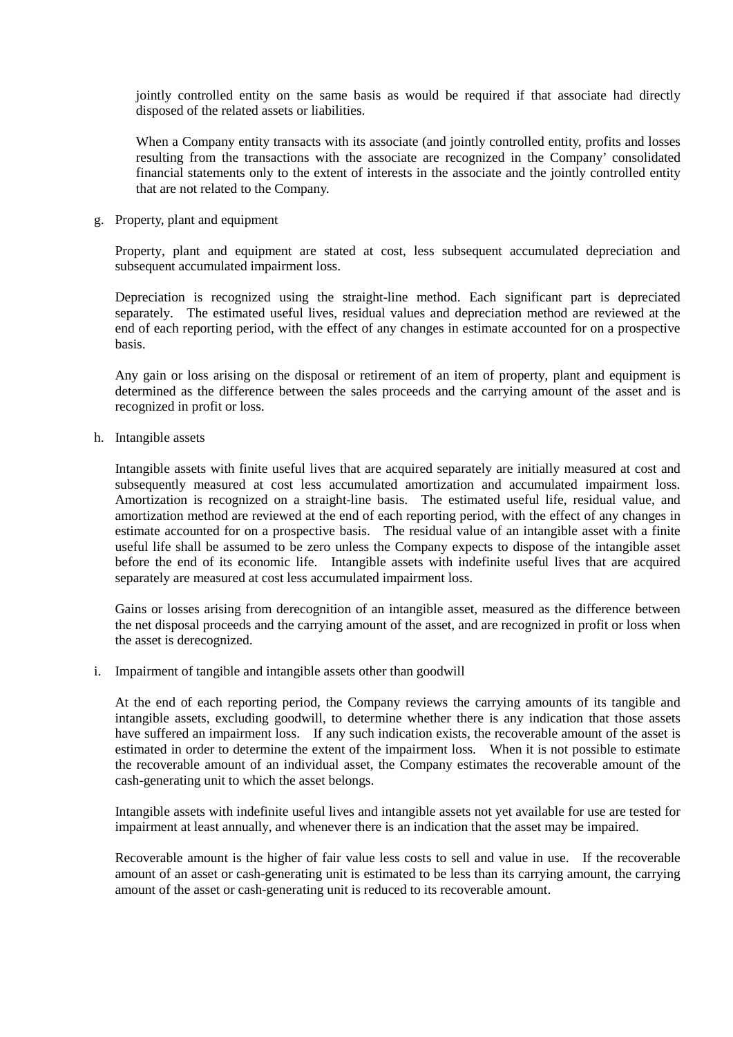jointly controlled entity on the same basis as would be required if that associate had directly disposed of the related assets or liabilities.

When a Company entity transacts with its associate (and jointly controlled entity, profits and losses resulting from the transactions with the associate are recognized in the Company' consolidated financial statements only to the extent of interests in the associate and the jointly controlled entity that are not related to the Company.

g. Property, plant and equipment

Property, plant and equipment are stated at cost, less subsequent accumulated depreciation and subsequent accumulated impairment loss.

Depreciation is recognized using the straight-line method. Each significant part is depreciated separately. The estimated useful lives, residual values and depreciation method are reviewed at the end of each reporting period, with the effect of any changes in estimate accounted for on a prospective basis.

Any gain or loss arising on the disposal or retirement of an item of property, plant and equipment is determined as the difference between the sales proceeds and the carrying amount of the asset and is recognized in profit or loss.

h. Intangible assets

Intangible assets with finite useful lives that are acquired separately are initially measured at cost and subsequently measured at cost less accumulated amortization and accumulated impairment loss. Amortization is recognized on a straight-line basis. The estimated useful life, residual value, and amortization method are reviewed at the end of each reporting period, with the effect of any changes in estimate accounted for on a prospective basis. The residual value of an intangible asset with a finite useful life shall be assumed to be zero unless the Company expects to dispose of the intangible asset before the end of its economic life. Intangible assets with indefinite useful lives that are acquired separately are measured at cost less accumulated impairment loss.

Gains or losses arising from derecognition of an intangible asset, measured as the difference between the net disposal proceeds and the carrying amount of the asset, and are recognized in profit or loss when the asset is derecognized.

i. Impairment of tangible and intangible assets other than goodwill

At the end of each reporting period, the Company reviews the carrying amounts of its tangible and intangible assets, excluding goodwill, to determine whether there is any indication that those assets have suffered an impairment loss. If any such indication exists, the recoverable amount of the asset is estimated in order to determine the extent of the impairment loss. When it is not possible to estimate the recoverable amount of an individual asset, the Company estimates the recoverable amount of the cash-generating unit to which the asset belongs.

Intangible assets with indefinite useful lives and intangible assets not yet available for use are tested for impairment at least annually, and whenever there is an indication that the asset may be impaired.

Recoverable amount is the higher of fair value less costs to sell and value in use. If the recoverable amount of an asset or cash-generating unit is estimated to be less than its carrying amount, the carrying amount of the asset or cash-generating unit is reduced to its recoverable amount.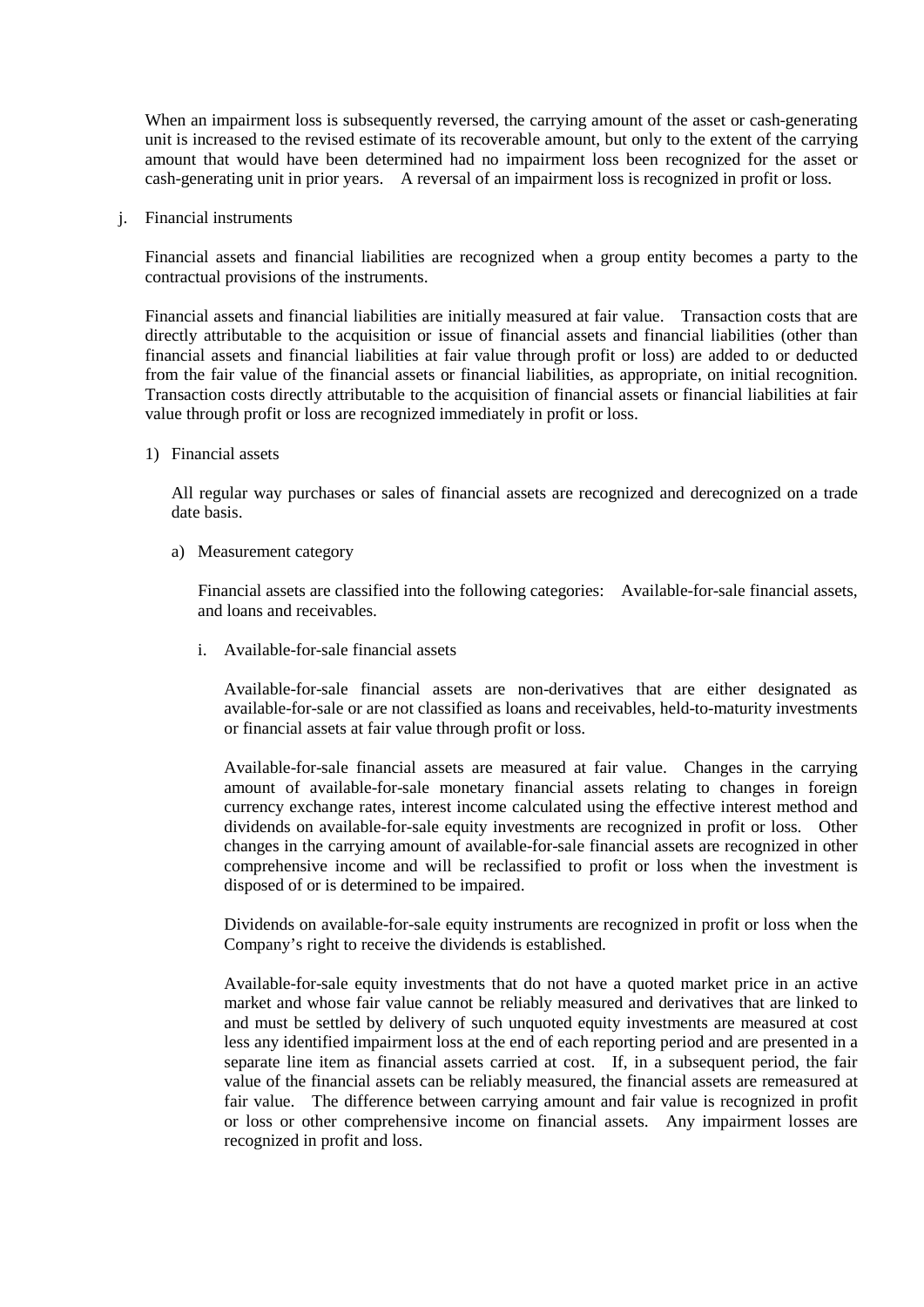When an impairment loss is subsequently reversed, the carrying amount of the asset or cash-generating unit is increased to the revised estimate of its recoverable amount, but only to the extent of the carrying amount that would have been determined had no impairment loss been recognized for the asset or cash-generating unit in prior years. A reversal of an impairment loss is recognized in profit or loss.

j. Financial instruments

Financial assets and financial liabilities are recognized when a group entity becomes a party to the contractual provisions of the instruments.

Financial assets and financial liabilities are initially measured at fair value. Transaction costs that are directly attributable to the acquisition or issue of financial assets and financial liabilities (other than financial assets and financial liabilities at fair value through profit or loss) are added to or deducted from the fair value of the financial assets or financial liabilities, as appropriate, on initial recognition. Transaction costs directly attributable to the acquisition of financial assets or financial liabilities at fair value through profit or loss are recognized immediately in profit or loss.

1) Financial assets

All regular way purchases or sales of financial assets are recognized and derecognized on a trade date basis.

a) Measurement category

Financial assets are classified into the following categories: Available-for-sale financial assets, and loans and receivables.

i. Available-for-sale financial assets

Available-for-sale financial assets are non-derivatives that are either designated as available-for-sale or are not classified as loans and receivables, held-to-maturity investments or financial assets at fair value through profit or loss.

Available-for-sale financial assets are measured at fair value. Changes in the carrying amount of available-for-sale monetary financial assets relating to changes in foreign currency exchange rates, interest income calculated using the effective interest method and dividends on available-for-sale equity investments are recognized in profit or loss. Other changes in the carrying amount of available-for-sale financial assets are recognized in other comprehensive income and will be reclassified to profit or loss when the investment is disposed of or is determined to be impaired.

Dividends on available-for-sale equity instruments are recognized in profit or loss when the Company's right to receive the dividends is established.

Available-for-sale equity investments that do not have a quoted market price in an active market and whose fair value cannot be reliably measured and derivatives that are linked to and must be settled by delivery of such unquoted equity investments are measured at cost less any identified impairment loss at the end of each reporting period and are presented in a separate line item as financial assets carried at cost. If, in a subsequent period, the fair value of the financial assets can be reliably measured, the financial assets are remeasured at fair value. The difference between carrying amount and fair value is recognized in profit or loss or other comprehensive income on financial assets. Any impairment losses are recognized in profit and loss.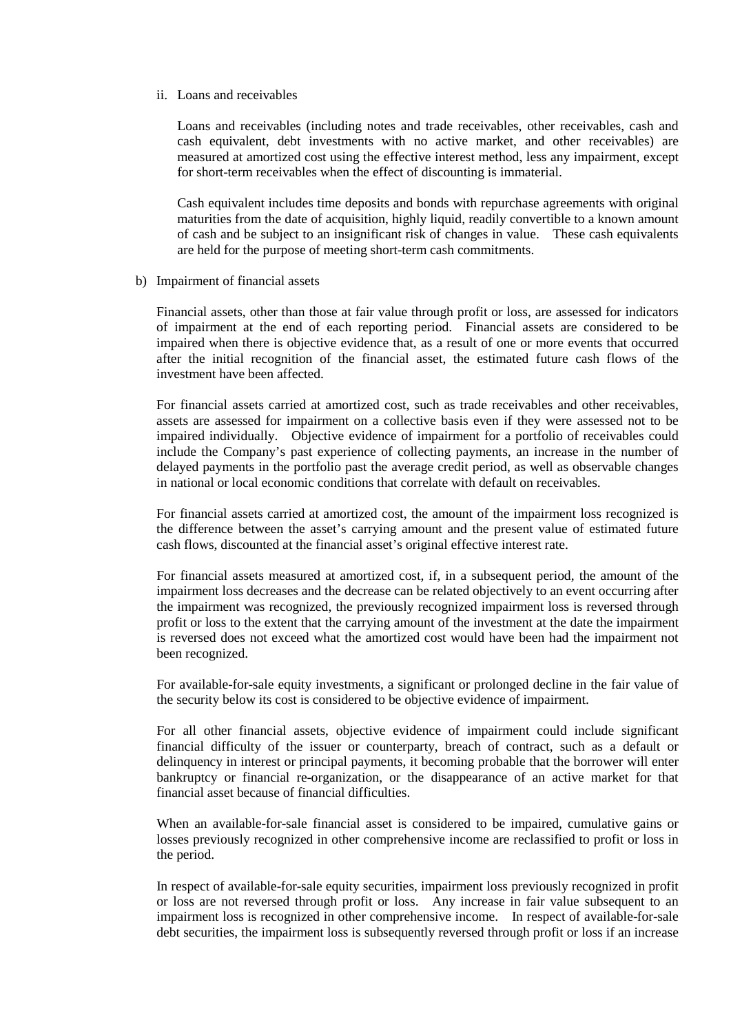ii. Loans and receivables

Loans and receivables (including notes and trade receivables, other receivables, cash and cash equivalent, debt investments with no active market, and other receivables) are measured at amortized cost using the effective interest method, less any impairment, except for short-term receivables when the effect of discounting is immaterial.

Cash equivalent includes time deposits and bonds with repurchase agreements with original maturities from the date of acquisition, highly liquid, readily convertible to a known amount of cash and be subject to an insignificant risk of changes in value. These cash equivalents are held for the purpose of meeting short-term cash commitments.

b) Impairment of financial assets

Financial assets, other than those at fair value through profit or loss, are assessed for indicators of impairment at the end of each reporting period. Financial assets are considered to be impaired when there is objective evidence that, as a result of one or more events that occurred after the initial recognition of the financial asset, the estimated future cash flows of the investment have been affected.

For financial assets carried at amortized cost, such as trade receivables and other receivables, assets are assessed for impairment on a collective basis even if they were assessed not to be impaired individually. Objective evidence of impairment for a portfolio of receivables could include the Company's past experience of collecting payments, an increase in the number of delayed payments in the portfolio past the average credit period, as well as observable changes in national or local economic conditions that correlate with default on receivables.

For financial assets carried at amortized cost, the amount of the impairment loss recognized is the difference between the asset's carrying amount and the present value of estimated future cash flows, discounted at the financial asset's original effective interest rate.

For financial assets measured at amortized cost, if, in a subsequent period, the amount of the impairment loss decreases and the decrease can be related objectively to an event occurring after the impairment was recognized, the previously recognized impairment loss is reversed through profit or loss to the extent that the carrying amount of the investment at the date the impairment is reversed does not exceed what the amortized cost would have been had the impairment not been recognized.

For available-for-sale equity investments, a significant or prolonged decline in the fair value of the security below its cost is considered to be objective evidence of impairment.

For all other financial assets, objective evidence of impairment could include significant financial difficulty of the issuer or counterparty, breach of contract, such as a default or delinquency in interest or principal payments, it becoming probable that the borrower will enter bankruptcy or financial re-organization, or the disappearance of an active market for that financial asset because of financial difficulties.

When an available-for-sale financial asset is considered to be impaired, cumulative gains or losses previously recognized in other comprehensive income are reclassified to profit or loss in the period.

In respect of available-for-sale equity securities, impairment loss previously recognized in profit or loss are not reversed through profit or loss. Any increase in fair value subsequent to an impairment loss is recognized in other comprehensive income. In respect of available-for-sale debt securities, the impairment loss is subsequently reversed through profit or loss if an increase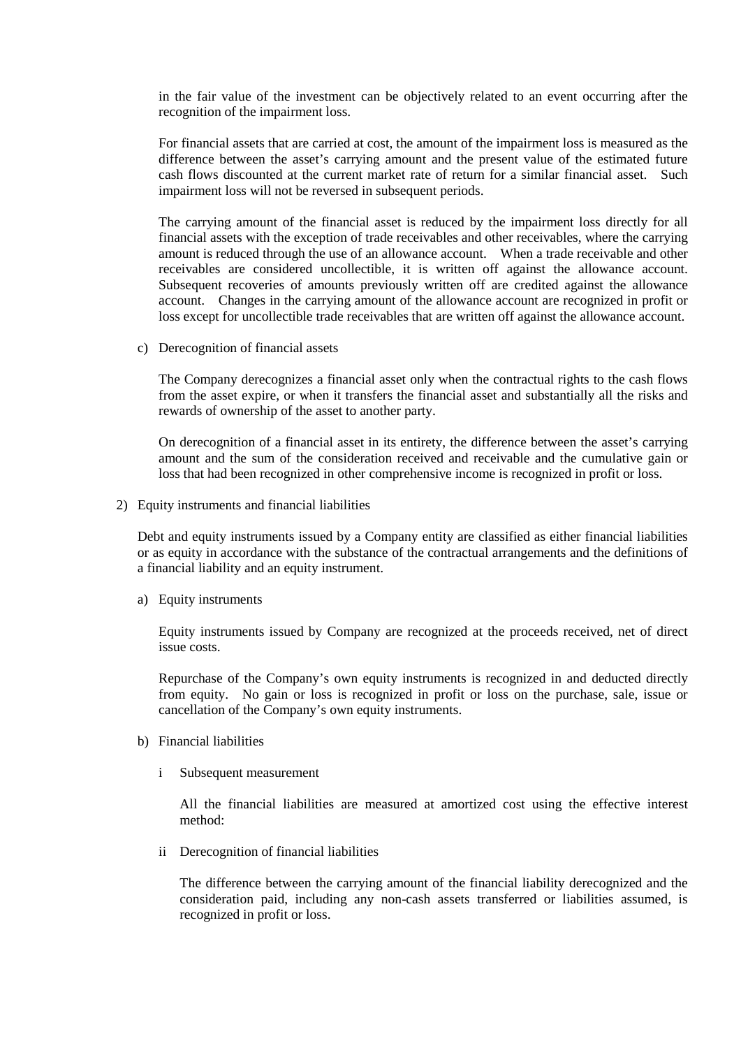in the fair value of the investment can be objectively related to an event occurring after the recognition of the impairment loss.

For financial assets that are carried at cost, the amount of the impairment loss is measured as the difference between the asset's carrying amount and the present value of the estimated future cash flows discounted at the current market rate of return for a similar financial asset. Such impairment loss will not be reversed in subsequent periods.

The carrying amount of the financial asset is reduced by the impairment loss directly for all financial assets with the exception of trade receivables and other receivables, where the carrying amount is reduced through the use of an allowance account. When a trade receivable and other receivables are considered uncollectible, it is written off against the allowance account. Subsequent recoveries of amounts previously written off are credited against the allowance account. Changes in the carrying amount of the allowance account are recognized in profit or loss except for uncollectible trade receivables that are written off against the allowance account.

c) Derecognition of financial assets

The Company derecognizes a financial asset only when the contractual rights to the cash flows from the asset expire, or when it transfers the financial asset and substantially all the risks and rewards of ownership of the asset to another party.

On derecognition of a financial asset in its entirety, the difference between the asset's carrying amount and the sum of the consideration received and receivable and the cumulative gain or loss that had been recognized in other comprehensive income is recognized in profit or loss.

2) Equity instruments and financial liabilities

Debt and equity instruments issued by a Company entity are classified as either financial liabilities or as equity in accordance with the substance of the contractual arrangements and the definitions of a financial liability and an equity instrument.

a) Equity instruments

Equity instruments issued by Company are recognized at the proceeds received, net of direct issue costs.

Repurchase of the Company's own equity instruments is recognized in and deducted directly from equity. No gain or loss is recognized in profit or loss on the purchase, sale, issue or cancellation of the Company's own equity instruments.

b) Financial liabilities

i Subsequent measurement

All the financial liabilities are measured at amortized cost using the effective interest method:

ii Derecognition of financial liabilities

The difference between the carrying amount of the financial liability derecognized and the consideration paid, including any non-cash assets transferred or liabilities assumed, is recognized in profit or loss.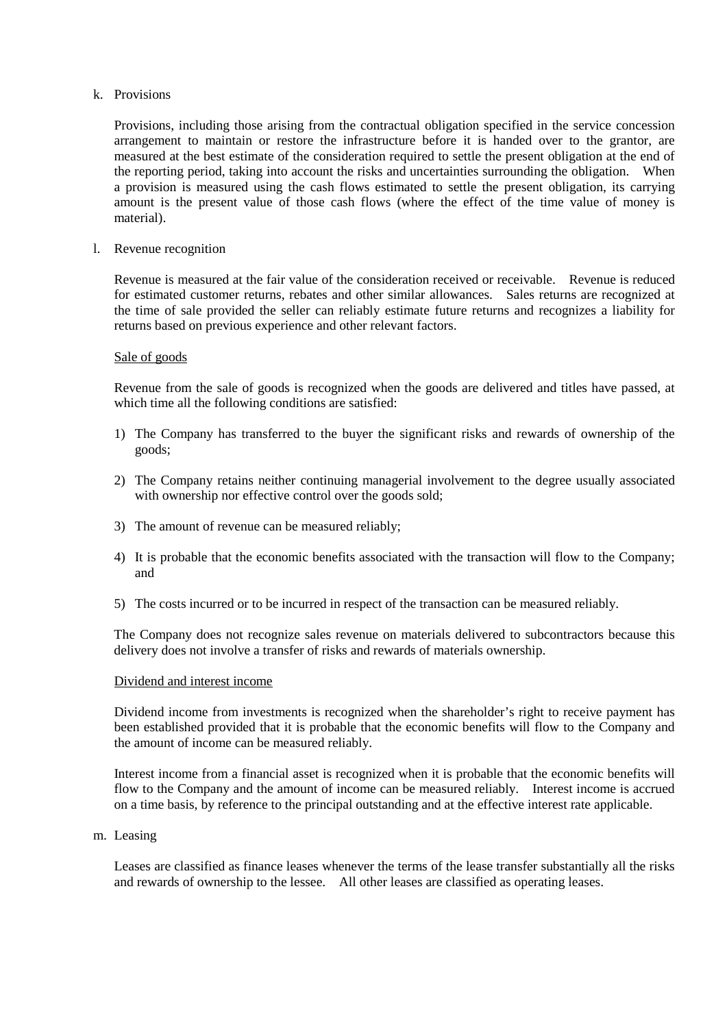k. Provisions

Provisions, including those arising from the contractual obligation specified in the service concession arrangement to maintain or restore the infrastructure before it is handed over to the grantor, are measured at the best estimate of the consideration required to settle the present obligation at the end of the reporting period, taking into account the risks and uncertainties surrounding the obligation. When a provision is measured using the cash flows estimated to settle the present obligation, its carrying amount is the present value of those cash flows (where the effect of the time value of money is material).

l. Revenue recognition

Revenue is measured at the fair value of the consideration received or receivable. Revenue is reduced for estimated customer returns, rebates and other similar allowances. Sales returns are recognized at the time of sale provided the seller can reliably estimate future returns and recognizes a liability for returns based on previous experience and other relevant factors.

Sale of goods

Revenue from the sale of goods is recognized when the goods are delivered and titles have passed, at which time all the following conditions are satisfied:

1) The Company has transferred to the buyer the significant risks and rewards of ownership of the goods;

2) The Company retains neither continuing managerial involvement to the degree usually associated with ownership nor effective control over the goods sold;

3) The amount of revenue can be measured reliably;

4) It is probable that the economic benefits associated with the transaction will flow to the Company; and

5) The costs incurred or to be incurred in respect of the transaction can be measured reliably.

The Company does not recognize sales revenue on materials delivered to subcontractors because this delivery does not involve a transfer of risks and rewards of materials ownership.

Dividend and interest income

Dividend income from investments is recognized when the shareholder's right to receive payment has been established provided that it is probable that the economic benefits will flow to the Company and the amount of income can be measured reliably.

Interest income from a financial asset is recognized when it is probable that the economic benefits will flow to the Company and the amount of income can be measured reliably. Interest income is accrued on a time basis, by reference to the principal outstanding and at the effective interest rate applicable.

m. Leasing

Leases are classified as finance leases whenever the terms of the lease transfer substantially all the risks and rewards of ownership to the lessee. All other leases are classified as operating leases.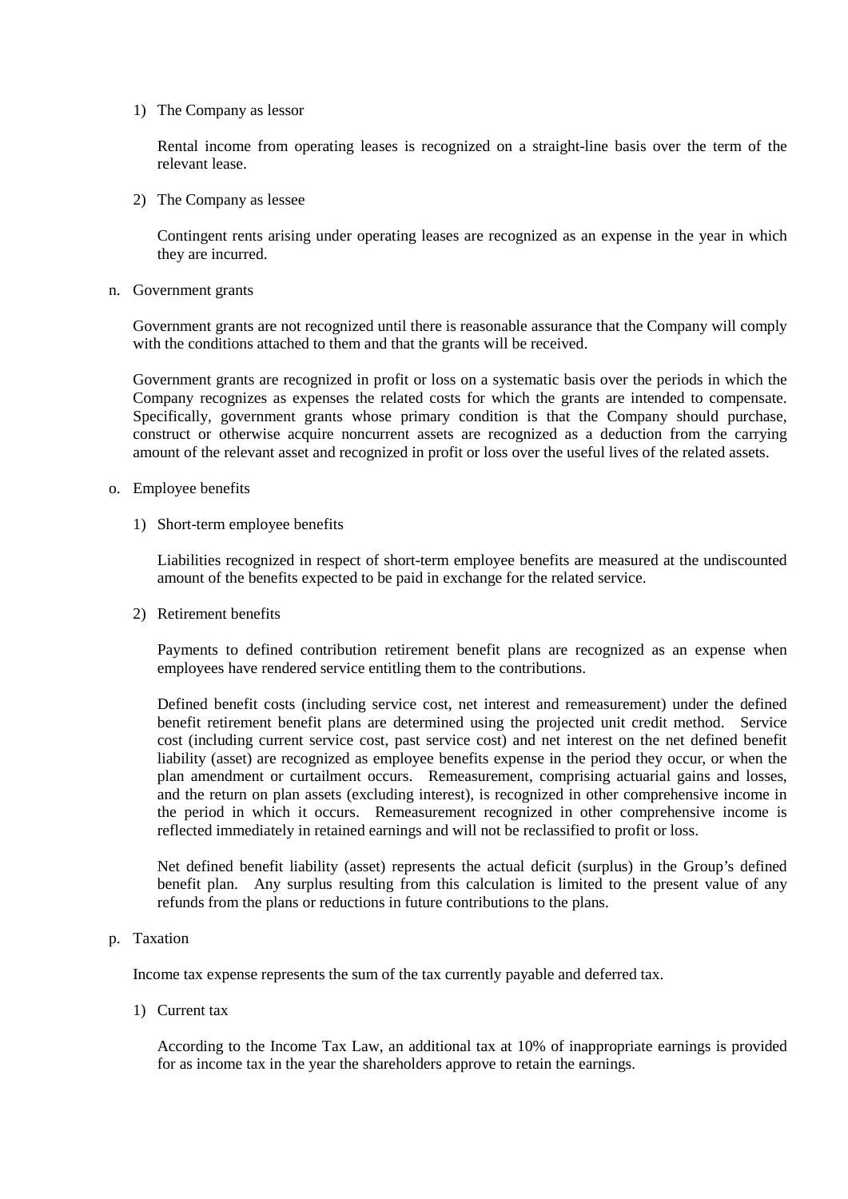1) The Company as lessor

   Rental income from operating leases is recognized on a straight-line basis over the term of the relevant lease.

2) The Company as lessee

   Contingent rents arising under operating leases are recognized as an expense in the year in which they are incurred.

n. Government grants

Government grants are not recognized until there is reasonable assurance that the Company will comply with the conditions attached to them and that the grants will be received.

Government grants are recognized in profit or loss on a systematic basis over the periods in which the Company recognizes as expenses the related costs for which the grants are intended to compensate. Specifically, government grants whose primary condition is that the Company should purchase, construct or otherwise acquire noncurrent assets are recognized as a deduction from the carrying amount of the relevant asset and recognized in profit or loss over the useful lives of the related assets.

o. Employee benefits

1) Short-term employee benefits

   Liabilities recognized in respect of short-term employee benefits are measured at the undiscounted amount of the benefits expected to be paid in exchange for the related service.

2) Retirement benefits

   Payments to defined contribution retirement benefit plans are recognized as an expense when employees have rendered service entitling them to the contributions.

   Defined benefit costs (including service cost, net interest and remeasurement) under the defined benefit retirement benefit plans are determined using the projected unit credit method. Service cost (including current service cost, past service cost) and net interest on the net defined benefit liability (asset) are recognized as employee benefits expense in the period they occur, or when the plan amendment or curtailment occurs. Remeasurement, comprising actuarial gains and losses, and the return on plan assets (excluding interest), is recognized in other comprehensive income in the period in which it occurs. Remeasurement recognized in other comprehensive income is reflected immediately in retained earnings and will not be reclassified to profit or loss.

   Net defined benefit liability (asset) represents the actual deficit (surplus) in the Group's defined benefit plan. Any surplus resulting from this calculation is limited to the present value of any refunds from the plans or reductions in future contributions to the plans.

p. Taxation

Income tax expense represents the sum of the tax currently payable and deferred tax.

1) Current tax

   According to the Income Tax Law, an additional tax at 10% of inappropriate earnings is provided for as income tax in the year the shareholders approve to retain the earnings.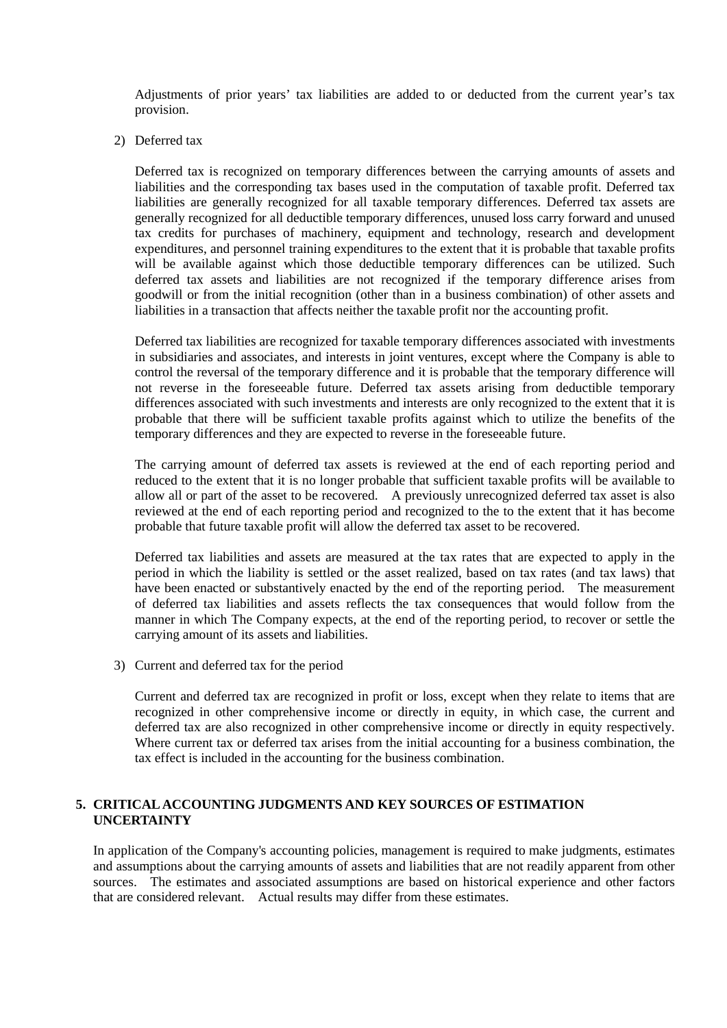Adjustments of prior years' tax liabilities are added to or deducted from the current year's tax provision.

2) Deferred tax

Deferred tax is recognized on temporary differences between the carrying amounts of assets and liabilities and the corresponding tax bases used in the computation of taxable profit. Deferred tax liabilities are generally recognized for all taxable temporary differences. Deferred tax assets are generally recognized for all deductible temporary differences, unused loss carry forward and unused tax credits for purchases of machinery, equipment and technology, research and development expenditures, and personnel training expenditures to the extent that it is probable that taxable profits will be available against which those deductible temporary differences can be utilized. Such deferred tax assets and liabilities are not recognized if the temporary difference arises from goodwill or from the initial recognition (other than in a business combination) of other assets and liabilities in a transaction that affects neither the taxable profit nor the accounting profit.

Deferred tax liabilities are recognized for taxable temporary differences associated with investments in subsidiaries and associates, and interests in joint ventures, except where the Company is able to control the reversal of the temporary difference and it is probable that the temporary difference will not reverse in the foreseeable future. Deferred tax assets arising from deductible temporary differences associated with such investments and interests are only recognized to the extent that it is probable that there will be sufficient taxable profits against which to utilize the benefits of the temporary differences and they are expected to reverse in the foreseeable future.

The carrying amount of deferred tax assets is reviewed at the end of each reporting period and reduced to the extent that it is no longer probable that sufficient taxable profits will be available to allow all or part of the asset to be recovered. A previously unrecognized deferred tax asset is also reviewed at the end of each reporting period and recognized to the to the extent that it has become probable that future taxable profit will allow the deferred tax asset to be recovered.

Deferred tax liabilities and assets are measured at the tax rates that are expected to apply in the period in which the liability is settled or the asset realized, based on tax rates (and tax laws) that have been enacted or substantively enacted by the end of the reporting period. The measurement of deferred tax liabilities and assets reflects the tax consequences that would follow from the manner in which The Company expects, at the end of the reporting period, to recover or settle the carrying amount of its assets and liabilities.

3) Current and deferred tax for the period

Current and deferred tax are recognized in profit or loss, except when they relate to items that are recognized in other comprehensive income or directly in equity, in which case, the current and deferred tax are also recognized in other comprehensive income or directly in equity respectively. Where current tax or deferred tax arises from the initial accounting for a business combination, the tax effect is included in the accounting for the business combination.

## 5. CRITICAL ACCOUNTING JUDGMENTS AND KEY SOURCES OF ESTIMATION UNCERTAINTY

In application of the Company's accounting policies, management is required to make judgments, estimates and assumptions about the carrying amounts of assets and liabilities that are not readily apparent from other sources. The estimates and associated assumptions are based on historical experience and other factors that are considered relevant. Actual results may differ from these estimates.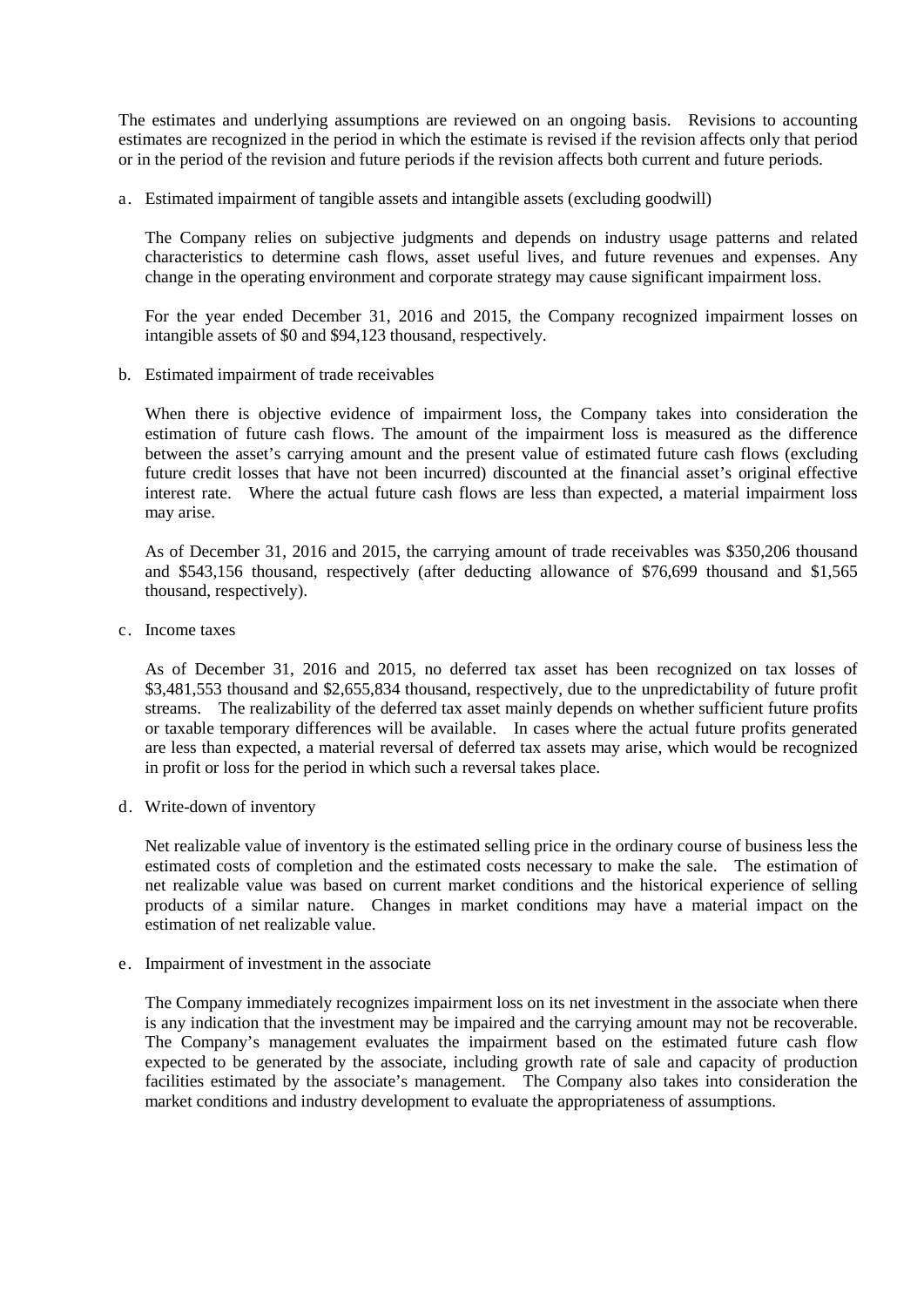The estimates and underlying assumptions are reviewed on an ongoing basis. Revisions to accounting estimates are recognized in the period in which the estimate is revised if the revision affects only that period or in the period of the revision and future periods if the revision affects both current and future periods.

a. Estimated impairment of tangible assets and intangible assets (excluding goodwill)

   The Company relies on subjective judgments and depends on industry usage patterns and related characteristics to determine cash flows, asset useful lives, and future revenues and expenses. Any change in the operating environment and corporate strategy may cause significant impairment loss.

   For the year ended December 31, 2016 and 2015, the Company recognized impairment losses on intangible assets of $0 and $94,123 thousand, respectively.

b. Estimated impairment of trade receivables

   When there is objective evidence of impairment loss, the Company takes into consideration the estimation of future cash flows. The amount of the impairment loss is measured as the difference between the asset's carrying amount and the present value of estimated future cash flows (excluding future credit losses that have not been incurred) discounted at the financial asset's original effective interest rate. Where the actual future cash flows are less than expected, a material impairment loss may arise.

   As of December 31, 2016 and 2015, the carrying amount of trade receivables was $350,206 thousand and $543,156 thousand, respectively (after deducting allowance of $76,699 thousand and $1,565 thousand, respectively).

c. Income taxes

   As of December 31, 2016 and 2015, no deferred tax asset has been recognized on tax losses of $3,481,553 thousand and $2,655,834 thousand, respectively, due to the unpredictability of future profit streams. The realizability of the deferred tax asset mainly depends on whether sufficient future profits or taxable temporary differences will be available. In cases where the actual future profits generated are less than expected, a material reversal of deferred tax assets may arise, which would be recognized in profit or loss for the period in which such a reversal takes place.

d. Write-down of inventory

   Net realizable value of inventory is the estimated selling price in the ordinary course of business less the estimated costs of completion and the estimated costs necessary to make the sale. The estimation of net realizable value was based on current market conditions and the historical experience of selling products of a similar nature. Changes in market conditions may have a material impact on the estimation of net realizable value.

e. Impairment of investment in the associate

   The Company immediately recognizes impairment loss on its net investment in the associate when there is any indication that the investment may be impaired and the carrying amount may not be recoverable. The Company's management evaluates the impairment based on the estimated future cash flow expected to be generated by the associate, including growth rate of sale and capacity of production facilities estimated by the associate's management. The Company also takes into consideration the market conditions and industry development to evaluate the appropriateness of assumptions.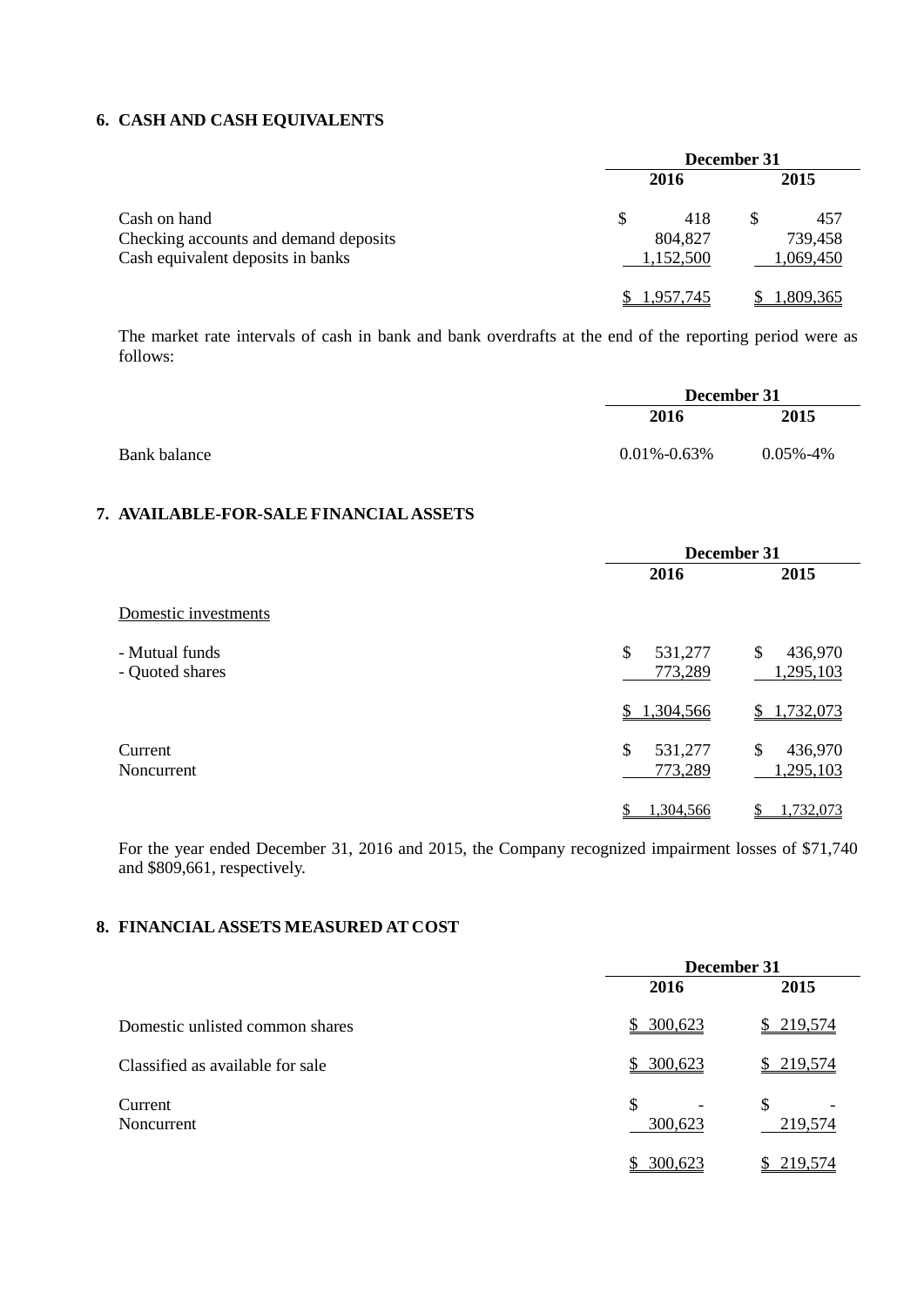## 6. CASH AND CASH EQUIVALENTS

| | December 31 | |
|---|---|---|
| | 2016 | 2015 |
| Cash on hand | $ 418 | $ 457 |
| Checking accounts and demand deposits | 804,827 | 739,458 |
| Cash equivalent deposits in banks | 1,152,500 | 1,069,450 |
| | $ 1,957,745 | $ 1,809,365 |

The market rate intervals of cash in bank and bank overdrafts at the end of the reporting period were as follows:

| | December 31 | |
|---|---|---|
| | 2016 | 2015 |
| Bank balance | 0.01%-0.63% | 0.05%-4% |

## 7. AVAILABLE-FOR-SALE FINANCIAL ASSETS

| | December 31 | |
|---|---|---|
| | 2016 | 2015 |
| Domestic investments | | |
| - Mutual funds | $ 531,277 | $ 436,970 |
| - Quoted shares | 773,289 | 1,295,103 |
| | $ 1,304,566 | $ 1,732,073 |
| Current | $ 531,277 | $ 436,970 |
| Noncurrent | 773,289 | 1,295,103 |
| | $ 1,304,566 | $ 1,732,073 |

For the year ended December 31, 2016 and 2015, the Company recognized impairment losses of $71,740 and $809,661, respectively.

## 8. FINANCIAL ASSETS MEASURED AT COST

| | December 31 | |
|---|---|---|
| | 2016 | 2015 |
| Domestic unlisted common shares | $ 300,623 | $ 219,574 |
| Classified as available for sale | $ 300,623 | $ 219,574 |
| Current | $ - | $ - |
| Noncurrent | 300,623 | 219,574 |
| | $ 300,623 | $ 219,574 |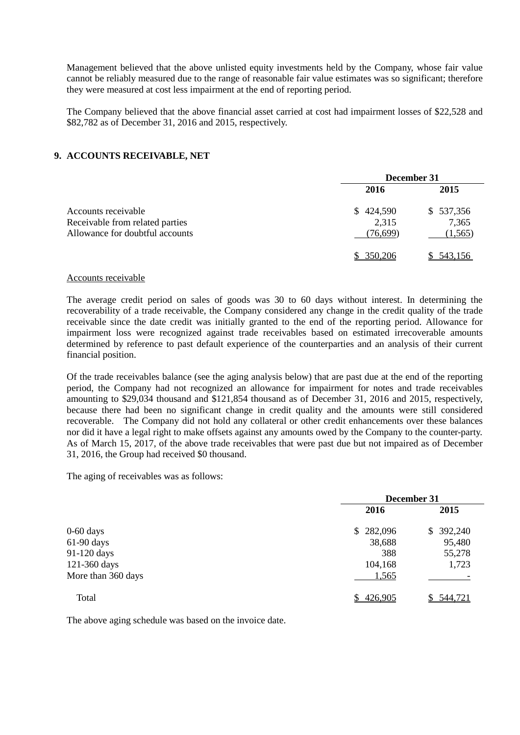Management believed that the above unlisted equity investments held by the Company, whose fair value cannot be reliably measured due to the range of reasonable fair value estimates was so significant; therefore they were measured at cost less impairment at the end of reporting period.

The Company believed that the above financial asset carried at cost had impairment losses of $22,528 and $82,782 as of December 31, 2016 and 2015, respectively.

## 9. ACCOUNTS RECEIVABLE, NET

| | December 31 | |
|---|---|---|
| | 2016 | 2015 |
| Accounts receivable | $ 424,590 | $ 537,356 |
| Receivable from related parties | 2,315 | 7,365 |
| Allowance for doubtful accounts | (76,699) | (1,565) |
| | $ 350,206 | $ 543,156 |

Accounts receivable

The average credit period on sales of goods was 30 to 60 days without interest. In determining the recoverability of a trade receivable, the Company considered any change in the credit quality of the trade receivable since the date credit was initially granted to the end of the reporting period. Allowance for impairment loss were recognized against trade receivables based on estimated irrecoverable amounts determined by reference to past default experience of the counterparties and an analysis of their current financial position.

Of the trade receivables balance (see the aging analysis below) that are past due at the end of the reporting period, the Company had not recognized an allowance for impairment for notes and trade receivables amounting to $29,034 thousand and $121,854 thousand as of December 31, 2016 and 2015, respectively, because there had been no significant change in credit quality and the amounts were still considered recoverable. The Company did not hold any collateral or other credit enhancements over these balances nor did it have a legal right to make offsets against any amounts owed by the Company to the counter-party. As of March 15, 2017, of the above trade receivables that were past due but not impaired as of December 31, 2016, the Group had received $0 thousand.

The aging of receivables was as follows:

| | December 31 | |
|---|---|---|
| | 2016 | 2015 |
| 0-60 days | $ 282,096 | $ 392,240 |
| 61-90 days | 38,688 | 95,480 |
| 91-120 days | 388 | 55,278 |
| 121-360 days | 104,168 | 1,723 |
| More than 360 days | 1,565 | - |
| Total | $ 426,905 | $ 544,721 |

The above aging schedule was based on the invoice date.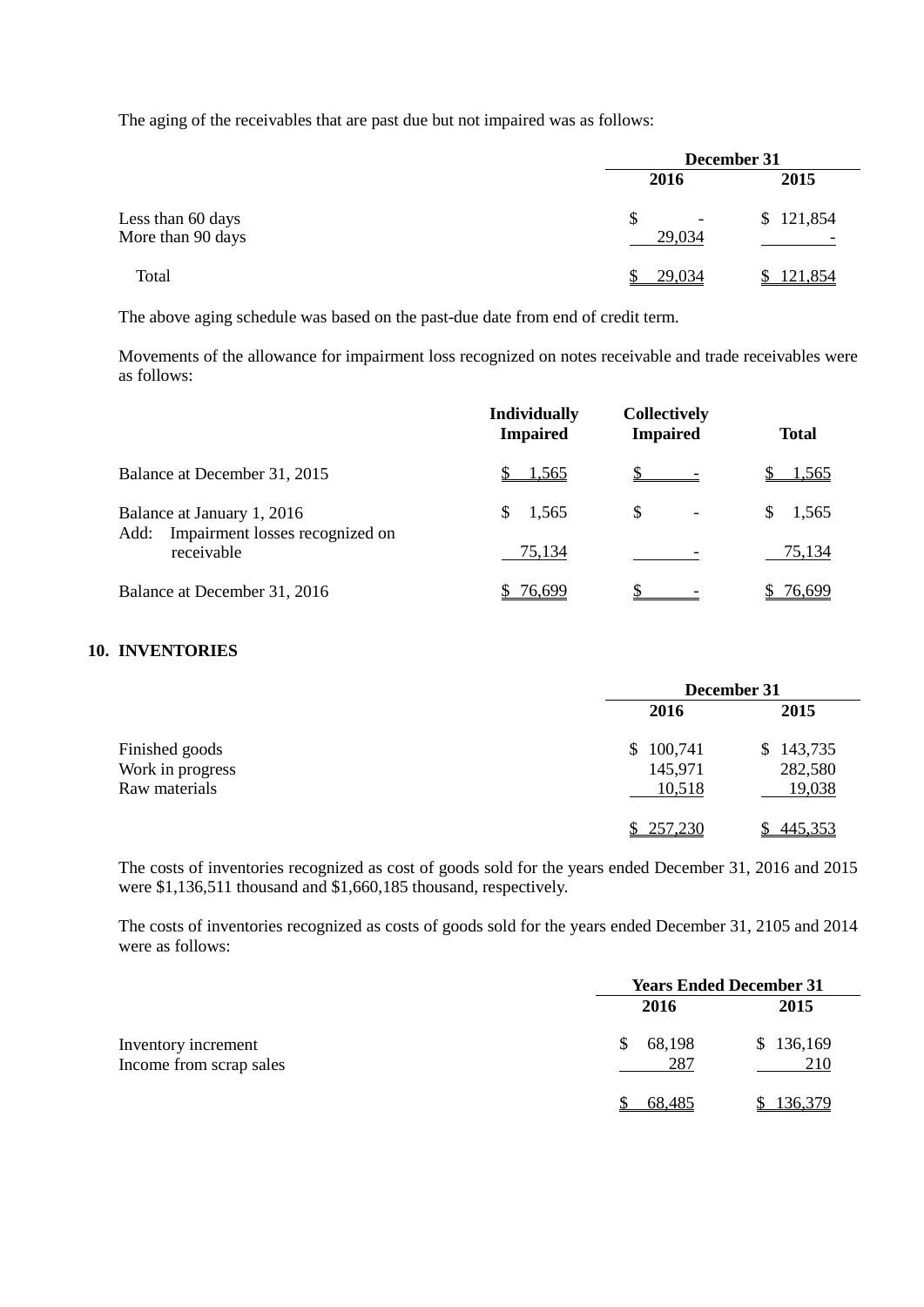The aging of the receivables that are past due but not impaired was as follows:

| | December 31 | |
|---|---|---|
| | 2016 | 2015 |
| Less than 60 days | $ - | $ 121,854 |
| More than 90 days | 29,034 | - |
| Total | $ 29,034 | $ 121,854 |

The above aging schedule was based on the past-due date from end of credit term.

Movements of the allowance for impairment loss recognized on notes receivable and trade receivables were as follows:

| | Individually Impaired | Collectively Impaired | Total |
|---|---|---|---|
| Balance at December 31, 2015 | $ 1,565 | $ - | $ 1,565 |
| Balance at January 1, 2016 | $ 1,565 | $ - | $ 1,565 |
| Add: Impairment losses recognized on receivable | 75,134 | - | 75,134 |
| Balance at December 31, 2016 | $ 76,699 | $ - | $ 76,699 |

## 10. INVENTORIES

| | December 31 | |
|---|---|---|
| | 2016 | 2015 |
| Finished goods | $ 100,741 | $ 143,735 |
| Work in progress | 145,971 | 282,580 |
| Raw materials | 10,518 | 19,038 |
| | $ 257,230 | $ 445,353 |

The costs of inventories recognized as cost of goods sold for the years ended December 31, 2016 and 2015 were $1,136,511 thousand and $1,660,185 thousand, respectively.

The costs of inventories recognized as costs of goods sold for the years ended December 31, 2105 and 2014 were as follows:

| | Years Ended December 31 | |
|---|---|---|
| | 2016 | 2015 |
| Inventory increment | $ 68,198 | $ 136,169 |
| Income from scrap sales | 287 | 210 |
| | $ 68,485 | $ 136,379 |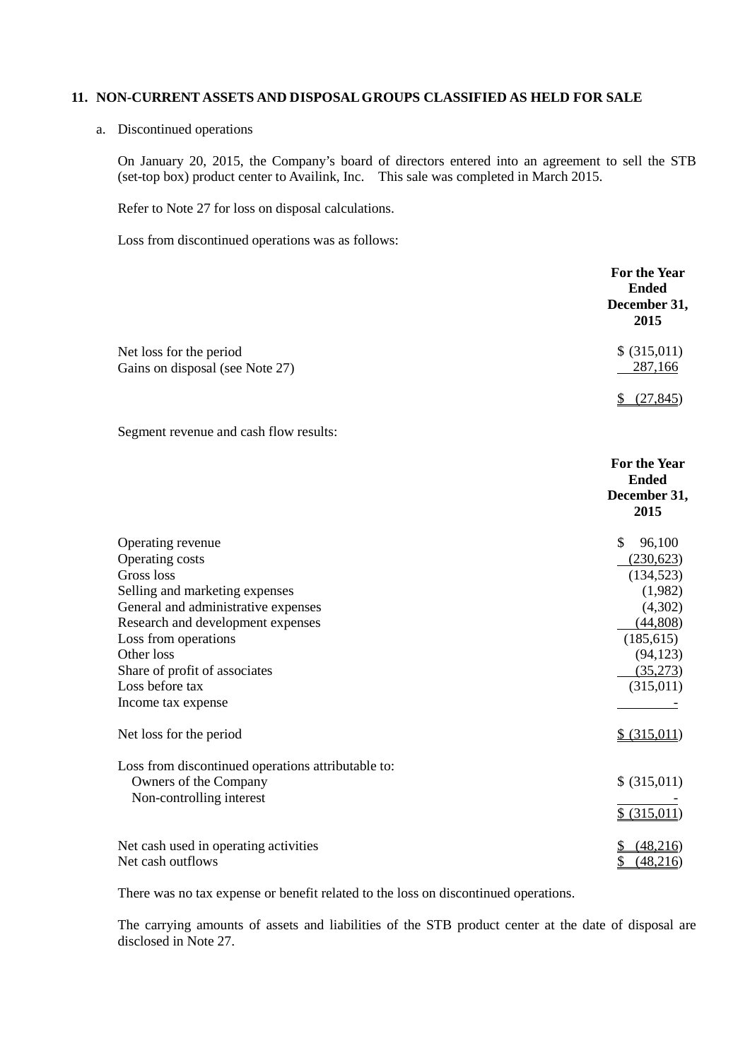## 11. NON-CURRENT ASSETS AND DISPOSAL GROUPS CLASSIFIED AS HELD FOR SALE

a. Discontinued operations

On January 20, 2015, the Company's board of directors entered into an agreement to sell the STB (set-top box) product center to Availink, Inc. This sale was completed in March 2015.

Refer to Note 27 for loss on disposal calculations.

Loss from discontinued operations was as follows:

| | For the Year Ended December 31, 2015 |
|---|---|
| Net loss for the period | $ (315,011) |
| Gains on disposal (see Note 27) | 287,166 |
| | $ (27,845) |

Segment revenue and cash flow results:

| | For the Year Ended December 31, 2015 |
|---|---|
| Operating revenue | $ 96,100 |
| Operating costs | (230,623) |
| Gross loss | (134,523) |
| Selling and marketing expenses | (1,982) |
| General and administrative expenses | (4,302) |
| Research and development expenses | (44,808) |
| Loss from operations | (185,615) |
| Other loss | (94,123) |
| Share of profit of associates | (35,273) |
| Loss before tax | (315,011) |
| Income tax expense | - |
| Net loss for the period | $ (315,011) |
| Loss from discontinued operations attributable to: | |
| Owners of the Company | $ (315,011) |
| Non-controlling interest | - |
| | $ (315,011) |
| Net cash used in operating activities | $ (48,216) |
| Net cash outflows | $ (48,216) |

There was no tax expense or benefit related to the loss on discontinued operations.

The carrying amounts of assets and liabilities of the STB product center at the date of disposal are disclosed in Note 27.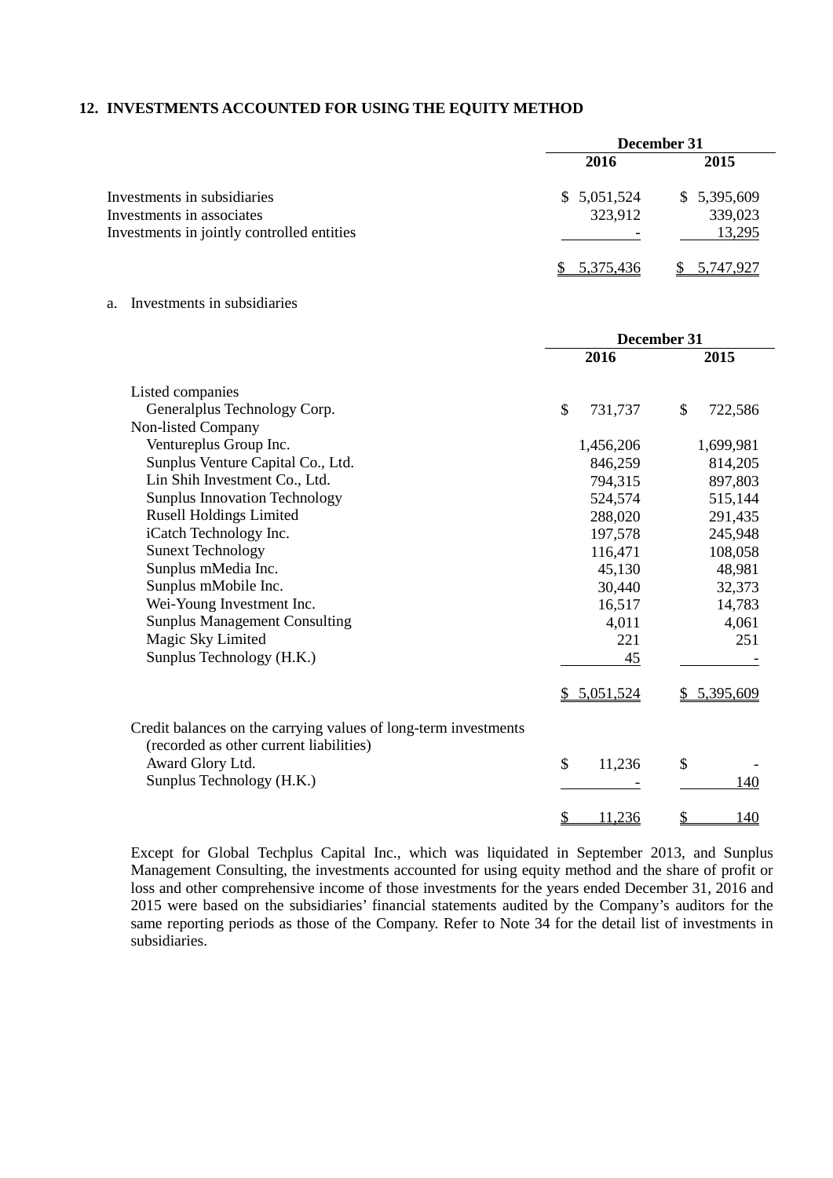## 12. INVESTMENTS ACCOUNTED FOR USING THE EQUITY METHOD

| | December 31 | |
|---|---|---|
| | 2016 | 2015 |
| Investments in subsidiaries | $ 5,051,524 | $ 5,395,609 |
| Investments in associates | 323,912 | 339,023 |
| Investments in jointly controlled entities | - | 13,295 |
| | $ 5,375,436 | $ 5,747,927 |

a. Investments in subsidiaries

| | December 31 | |
|---|---|---|
| | 2016 | 2015 |
| Listed companies | | |
| Generalplus Technology Corp. | $ 731,737 | $ 722,586 |
| Non-listed Company | | |
| Ventureplus Group Inc. | 1,456,206 | 1,699,981 |
| Sunplus Venture Capital Co., Ltd. | 846,259 | 814,205 |
| Lin Shih Investment Co., Ltd. | 794,315 | 897,803 |
| Sunplus Innovation Technology | 524,574 | 515,144 |
| Rusell Holdings Limited | 288,020 | 291,435 |
| iCatch Technology Inc. | 197,578 | 245,948 |
| Sunext Technology | 116,471 | 108,058 |
| Sunplus mMedia Inc. | 45,130 | 48,981 |
| Sunplus mMobile Inc. | 30,440 | 32,373 |
| Wei-Young Investment Inc. | 16,517 | 14,783 |
| Sunplus Management Consulting | 4,011 | 4,061 |
| Magic Sky Limited | 221 | 251 |
| Sunplus Technology (H.K.) | 45 | - |
| | $ 5,051,524 | $ 5,395,609 |
| Credit balances on the carrying values of long-term investments (recorded as other current liabilities) | | |
| Award Glory Ltd. | $ 11,236 | $ - |
| Sunplus Technology (H.K.) | - | 140 |
| | $ 11,236 | $ 140 |

Except for Global Techplus Capital Inc., which was liquidated in September 2013, and Sunplus Management Consulting, the investments accounted for using equity method and the share of profit or loss and other comprehensive income of those investments for the years ended December 31, 2016 and 2015 were based on the subsidiaries' financial statements audited by the Company's auditors for the same reporting periods as those of the Company. Refer to Note 34 for the detail list of investments in subsidiaries.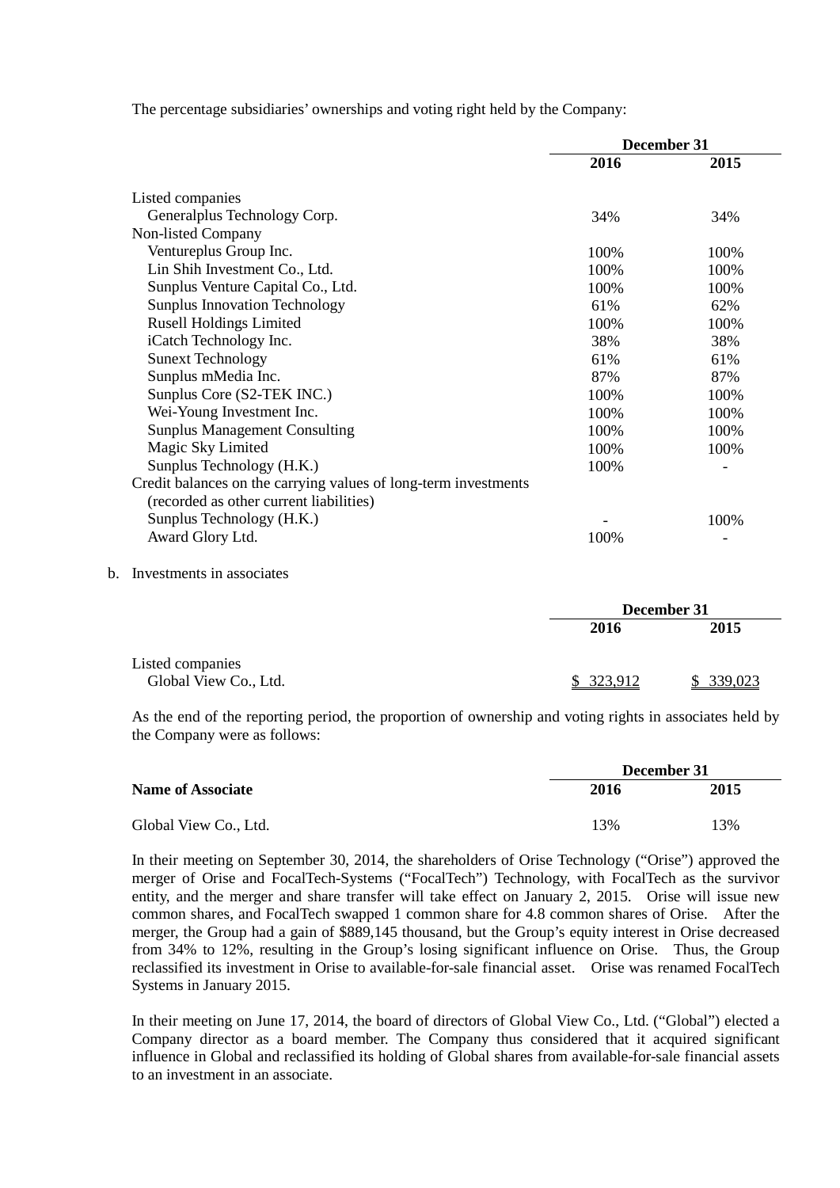The percentage subsidiaries' ownerships and voting right held by the Company:

| | December 31 | |
|---|---|---|
| | 2016 | 2015 |
| Listed companies | | |
| Generalplus Technology Corp. | 34% | 34% |
| Non-listed Company | | |
| Ventureplus Group Inc. | 100% | 100% |
| Lin Shih Investment Co., Ltd. | 100% | 100% |
| Sunplus Venture Capital Co., Ltd. | 100% | 100% |
| Sunplus Innovation Technology | 61% | 62% |
| Rusell Holdings Limited | 100% | 100% |
| iCatch Technology Inc. | 38% | 38% |
| Sunext Technology | 61% | 61% |
| Sunplus mMedia Inc. | 87% | 87% |
| Sunplus Core (S2-TEK INC.) | 100% | 100% |
| Wei-Young Investment Inc. | 100% | 100% |
| Sunplus Management Consulting | 100% | 100% |
| Magic Sky Limited | 100% | 100% |
| Sunplus Technology (H.K.) | 100% | - |
| Credit balances on the carrying values of long-term investments (recorded as other current liabilities) | | |
| Sunplus Technology (H.K.) | - | 100% |
| Award Glory Ltd. | 100% | - |

b. Investments in associates

| | December 31 | |
|---|---|---|
| | 2016 | 2015 |
| Listed companies | | |
| Global View Co., Ltd. | $ 323,912 | $ 339,023 |

As the end of the reporting period, the proportion of ownership and voting rights in associates held by the Company were as follows:

| | December 31 | |
|---|---|---|
| **Name of Associate** | 2016 | 2015 |
| Global View Co., Ltd. | 13% | 13% |

In their meeting on September 30, 2014, the shareholders of Orise Technology ("Orise") approved the merger of Orise and FocalTech-Systems ("FocalTech") Technology, with FocalTech as the survivor entity, and the merger and share transfer will take effect on January 2, 2015. Orise will issue new common shares, and FocalTech swapped 1 common share for 4.8 common shares of Orise. After the merger, the Group had a gain of $889,145 thousand, but the Group's equity interest in Orise decreased from 34% to 12%, resulting in the Group's losing significant influence on Orise. Thus, the Group reclassified its investment in Orise to available-for-sale financial asset. Orise was renamed FocalTech Systems in January 2015.

In their meeting on June 17, 2014, the board of directors of Global View Co., Ltd. ("Global") elected a Company director as a board member. The Company thus considered that it acquired significant influence in Global and reclassified its holding of Global shares from available-for-sale financial assets to an investment in an associate.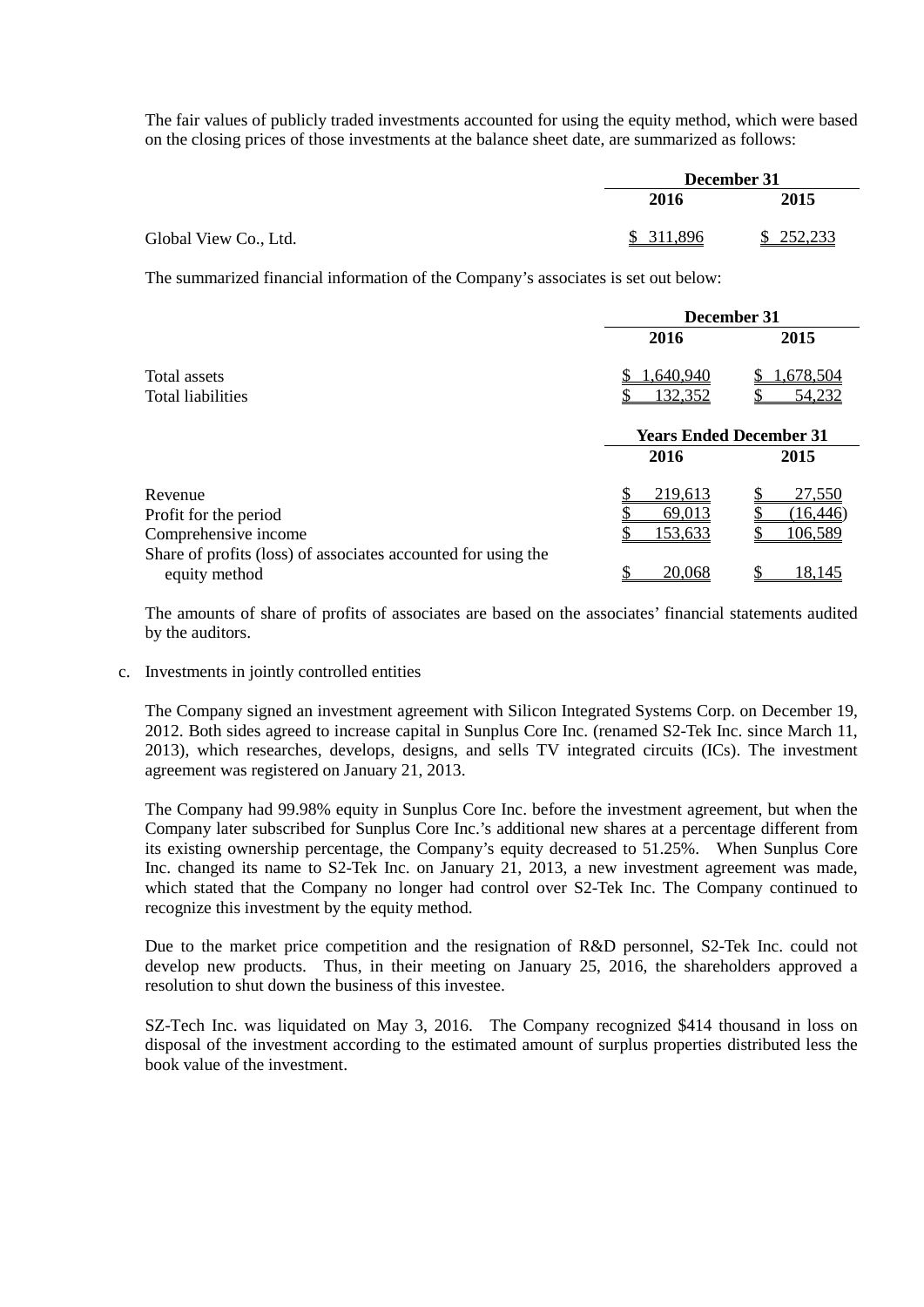The fair values of publicly traded investments accounted for using the equity method, which were based on the closing prices of those investments at the balance sheet date, are summarized as follows:

| | December 31 | |
|---|---|---|
| | 2016 | 2015 |
| Global View Co., Ltd. | $ 311,896 | $ 252,233 |

The summarized financial information of the Company's associates is set out below:

| | December 31 | |
|---|---|---|
| | 2016 | 2015 |
| Total assets | $ 1,640,940 | $ 1,678,504 |
| Total liabilities | $ 132,352 | $ 54,232 |

| | Years Ended December 31 | |
|---|---|---|
| | 2016 | 2015 |
| Revenue | $ 219,613 | $ 27,550 |
| Profit for the period | $ 69,013 | $ (16,446) |
| Comprehensive income | $ 153,633 | $ 106,589 |
| Share of profits (loss) of associates accounted for using the equity method | $ 20,068 | $ 18,145 |

The amounts of share of profits of associates are based on the associates' financial statements audited by the auditors.

c. Investments in jointly controlled entities

The Company signed an investment agreement with Silicon Integrated Systems Corp. on December 19, 2012. Both sides agreed to increase capital in Sunplus Core Inc. (renamed S2-Tek Inc. since March 11, 2013), which researches, develops, designs, and sells TV integrated circuits (ICs). The investment agreement was registered on January 21, 2013.

The Company had 99.98% equity in Sunplus Core Inc. before the investment agreement, but when the Company later subscribed for Sunplus Core Inc.'s additional new shares at a percentage different from its existing ownership percentage, the Company's equity decreased to 51.25%. When Sunplus Core Inc. changed its name to S2-Tek Inc. on January 21, 2013, a new investment agreement was made, which stated that the Company no longer had control over S2-Tek Inc. The Company continued to recognize this investment by the equity method.

Due to the market price competition and the resignation of R&D personnel, S2-Tek Inc. could not develop new products. Thus, in their meeting on January 25, 2016, the shareholders approved a resolution to shut down the business of this investee.

SZ-Tech Inc. was liquidated on May 3, 2016. The Company recognized $414 thousand in loss on disposal of the investment according to the estimated amount of surplus properties distributed less the book value of the investment.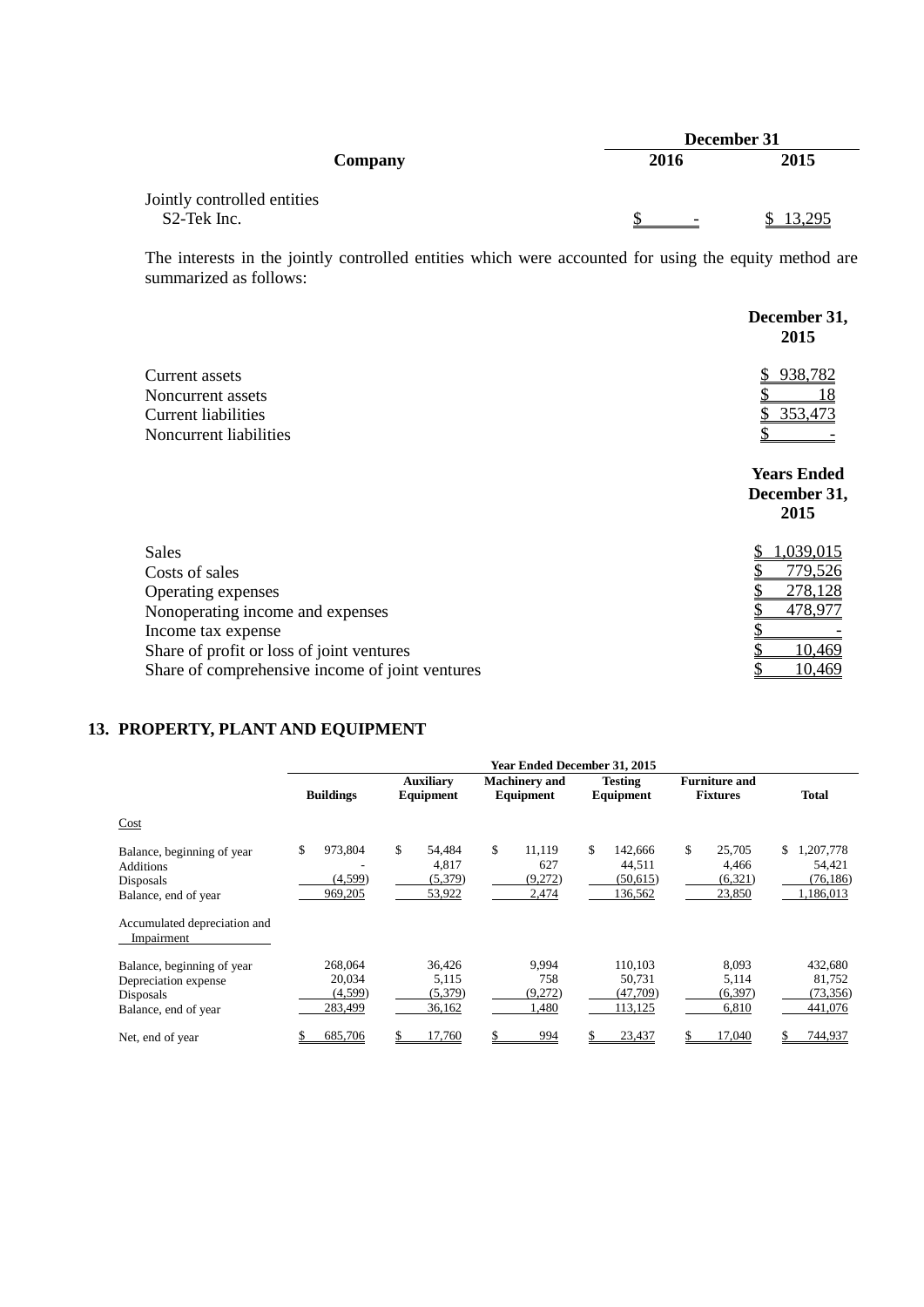| Company | December 31 | |
|---|---|---|
| | 2016 | 2015 |
| Jointly controlled entities | | |
| S2-Tek Inc. | $ - | $ 13,295 |

The interests in the jointly controlled entities which were accounted for using the equity method are summarized as follows:

| | December 31, 2015 |
|---|---|
| Current assets | $ 938,782 |
| Noncurrent assets | $ 18 |
| Current liabilities | $ 353,473 |
| Noncurrent liabilities | $ - |

| | Years Ended December 31, 2015 |
|---|---|
| Sales | $ 1,039,015 |
| Costs of sales | $ 779,526 |
| Operating expenses | $ 278,128 |
| Nonoperating income and expenses | $ 478,977 |
| Income tax expense | $ - |
| Share of profit or loss of joint ventures | $ 10,469 |
| Share of comprehensive income of joint ventures | $ 10,469 |

## 13. PROPERTY, PLANT AND EQUIPMENT

| | Year Ended December 31, 2015 | | | | | |
|---|---|---|---|---|---|---|
| | Buildings | Auxiliary Equipment | Machinery and Equipment | Testing Equipment | Furniture and Fixtures | Total |
| Cost | | | | | | |
| Balance, beginning of year | $ 973,804 | $ 54,484 | $ 11,119 | $ 142,666 | $ 25,705 | $ 1,207,778 |
| Additions | - | 4,817 | 627 | 44,511 | 4,466 | 54,421 |
| Disposals | (4,599) | (5,379) | (9,272) | (50,615) | (6,321) | (76,186) |
| Balance, end of year | 969,205 | 53,922 | 2,474 | 136,562 | 23,850 | 1,186,013 |
| Accumulated depreciation and Impairment | | | | | | |
| Balance, beginning of year | 268,064 | 36,426 | 9,994 | 110,103 | 8,093 | 432,680 |
| Depreciation expense | 20,034 | 5,115 | 758 | 50,731 | 5,114 | 81,752 |
| Disposals | (4,599) | (5,379) | (9,272) | (47,709) | (6,397) | (73,356) |
| Balance, end of year | 283,499 | 36,162 | 1,480 | 113,125 | 6,810 | 441,076 |
| Net, end of year | $ 685,706 | $ 17,760 | $ 994 | $ 23,437 | $ 17,040 | $ 744,937 |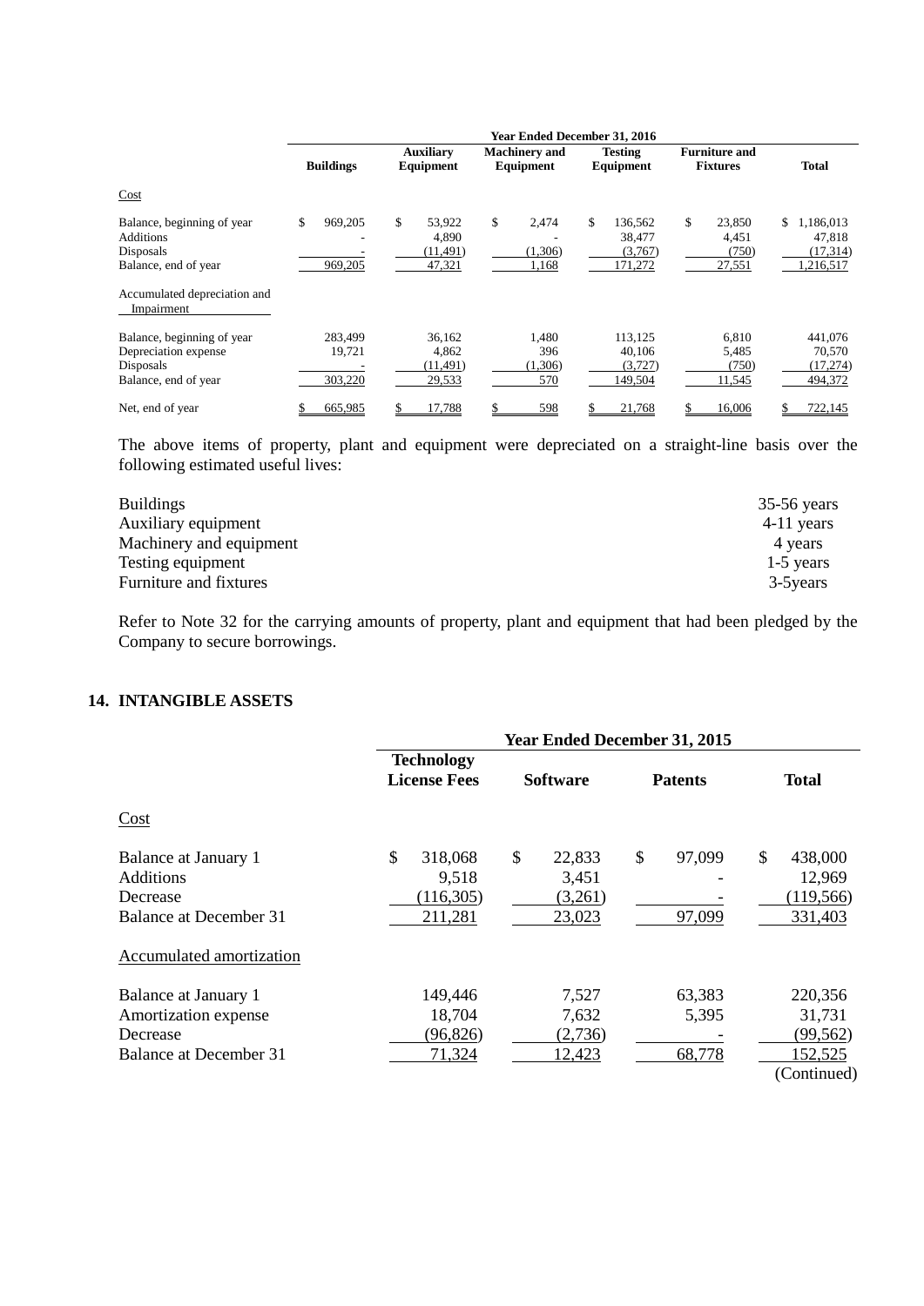| | Year Ended December 31, 2016 | | | | | |
|---|---|---|---|---|---|---|
| | Buildings | Auxiliary Equipment | Machinery and Equipment | Testing Equipment | Furniture and Fixtures | Total |
| Cost | | | | | | |
| Balance, beginning of year | $ 969,205 | $ 53,922 | $ 2,474 | $ 136,562 | $ 23,850 | $ 1,186,013 |
| Additions | - | 4,890 | - | 38,477 | 4,451 | 47,818 |
| Disposals | - | (11,491) | (1,306) | (3,767) | (750) | (17,314) |
| Balance, end of year | 969,205 | 47,321 | 1,168 | 171,272 | 27,551 | 1,216,517 |
| Accumulated depreciation and Impairment | | | | | | |
| Balance, beginning of year | 283,499 | 36,162 | 1,480 | 113,125 | 6,810 | 441,076 |
| Depreciation expense | 19,721 | 4,862 | 396 | 40,106 | 5,485 | 70,570 |
| Disposals | - | (11,491) | (1,306) | (3,727) | (750) | (17,274) |
| Balance, end of year | 303,220 | 29,533 | 570 | 149,504 | 11,545 | 494,372 |
| Net, end of year | $ 665,985 | $ 17,788 | $ 598 | $ 21,768 | $ 16,006 | $ 722,145 |

The above items of property, plant and equipment were depreciated on a straight-line basis over the following estimated useful lives:

| | |
|---|---|
| Buildings | 35-56 years |
| Auxiliary equipment | 4-11 years |
| Machinery and equipment | 4 years |
| Testing equipment | 1-5 years |
| Furniture and fixtures | 3-5years |

Refer to Note 32 for the carrying amounts of property, plant and equipment that had been pledged by the Company to secure borrowings.

## 14. INTANGIBLE ASSETS

| | Year Ended December 31, 2015 | | | |
|---|---|---|---|---|
| | Technology License Fees | Software | Patents | Total |
| Cost | | | | |
| Balance at January 1 | $ 318,068 | $ 22,833 | $ 97,099 | $ 438,000 |
| Additions | 9,518 | 3,451 | - | 12,969 |
| Decrease | (116,305) | (3,261) | - | (119,566) |
| Balance at December 31 | 211,281 | 23,023 | 97,099 | 331,403 |
| Accumulated amortization | | | | |
| Balance at January 1 | 149,446 | 7,527 | 63,383 | 220,356 |
| Amortization expense | 18,704 | 7,632 | 5,395 | 31,731 |
| Decrease | (96,826) | (2,736) | - | (99,562) |
| Balance at December 31 | 71,324 | 12,423 | 68,778 | 152,525 |

(Continued)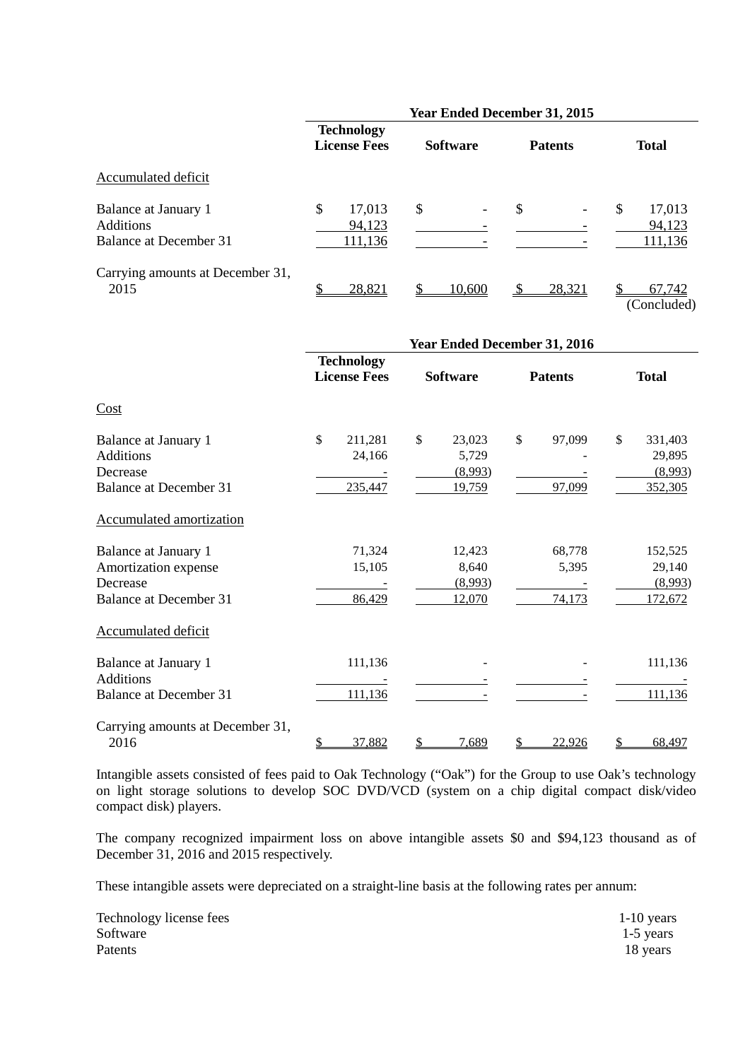| | Year Ended December 31, 2015 | | | |
|---|---|---|---|---|
| | **Technology License Fees** | **Software** | **Patents** | **Total** |
| Accumulated deficit | | | | |
| Balance at January 1 | $ 17,013 | $ - | $ - | $ 17,013 |
| Additions | 94,123 | - | - | 94,123 |
| Balance at December 31 | 111,136 | - | - | 111,136 |
| Carrying amounts at December 31, 2015 | $ 28,821 | $ 10,600 | $ 28,321 | $ 67,742 |

(Concluded)

| | Year Ended December 31, 2016 | | | |
|---|---|---|---|---|
| | **Technology License Fees** | **Software** | **Patents** | **Total** |
| Cost | | | | |
| Balance at January 1 | $ 211,281 | $ 23,023 | $ 97,099 | $ 331,403 |
| Additions | 24,166 | 5,729 | - | 29,895 |
| Decrease | - | (8,993) | - | (8,993) |
| Balance at December 31 | 235,447 | 19,759 | 97,099 | 352,305 |
| Accumulated amortization | | | | |
| Balance at January 1 | 71,324 | 12,423 | 68,778 | 152,525 |
| Amortization expense | 15,105 | 8,640 | 5,395 | 29,140 |
| Decrease | - | (8,993) | - | (8,993) |
| Balance at December 31 | 86,429 | 12,070 | 74,173 | 172,672 |
| Accumulated deficit | | | | |
| Balance at January 1 | 111,136 | - | - | 111,136 |
| Additions | - | - | - | - |
| Balance at December 31 | 111,136 | - | - | 111,136 |
| Carrying amounts at December 31, 2016 | $ 37,882 | $ 7,689 | $ 22,926 | $ 68,497 |

Intangible assets consisted of fees paid to Oak Technology ("Oak") for the Group to use Oak's technology on light storage solutions to develop SOC DVD/VCD (system on a chip digital compact disk/video compact disk) players.

The company recognized impairment loss on above intangible assets $0 and $94,123 thousand as of December 31, 2016 and 2015 respectively.

These intangible assets were depreciated on a straight-line basis at the following rates per annum:

| | |
|---|---|
| Technology license fees | 1-10 years |
| Software | 1-5 years |
| Patents | 18 years |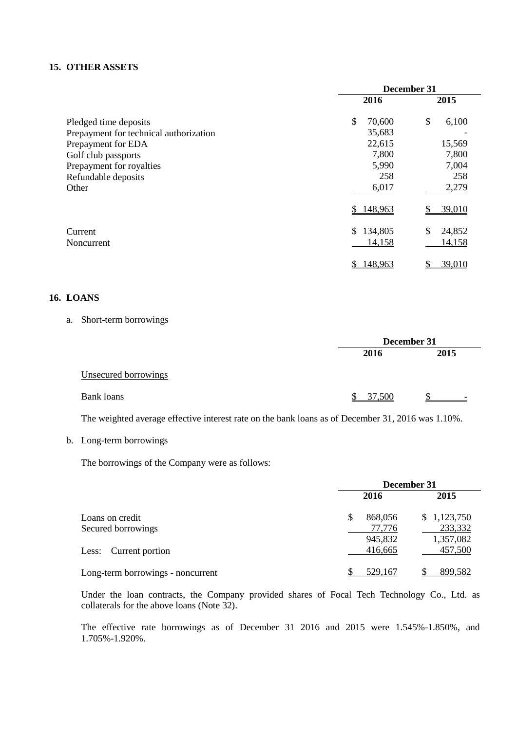## 15. OTHER ASSETS

| | December 31 | |
|---|---|---|
| | 2016 | 2015 |
| Pledged time deposits | $ 70,600 | $ 6,100 |
| Prepayment for technical authorization | 35,683 | - |
| Prepayment for EDA | 22,615 | 15,569 |
| Golf club passports | 7,800 | 7,800 |
| Prepayment for royalties | 5,990 | 7,004 |
| Refundable deposits | 258 | 258 |
| Other | 6,017 | 2,279 |
| | $ 148,963 | $ 39,010 |
| Current | $ 134,805 | $ 24,852 |
| Noncurrent | 14,158 | 14,158 |
| | $ 148,963 | $ 39,010 |

## 16. LOANS

a. Short-term borrowings

| | December 31 | |
|---|---|---|
| | 2016 | 2015 |
| Unsecured borrowings | | |
| Bank loans | $ 37,500 | $ - |

The weighted average effective interest rate on the bank loans as of December 31, 2016 was 1.10%.

b. Long-term borrowings

The borrowings of the Company were as follows:

| | December 31 | |
|---|---|---|
| | 2016 | 2015 |
| Loans on credit | $ 868,056 | $ 1,123,750 |
| Secured borrowings | 77,776 | 233,332 |
| | 945,832 | 1,357,082 |
| Less: Current portion | 416,665 | 457,500 |
| Long-term borrowings - noncurrent | $ 529,167 | $ 899,582 |

Under the loan contracts, the Company provided shares of Focal Tech Technology Co., Ltd. as collaterals for the above loans (Note 32).

The effective rate borrowings as of December 31 2016 and 2015 were 1.545%-1.850%, and 1.705%-1.920%.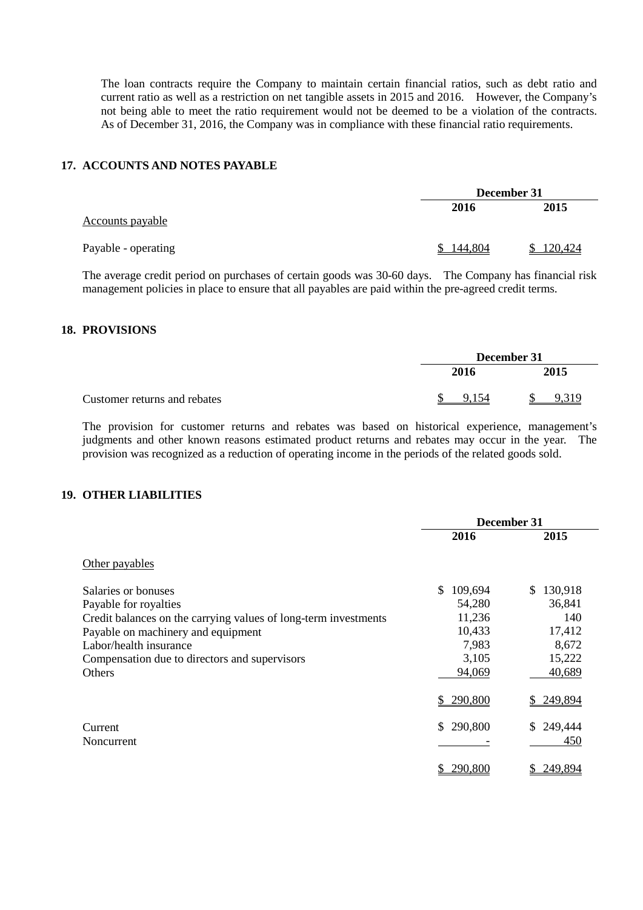The loan contracts require the Company to maintain certain financial ratios, such as debt ratio and current ratio as well as a restriction on net tangible assets in 2015 and 2016. However, the Company's not being able to meet the ratio requirement would not be deemed to be a violation of the contracts. As of December 31, 2016, the Company was in compliance with these financial ratio requirements.

## 17. ACCOUNTS AND NOTES PAYABLE

| | December 31 | |
|---|---|---|
| | 2016 | 2015 |
| Accounts payable | | |
| Payable - operating | $ 144,804 | $ 120,424 |

The average credit period on purchases of certain goods was 30-60 days. The Company has financial risk management policies in place to ensure that all payables are paid within the pre-agreed credit terms.

## 18. PROVISIONS

| | December 31 | |
|---|---|---|
| | 2016 | 2015 |
| Customer returns and rebates | $ 9,154 | $ 9,319 |

The provision for customer returns and rebates was based on historical experience, management's judgments and other known reasons estimated product returns and rebates may occur in the year. The provision was recognized as a reduction of operating income in the periods of the related goods sold.

## 19. OTHER LIABILITIES

| | December 31 | |
|---|---|---|
| | 2016 | 2015 |
| Other payables | | |
| Salaries or bonuses | $ 109,694 | $ 130,918 |
| Payable for royalties | 54,280 | 36,841 |
| Credit balances on the carrying values of long-term investments | 11,236 | 140 |
| Payable on machinery and equipment | 10,433 | 17,412 |
| Labor/health insurance | 7,983 | 8,672 |
| Compensation due to directors and supervisors | 3,105 | 15,222 |
| Others | 94,069 | 40,689 |
| | $ 290,800 | $ 249,894 |
| Current | $ 290,800 | $ 249,444 |
| Noncurrent | - | 450 |
| | $ 290,800 | $ 249,894 |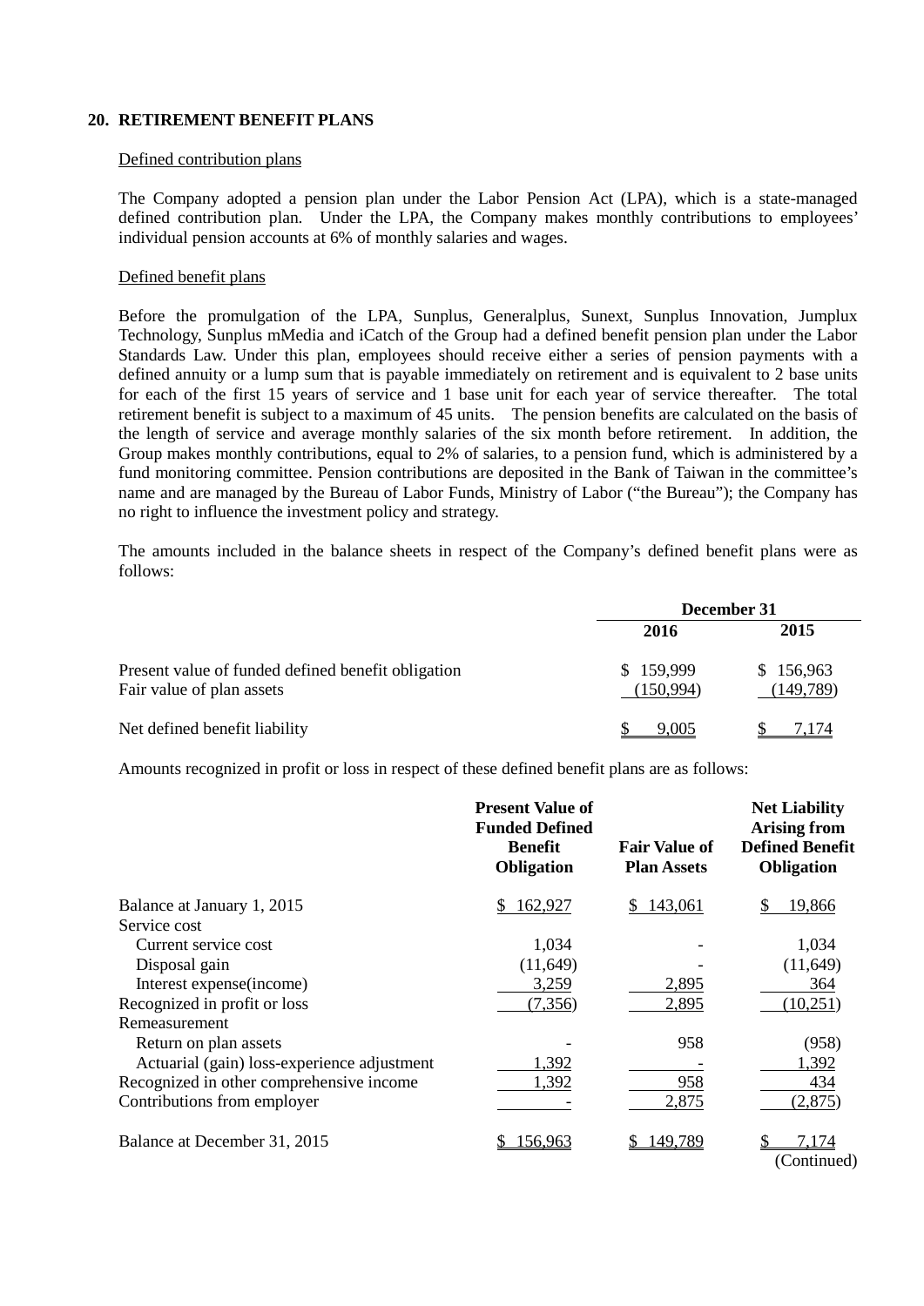## 20. RETIREMENT BENEFIT PLANS

Defined contribution plans

The Company adopted a pension plan under the Labor Pension Act (LPA), which is a state-managed defined contribution plan. Under the LPA, the Company makes monthly contributions to employees' individual pension accounts at 6% of monthly salaries and wages.

Defined benefit plans

Before the promulgation of the LPA, Sunplus, Generalplus, Sunext, Sunplus Innovation, Jumplux Technology, Sunplus mMedia and iCatch of the Group had a defined benefit pension plan under the Labor Standards Law. Under this plan, employees should receive either a series of pension payments with a defined annuity or a lump sum that is payable immediately on retirement and is equivalent to 2 base units for each of the first 15 years of service and 1 base unit for each year of service thereafter. The total retirement benefit is subject to a maximum of 45 units. The pension benefits are calculated on the basis of the length of service and average monthly salaries of the six month before retirement. In addition, the Group makes monthly contributions, equal to 2% of salaries, to a pension fund, which is administered by a fund monitoring committee. Pension contributions are deposited in the Bank of Taiwan in the committee's name and are managed by the Bureau of Labor Funds, Ministry of Labor ("the Bureau"); the Company has no right to influence the investment policy and strategy.

The amounts included in the balance sheets in respect of the Company's defined benefit plans were as follows:

| | December 31 | |
|---|---|---|
| | 2016 | 2015 |
| Present value of funded defined benefit obligation | $ 159,999 | $ 156,963 |
| Fair value of plan assets | (150,994) | (149,789) |
| Net defined benefit liability | $ 9,005 | $ 7,174 |

Amounts recognized in profit or loss in respect of these defined benefit plans are as follows:

| | Present Value of Funded Defined Benefit Obligation | Fair Value of Plan Assets | Net Liability Arising from Defined Benefit Obligation |
|---|---|---|---|
| Balance at January 1, 2015 | $ 162,927 | $ 143,061 | $ 19,866 |
| Service cost | | | |
| Current service cost | 1,034 | - | 1,034 |
| Disposal gain | (11,649) | - | (11,649) |
| Interest expense(income) | 3,259 | 2,895 | 364 |
| Recognized in profit or loss | (7,356) | 2,895 | (10,251) |
| Remeasurement | | | |
| Return on plan assets | - | 958 | (958) |
| Actuarial (gain) loss-experience adjustment | 1,392 | - | 1,392 |
| Recognized in other comprehensive income | 1,392 | 958 | 434 |
| Contributions from employer | - | 2,875 | (2,875) |
| Balance at December 31, 2015 | $ 156,963 | $ 149,789 | $ 7,174 |

(Continued)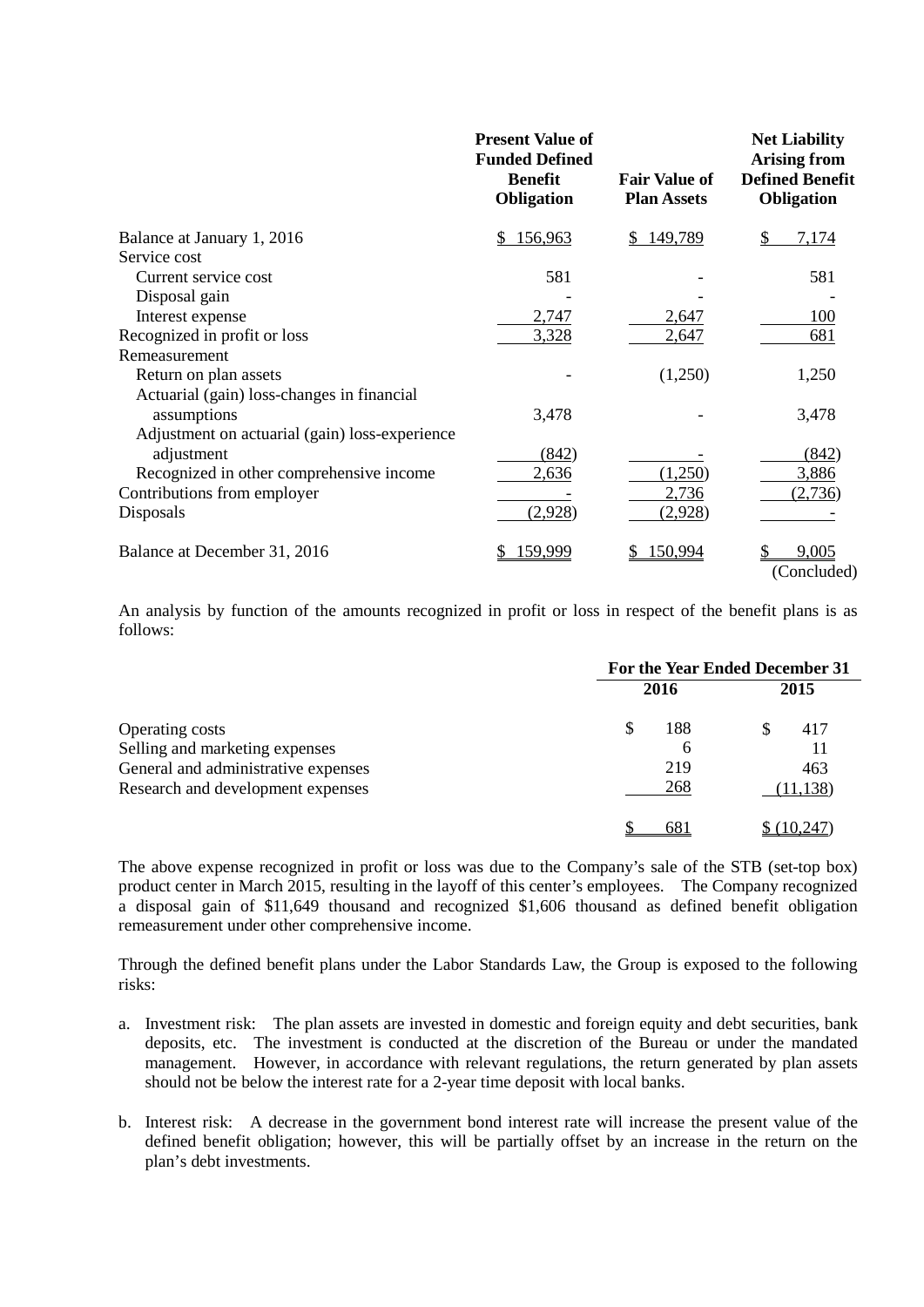| | Present Value of Funded Defined Benefit Obligation | Fair Value of Plan Assets | Net Liability Arising from Defined Benefit Obligation |
|---|---|---|---|
| Balance at January 1, 2016 | $ 156,963 | $ 149,789 | $ 7,174 |
| Service cost | | | |
| Current service cost | 581 | - | 581 |
| Disposal gain | - | - | - |
| Interest expense | 2,747 | 2,647 | 100 |
| Recognized in profit or loss | 3,328 | 2,647 | 681 |
| Remeasurement | | | |
| Return on plan assets | - | (1,250) | 1,250 |
| Actuarial (gain) loss-changes in financial assumptions | 3,478 | - | 3,478 |
| Adjustment on actuarial (gain) loss-experience adjustment | (842) | - | (842) |
| Recognized in other comprehensive income | 2,636 | (1,250) | 3,886 |
| Contributions from employer | - | 2,736 | (2,736) |
| Disposals | (2,928) | (2,928) | - |
| Balance at December 31, 2016 | $ 159,999 | $ 150,994 | $ 9,005 |

(Concluded)

An analysis by function of the amounts recognized in profit or loss in respect of the benefit plans is as follows:

| | For the Year Ended December 31 | |
|---|---|---|
| | 2016 | 2015 |
| Operating costs | $ 188 | $ 417 |
| Selling and marketing expenses | 6 | 11 |
| General and administrative expenses | 219 | 463 |
| Research and development expenses | 268 | (11,138) |
| | $ 681 | $ (10,247) |

The above expense recognized in profit or loss was due to the Company's sale of the STB (set-top box) product center in March 2015, resulting in the layoff of this center's employees. The Company recognized a disposal gain of $11,649 thousand and recognized $1,606 thousand as defined benefit obligation remeasurement under other comprehensive income.

Through the defined benefit plans under the Labor Standards Law, the Group is exposed to the following risks:

a. Investment risk: The plan assets are invested in domestic and foreign equity and debt securities, bank deposits, etc. The investment is conducted at the discretion of the Bureau or under the mandated management. However, in accordance with relevant regulations, the return generated by plan assets should not be below the interest rate for a 2-year time deposit with local banks.

b. Interest risk: A decrease in the government bond interest rate will increase the present value of the defined benefit obligation; however, this will be partially offset by an increase in the return on the plan's debt investments.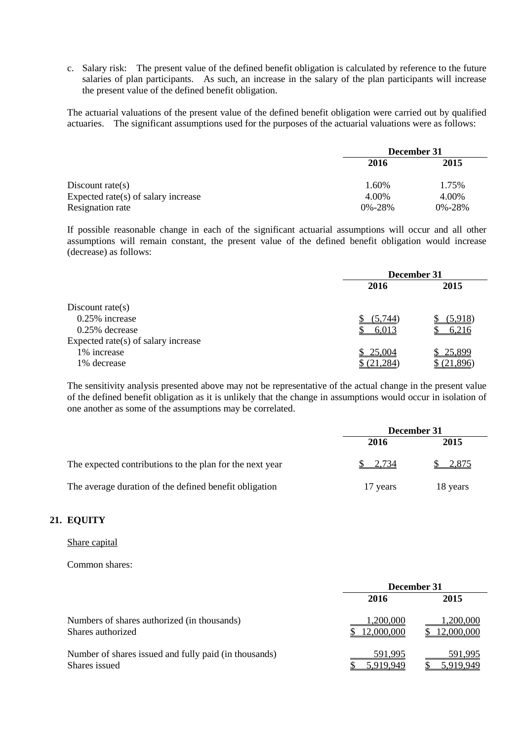c. Salary risk: The present value of the defined benefit obligation is calculated by reference to the future salaries of plan participants. As such, an increase in the salary of the plan participants will increase the present value of the defined benefit obligation.

The actuarial valuations of the present value of the defined benefit obligation were carried out by qualified actuaries. The significant assumptions used for the purposes of the actuarial valuations were as follows:

| | December 31 | |
|---|---|---|
| | **2016** | **2015** |
| Discount rate(s) | 1.60% | 1.75% |
| Expected rate(s) of salary increase | 4.00% | 4.00% |
| Resignation rate | 0%-28% | 0%-28% |

If possible reasonable change in each of the significant actuarial assumptions will occur and all other assumptions will remain constant, the present value of the defined benefit obligation would increase (decrease) as follows:

| | December 31 | |
|---|---|---|
| | **2016** | **2015** |
| Discount rate(s) | | |
| 0.25% increase | $ (5,744) | $ (5,918) |
| 0.25% decrease | $ 6,013 | $ 6,216 |
| Expected rate(s) of salary increase | | |
| 1% increase | $ 25,004 | $ 25,899 |
| 1% decrease | $ (21,284) | $ (21,896) |

The sensitivity analysis presented above may not be representative of the actual change in the present value of the defined benefit obligation as it is unlikely that the change in assumptions would occur in isolation of one another as some of the assumptions may be correlated.

| | December 31 | |
|---|---|---|
| | **2016** | **2015** |
| The expected contributions to the plan for the next year | $ 2,734 | $ 2,875 |
| The average duration of the defined benefit obligation | 17 years | 18 years |

## 21. EQUITY

Share capital

Common shares:

| | December 31 | |
|---|---|---|
| | **2016** | **2015** |
| Numbers of shares authorized (in thousands) | 1,200,000 | 1,200,000 |
| Shares authorized | $ 12,000,000 | $ 12,000,000 |
| Number of shares issued and fully paid (in thousands) | 591,995 | 591,995 |
| Shares issued | $ 5,919,949 | $ 5,919,949 |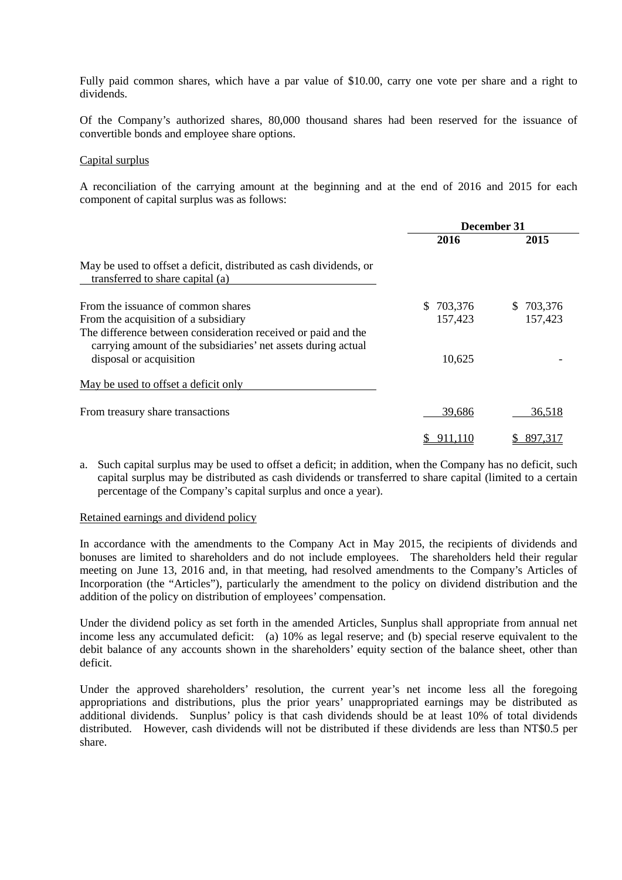Fully paid common shares, which have a par value of $10.00, carry one vote per share and a right to dividends.

Of the Company's authorized shares, 80,000 thousand shares had been reserved for the issuance of convertible bonds and employee share options.

Capital surplus

A reconciliation of the carrying amount at the beginning and at the end of 2016 and 2015 for each component of capital surplus was as follows:

| | December 31 | |
|---|---|---|
| | 2016 | 2015 |
| May be used to offset a deficit, distributed as cash dividends, or transferred to share capital (a) | | |
| From the issuance of common shares | $ 703,376 | $ 703,376 |
| From the acquisition of a subsidiary | 157,423 | 157,423 |
| The difference between consideration received or paid and the carrying amount of the subsidiaries' net assets during actual disposal or acquisition | 10,625 | - |
| May be used to offset a deficit only | | |
| From treasury share transactions | 39,686 | 36,518 |
| | $ 911,110 | $ 897,317 |

a. Such capital surplus may be used to offset a deficit; in addition, when the Company has no deficit, such capital surplus may be distributed as cash dividends or transferred to share capital (limited to a certain percentage of the Company's capital surplus and once a year).

Retained earnings and dividend policy

In accordance with the amendments to the Company Act in May 2015, the recipients of dividends and bonuses are limited to shareholders and do not include employees. The shareholders held their regular meeting on June 13, 2016 and, in that meeting, had resolved amendments to the Company's Articles of Incorporation (the "Articles"), particularly the amendment to the policy on dividend distribution and the addition of the policy on distribution of employees' compensation.

Under the dividend policy as set forth in the amended Articles, Sunplus shall appropriate from annual net income less any accumulated deficit: (a) 10% as legal reserve; and (b) special reserve equivalent to the debit balance of any accounts shown in the shareholders' equity section of the balance sheet, other than deficit.

Under the approved shareholders' resolution, the current year's net income less all the foregoing appropriations and distributions, plus the prior years' unappropriated earnings may be distributed as additional dividends. Sunplus' policy is that cash dividends should be at least 10% of total dividends distributed. However, cash dividends will not be distributed if these dividends are less than NT$0.5 per share.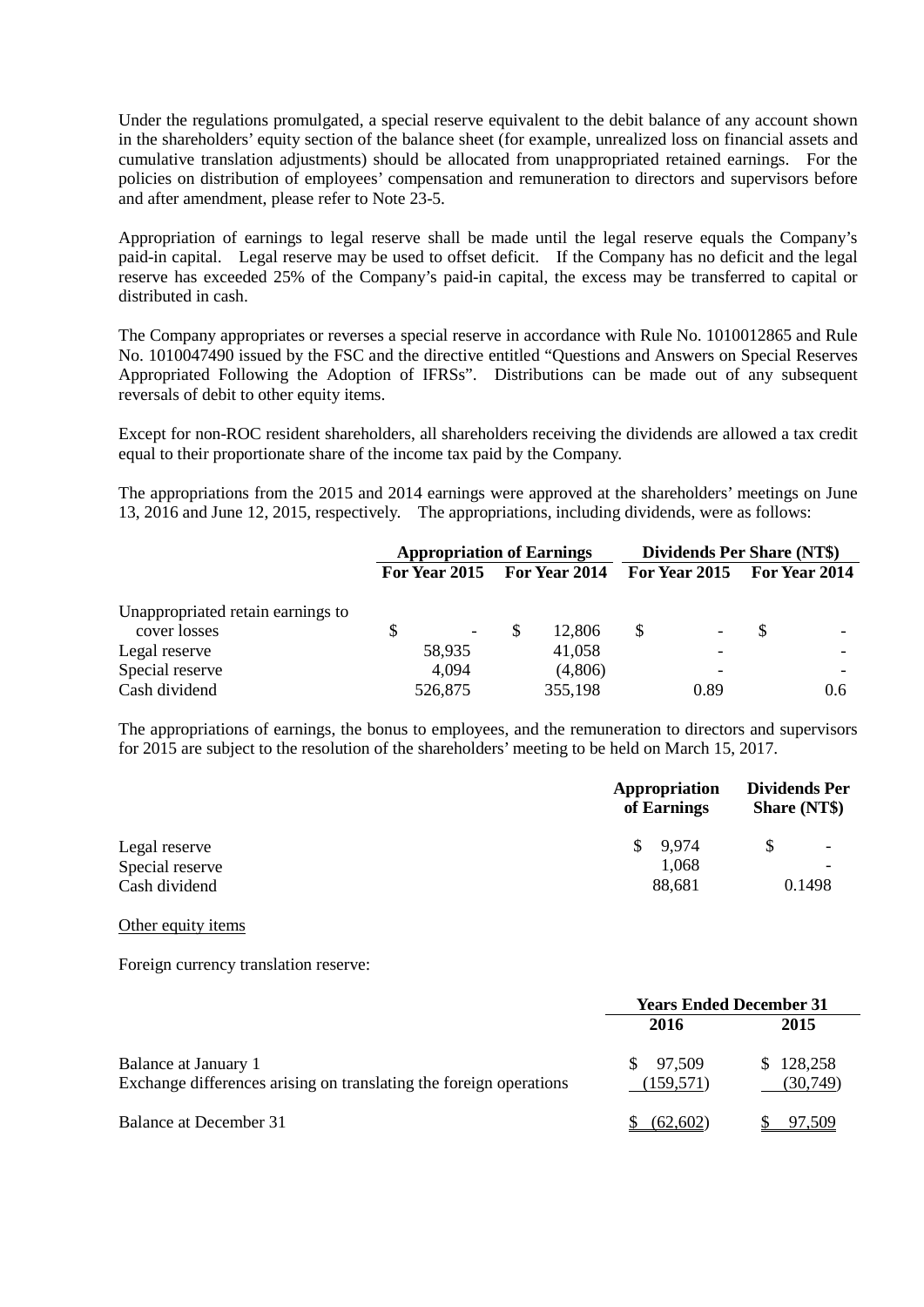Under the regulations promulgated, a special reserve equivalent to the debit balance of any account shown in the shareholders' equity section of the balance sheet (for example, unrealized loss on financial assets and cumulative translation adjustments) should be allocated from unappropriated retained earnings. For the policies on distribution of employees' compensation and remuneration to directors and supervisors before and after amendment, please refer to Note 23-5.

Appropriation of earnings to legal reserve shall be made until the legal reserve equals the Company's paid-in capital. Legal reserve may be used to offset deficit. If the Company has no deficit and the legal reserve has exceeded 25% of the Company's paid-in capital, the excess may be transferred to capital or distributed in cash.

The Company appropriates or reverses a special reserve in accordance with Rule No. 1010012865 and Rule No. 1010047490 issued by the FSC and the directive entitled "Questions and Answers on Special Reserves Appropriated Following the Adoption of IFRSs". Distributions can be made out of any subsequent reversals of debit to other equity items.

Except for non-ROC resident shareholders, all shareholders receiving the dividends are allowed a tax credit equal to their proportionate share of the income tax paid by the Company.

The appropriations from the 2015 and 2014 earnings were approved at the shareholders' meetings on June 13, 2016 and June 12, 2015, respectively. The appropriations, including dividends, were as follows:

| | Appropriation of Earnings | | Dividends Per Share (NT$) | |
|---|---|---|---|---|
| | For Year 2015 | For Year 2014 | For Year 2015 | For Year 2014 |
| Unappropriated retain earnings to cover losses | $ - | $ 12,806 | $ - | $ - |
| Legal reserve | 58,935 | 41,058 | - | - |
| Special reserve | 4,094 | (4,806) | - | - |
| Cash dividend | 526,875 | 355,198 | 0.89 | 0.6 |

The appropriations of earnings, the bonus to employees, and the remuneration to directors and supervisors for 2015 are subject to the resolution of the shareholders' meeting to be held on March 15, 2017.

| | Appropriation of Earnings | Dividends Per Share (NT$) |
|---|---|---|
| Legal reserve | $ 9,974 | $ - |
| Special reserve | 1,068 | - |
| Cash dividend | 88,681 | 0.1498 |

Other equity items

Foreign currency translation reserve:

| | Years Ended December 31 | |
|---|---|---|
| | 2016 | 2015 |
| Balance at January 1 | $ 97,509 | $ 128,258 |
| Exchange differences arising on translating the foreign operations | (159,571) | (30,749) |
| Balance at December 31 | $ (62,602) | $ 97,509 |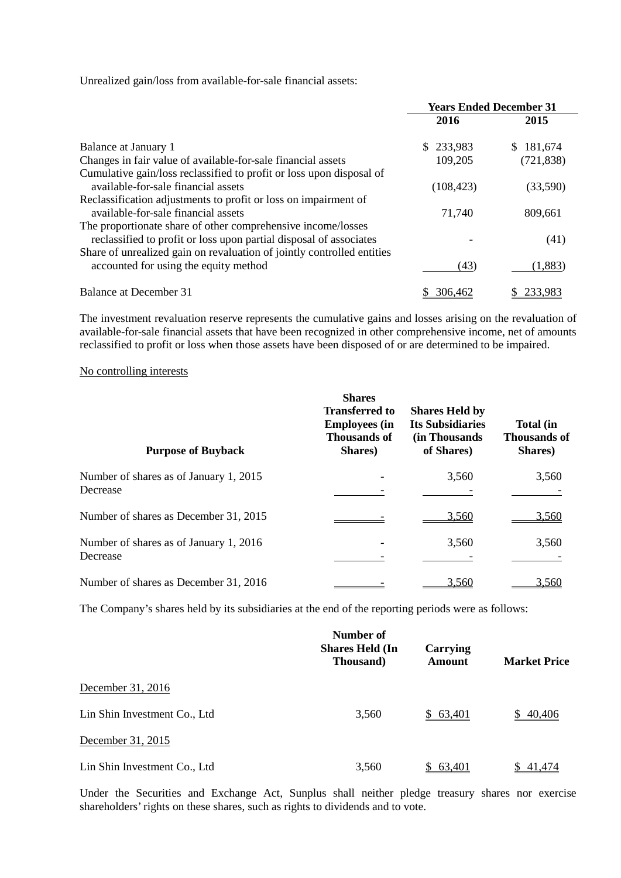Unrealized gain/loss from available-for-sale financial assets:

| | Years Ended December 31 | |
|---|---|---|
| | 2016 | 2015 |
| Balance at January 1 | $ 233,983 | $ 181,674 |
| Changes in fair value of available-for-sale financial assets | 109,205 | (721,838) |
| Cumulative gain/loss reclassified to profit or loss upon disposal of available-for-sale financial assets | (108,423) | (33,590) |
| Reclassification adjustments to profit or loss on impairment of available-for-sale financial assets | 71,740 | 809,661 |
| The proportionate share of other comprehensive income/losses reclassified to profit or loss upon partial disposal of associates | - | (41) |
| Share of unrealized gain on revaluation of jointly controlled entities accounted for using the equity method | (43) | (1,883) |
| Balance at December 31 | $ 306,462 | $ 233,983 |

The investment revaluation reserve represents the cumulative gains and losses arising on the revaluation of available-for-sale financial assets that have been recognized in other comprehensive income, net of amounts reclassified to profit or loss when those assets have been disposed of or are determined to be impaired.

No controlling interests

| Purpose of Buyback | Shares Transferred to Employees (in Thousands of Shares) | Shares Held by Its Subsidiaries (in Thousands of Shares) | Total (in Thousands of Shares) |
|---|---|---|---|
| Number of shares as of January 1, 2015 | - | 3,560 | 3,560 |
| Decrease | - | - | - |
| Number of shares as December 31, 2015 | - | 3,560 | 3,560 |
| Number of shares as of January 1, 2016 | - | 3,560 | 3,560 |
| Decrease | - | - | - |
| Number of shares as December 31, 2016 | - | 3,560 | 3,560 |

The Company's shares held by its subsidiaries at the end of the reporting periods were as follows:

| | Number of Shares Held (In Thousand) | Carrying Amount | Market Price |
|---|---|---|---|
| December 31, 2016 | | | |
| Lin Shin Investment Co., Ltd | 3,560 | $ 63,401 | $ 40,406 |
| December 31, 2015 | | | |
| Lin Shin Investment Co., Ltd | 3,560 | $ 63,401 | $ 41,474 |

Under the Securities and Exchange Act, Sunplus shall neither pledge treasury shares nor exercise shareholders' rights on these shares, such as rights to dividends and to vote.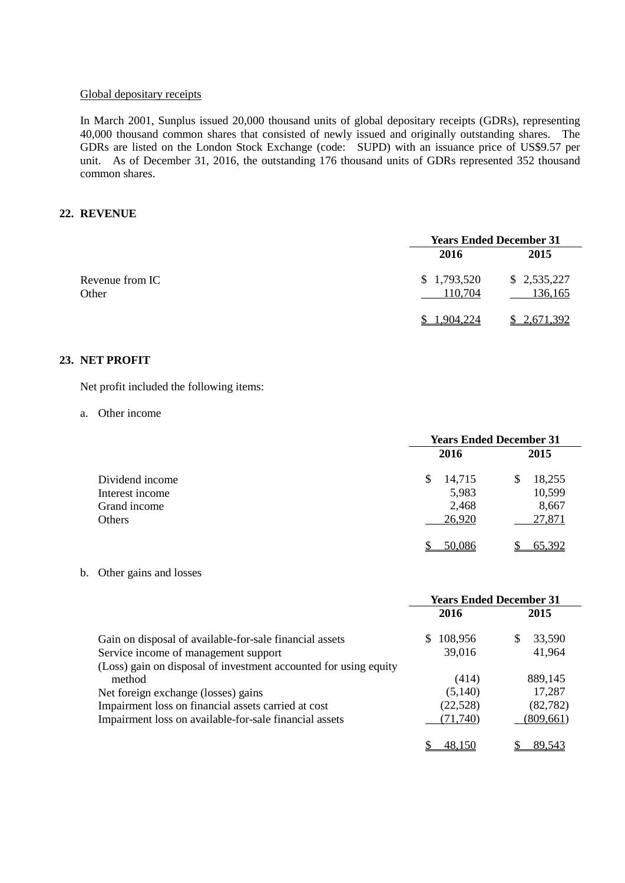Global depositary receipts

In March 2001, Sunplus issued 20,000 thousand units of global depositary receipts (GDRs), representing 40,000 thousand common shares that consisted of newly issued and originally outstanding shares. The GDRs are listed on the London Stock Exchange (code: SUPD) with an issuance price of US$9.57 per unit. As of December 31, 2016, the outstanding 176 thousand units of GDRs represented 352 thousand common shares.

## 22. REVENUE

| | Years Ended December 31 | |
|---|---|---|
| | 2016 | 2015 |
| Revenue from IC | $ 1,793,520 | $ 2,535,227 |
| Other | 110,704 | 136,165 |
| | $ 1,904,224 | $ 2,671,392 |

## 23. NET PROFIT

Net profit included the following items:

a. Other income

| | Years Ended December 31 | |
|---|---|---|
| | 2016 | 2015 |
| Dividend income | $ 14,715 | $ 18,255 |
| Interest income | 5,983 | 10,599 |
| Grand income | 2,468 | 8,667 |
| Others | 26,920 | 27,871 |
| | $ 50,086 | $ 65,392 |

b. Other gains and losses

| | Years Ended December 31 | |
|---|---|---|
| | 2016 | 2015 |
| Gain on disposal of available-for-sale financial assets | $ 108,956 | $ 33,590 |
| Service income of management support | 39,016 | 41,964 |
| (Loss) gain on disposal of investment accounted for using equity method | (414) | 889,145 |
| Net foreign exchange (losses) gains | (5,140) | 17,287 |
| Impairment loss on financial assets carried at cost | (22,528) | (82,782) |
| Impairment loss on available-for-sale financial assets | (71,740) | (809,661) |
| | $ 48,150 | $ 89,543 |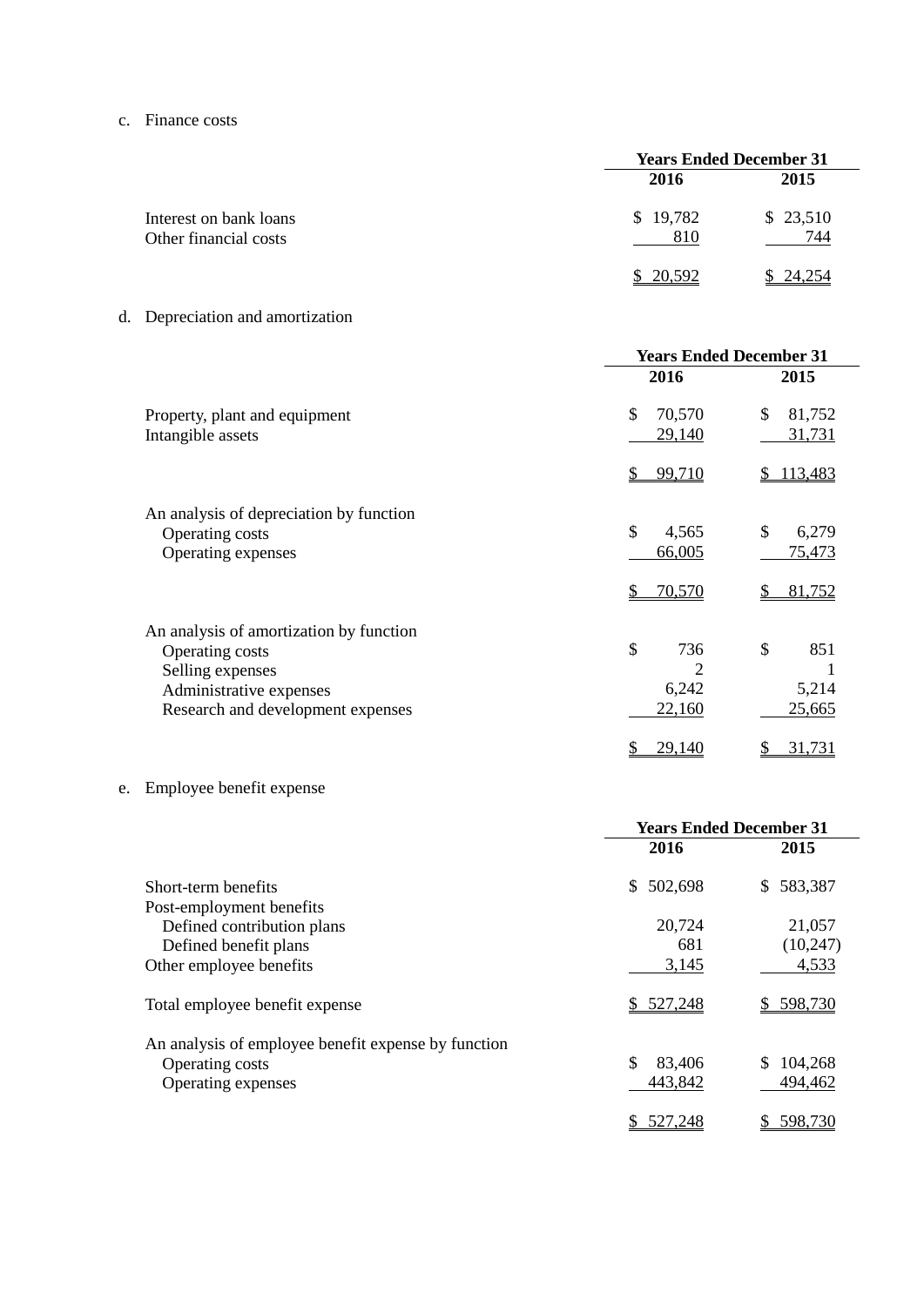c. Finance costs

| | Years Ended December 31 | |
|---|---|---|
| | 2016 | 2015 |
| Interest on bank loans | $ 19,782 | $ 23,510 |
| Other financial costs | 810 | 744 |
| | $ 20,592 | $ 24,254 |

d. Depreciation and amortization

| | Years Ended December 31 | |
|---|---|---|
| | 2016 | 2015 |
| Property, plant and equipment | $ 70,570 | $ 81,752 |
| Intangible assets | 29,140 | 31,731 |
| | $ 99,710 | $ 113,483 |
| An analysis of depreciation by function | | |
| Operating costs | $ 4,565 | $ 6,279 |
| Operating expenses | 66,005 | 75,473 |
| | $ 70,570 | $ 81,752 |
| An analysis of amortization by function | | |
| Operating costs | $ 736 | $ 851 |
| Selling expenses | 2 | 1 |
| Administrative expenses | 6,242 | 5,214 |
| Research and development expenses | 22,160 | 25,665 |
| | $ 29,140 | $ 31,731 |

e. Employee benefit expense

| | Years Ended December 31 | |
|---|---|---|
| | 2016 | 2015 |
| Short-term benefits | $ 502,698 | $ 583,387 |
| Post-employment benefits | | |
| Defined contribution plans | 20,724 | 21,057 |
| Defined benefit plans | 681 | (10,247) |
| Other employee benefits | 3,145 | 4,533 |
| Total employee benefit expense | $ 527,248 | $ 598,730 |
| An analysis of employee benefit expense by function | | |
| Operating costs | $ 83,406 | $ 104,268 |
| Operating expenses | 443,842 | 494,462 |
| | $ 527,248 | $ 598,730 |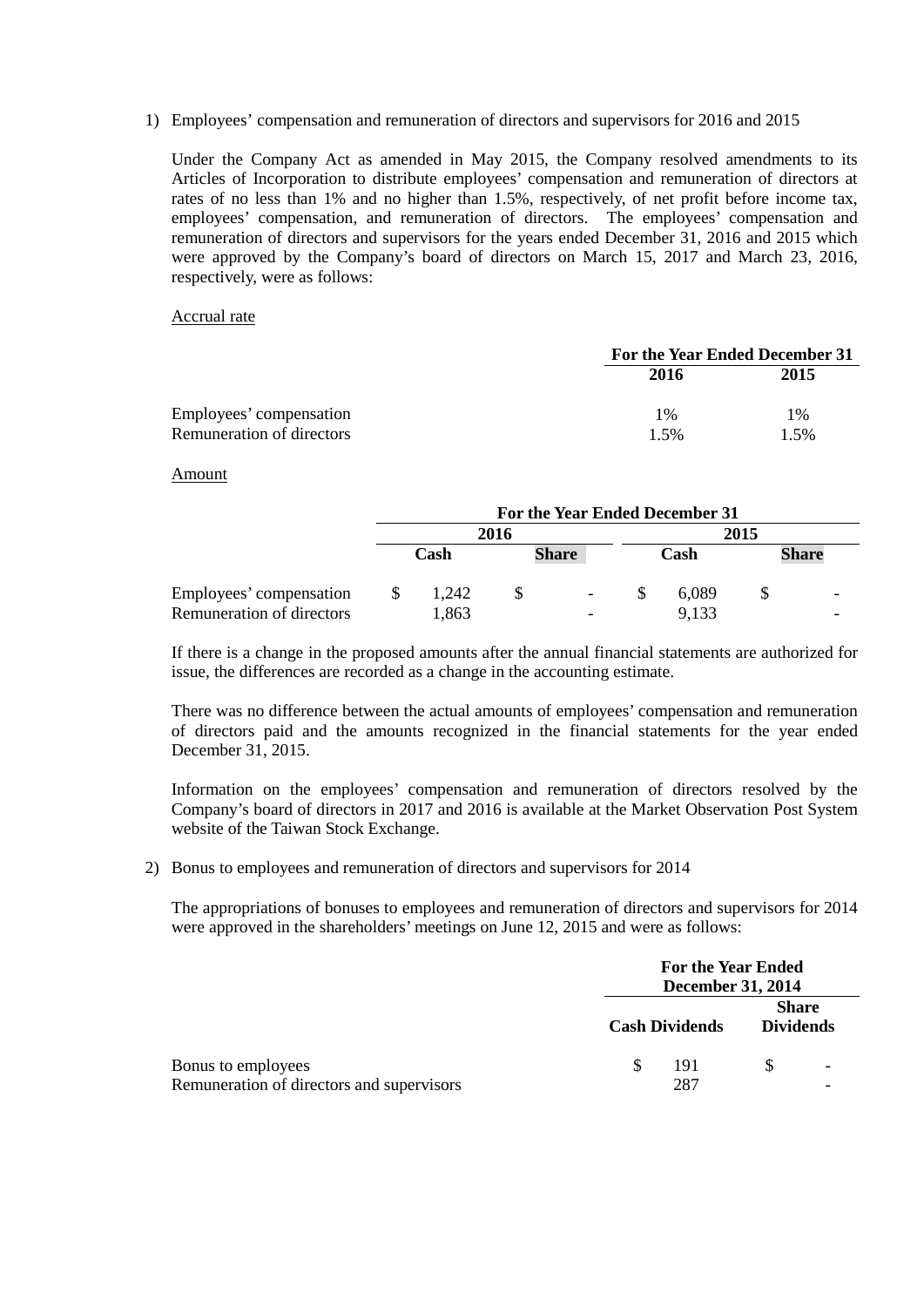1) Employees' compensation and remuneration of directors and supervisors for 2016 and 2015

Under the Company Act as amended in May 2015, the Company resolved amendments to its Articles of Incorporation to distribute employees' compensation and remuneration of directors at rates of no less than 1% and no higher than 1.5%, respectively, of net profit before income tax, employees' compensation, and remuneration of directors. The employees' compensation and remuneration of directors and supervisors for the years ended December 31, 2016 and 2015 which were approved by the Company's board of directors on March 15, 2017 and March 23, 2016, respectively, were as follows:

Accrual rate

| | For the Year Ended December 31 | |
|---|---|---|
| | 2016 | 2015 |
| Employees' compensation | 1% | 1% |
| Remuneration of directors | 1.5% | 1.5% |

Amount

| | For the Year Ended December 31 | | | |
|---|---|---|---|---|
| | 2016 | | 2015 | |
| | Cash | Share | Cash | Share |
| Employees' compensation | $ 1,242 | $ - | $ 6,089 | $ - |
| Remuneration of directors | 1,863 | - | 9,133 | - |

If there is a change in the proposed amounts after the annual financial statements are authorized for issue, the differences are recorded as a change in the accounting estimate.

There was no difference between the actual amounts of employees' compensation and remuneration of directors paid and the amounts recognized in the financial statements for the year ended December 31, 2015.

Information on the employees' compensation and remuneration of directors resolved by the Company's board of directors in 2017 and 2016 is available at the Market Observation Post System website of the Taiwan Stock Exchange.

2) Bonus to employees and remuneration of directors and supervisors for 2014

The appropriations of bonuses to employees and remuneration of directors and supervisors for 2014 were approved in the shareholders' meetings on June 12, 2015 and were as follows:

| | For the Year Ended December 31, 2014 | |
|---|---|---|
| | Cash Dividends | Share Dividends |
| Bonus to employees | $ 191 | $ - |
| Remuneration of directors and supervisors | 287 | - |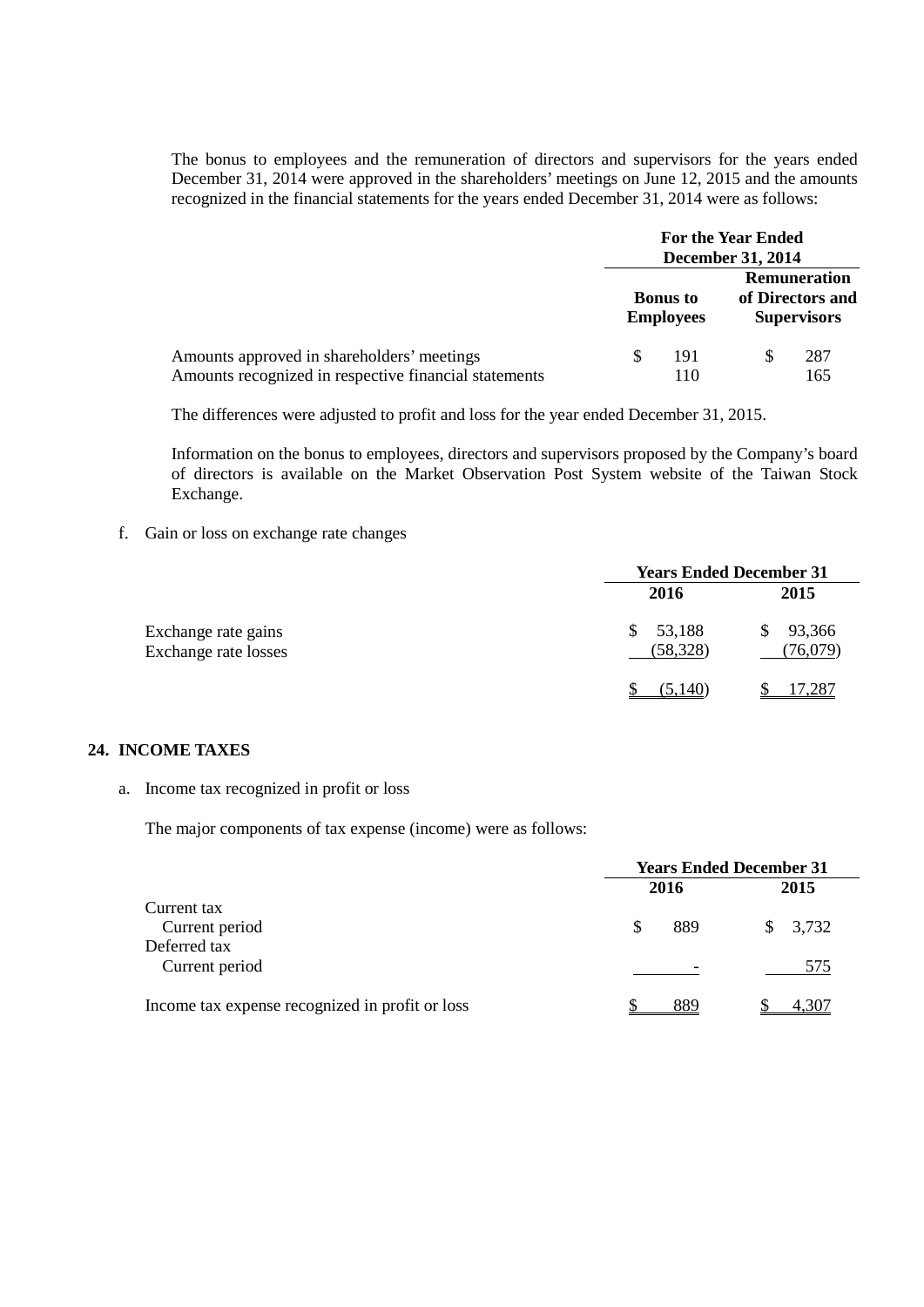The bonus to employees and the remuneration of directors and supervisors for the years ended December 31, 2014 were approved in the shareholders' meetings on June 12, 2015 and the amounts recognized in the financial statements for the years ended December 31, 2014 were as follows:

| | For the Year Ended December 31, 2014 | |
|---|---|---|
| | Bonus to Employees | Remuneration of Directors and Supervisors |
| Amounts approved in shareholders' meetings | $ 191 | $ 287 |
| Amounts recognized in respective financial statements | 110 | 165 |

The differences were adjusted to profit and loss for the year ended December 31, 2015.

Information on the bonus to employees, directors and supervisors proposed by the Company's board of directors is available on the Market Observation Post System website of the Taiwan Stock Exchange.

f. Gain or loss on exchange rate changes

| | Years Ended December 31 | |
|---|---|---|
| | 2016 | 2015 |
| Exchange rate gains | $ 53,188 | $ 93,366 |
| Exchange rate losses | (58,328) | (76,079) |
| | $ (5,140) | $ 17,287 |

## 24. INCOME TAXES

a. Income tax recognized in profit or loss

The major components of tax expense (income) were as follows:

| | Years Ended December 31 | |
|---|---|---|
| | 2016 | 2015 |
| Current tax | | |
| Current period | $ 889 | $ 3,732 |
| Deferred tax | | |
| Current period | - | 575 |
| Income tax expense recognized in profit or loss | $ 889 | $ 4,307 |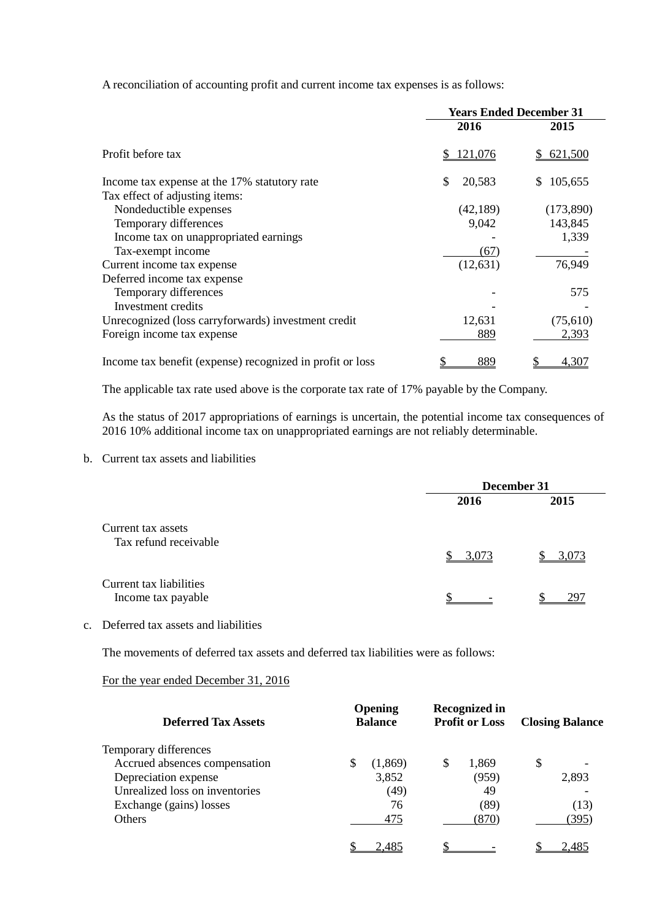A reconciliation of accounting profit and current income tax expenses is as follows:

| | Years Ended December 31 | |
|---|---|---|
| | 2016 | 2015 |
| Profit before tax | $ 121,076 | $ 621,500 |
| Income tax expense at the 17% statutory rate | $ 20,583 | $ 105,655 |
| Tax effect of adjusting items: | | |
| Nondeductible expenses | (42,189) | (173,890) |
| Temporary differences | 9,042 | 143,845 |
| Income tax on unappropriated earnings | - | 1,339 |
| Tax-exempt income | (67) | - |
| Current income tax expense | (12,631) | 76,949 |
| Deferred income tax expense | | |
| Temporary differences | - | 575 |
| Investment credits | - | - |
| Unrecognized (loss carryforwards) investment credit | 12,631 | (75,610) |
| Foreign income tax expense | 889 | 2,393 |
| Income tax benefit (expense) recognized in profit or loss | $ 889 | $ 4,307 |

The applicable tax rate used above is the corporate tax rate of 17% payable by the Company.

As the status of 2017 appropriations of earnings is uncertain, the potential income tax consequences of 2016 10% additional income tax on unappropriated earnings are not reliably determinable.

b. Current tax assets and liabilities

| | December 31 | |
|---|---|---|
| | 2016 | 2015 |
| Current tax assets | | |
| Tax refund receivable | $ 3,073 | $ 3,073 |
| Current tax liabilities | | |
| Income tax payable | $ - | $ 297 |

c. Deferred tax assets and liabilities

The movements of deferred tax assets and deferred tax liabilities were as follows:

For the year ended December 31, 2016

| Deferred Tax Assets | Opening Balance | Recognized in Profit or Loss | Closing Balance |
|---|---|---|---|
| Temporary differences | | | |
| Accrued absences compensation | $ (1,869) | $ 1,869 | $ - |
| Depreciation expense | 3,852 | (959) | 2,893 |
| Unrealized loss on inventories | (49) | 49 | - |
| Exchange (gains) losses | 76 | (89) | (13) |
| Others | 475 | (870) | (395) |
| | $ 2,485 | $ - | $ 2,485 |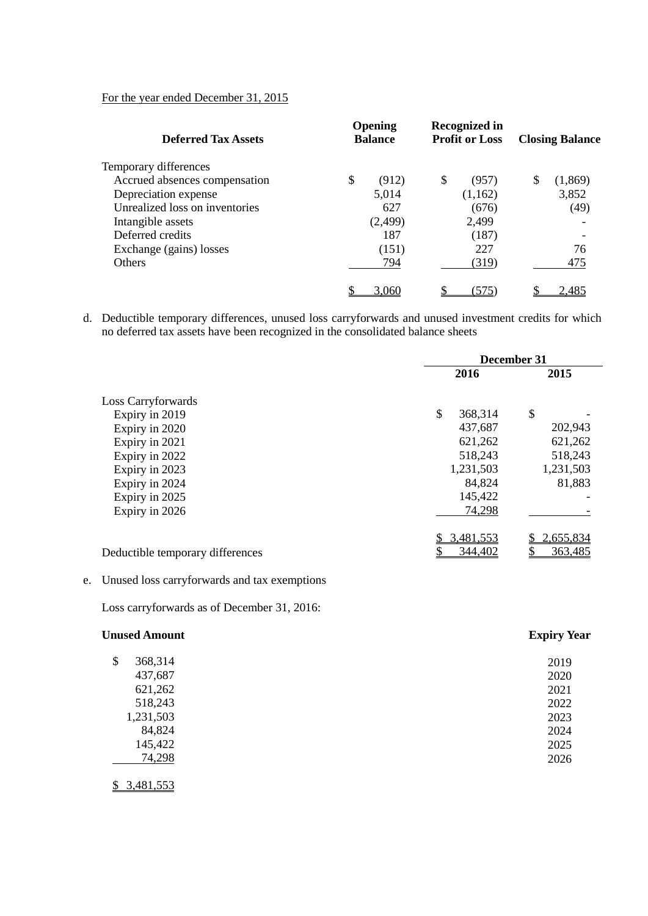For the year ended December 31, 2015

| Deferred Tax Assets | Opening Balance | Recognized in Profit or Loss | Closing Balance |
|---|---|---|---|
| Temporary differences | | | |
| Accrued absences compensation | $ (912) | $ (957) | $ (1,869) |
| Depreciation expense | 5,014 | (1,162) | 3,852 |
| Unrealized loss on inventories | 627 | (676) | (49) |
| Intangible assets | (2,499) | 2,499 | - |
| Deferred credits | 187 | (187) | - |
| Exchange (gains) losses | (151) | 227 | 76 |
| Others | 794 | (319) | 475 |
| | $ 3,060 | $ (575) | $ 2,485 |

d. Deductible temporary differences, unused loss carryforwards and unused investment credits for which no deferred tax assets have been recognized in the consolidated balance sheets

| | December 31 | |
|---|---|---|
| | 2016 | 2015 |
| Loss Carryforwards | | |
| Expiry in 2019 | $ 368,314 | $ - |
| Expiry in 2020 | 437,687 | 202,943 |
| Expiry in 2021 | 621,262 | 621,262 |
| Expiry in 2022 | 518,243 | 518,243 |
| Expiry in 2023 | 1,231,503 | 1,231,503 |
| Expiry in 2024 | 84,824 | 81,883 |
| Expiry in 2025 | 145,422 | - |
| Expiry in 2026 | 74,298 | - |
| | $ 3,481,553 | $ 2,655,834 |
| Deductible temporary differences | $ 344,402 | $ 363,485 |

e. Unused loss carryforwards and tax exemptions

Loss carryforwards as of December 31, 2016:

| Unused Amount | Expiry Year |
|---|---|
| $ 368,314 | 2019 |
| 437,687 | 2020 |
| 621,262 | 2021 |
| 518,243 | 2022 |
| 1,231,503 | 2023 |
| 84,824 | 2024 |
| 145,422 | 2025 |
| 74,298 | 2026 |
| $ 3,481,553 | |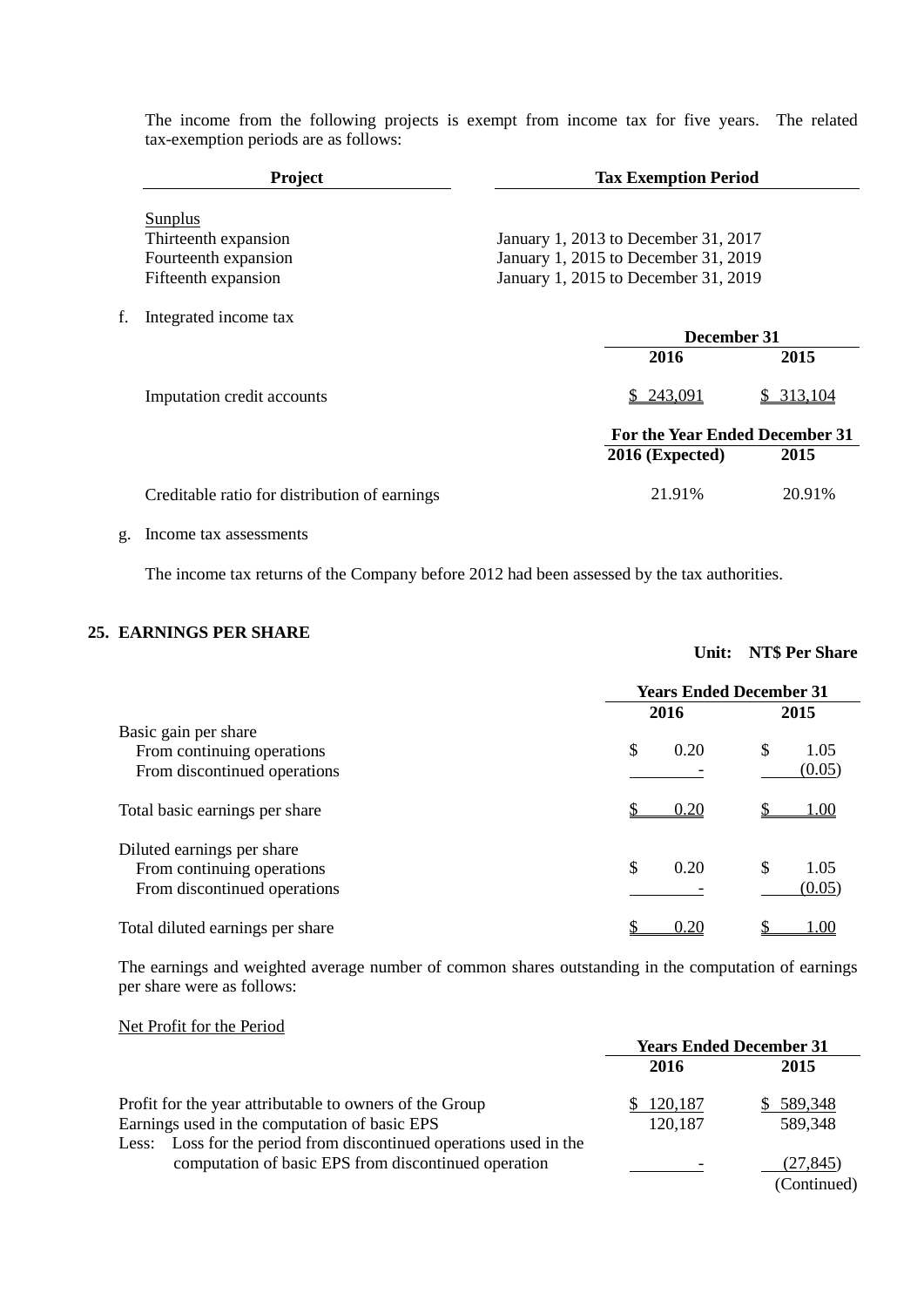The income from the following projects is exempt from income tax for five years. The related tax-exemption periods are as follows:

| Project | Tax Exemption Period |
|---|---|
| Sunplus | |
| Thirteenth expansion | January 1, 2013 to December 31, 2017 |
| Fourteenth expansion | January 1, 2015 to December 31, 2019 |
| Fifteenth expansion | January 1, 2015 to December 31, 2019 |

f. Integrated income tax

| | December 31 | |
|---|---|---|
| | 2016 | 2015 |
| Imputation credit accounts | $ 243,091 | $ 313,104 |

| | For the Year Ended December 31 | |
|---|---|---|
| | 2016 (Expected) | 2015 |
| Creditable ratio for distribution of earnings | 21.91% | 20.91% |

g. Income tax assessments

The income tax returns of the Company before 2012 had been assessed by the tax authorities.

## 25. EARNINGS PER SHARE

**Unit: NT$ Per Share**

| | Years Ended December 31 | |
|---|---|---|
| | 2016 | 2015 |
| Basic gain per share | | |
| From continuing operations | $ 0.20 | $ 1.05 |
| From discontinued operations | - | (0.05) |
| Total basic earnings per share | $ 0.20 | $ 1.00 |
| Diluted earnings per share | | |
| From continuing operations | $ 0.20 | $ 1.05 |
| From discontinued operations | - | (0.05) |
| Total diluted earnings per share | $ 0.20 | $ 1.00 |

The earnings and weighted average number of common shares outstanding in the computation of earnings per share were as follows:

Net Profit for the Period

| | Years Ended December 31 | |
|---|---|---|
| | 2016 | 2015 |
| Profit for the year attributable to owners of the Group | $ 120,187 | $ 589,348 |
| Earnings used in the computation of basic EPS | 120,187 | 589,348 |
| Less: Loss for the period from discontinued operations used in the computation of basic EPS from discontinued operation | - | (27,845) |

(Continued)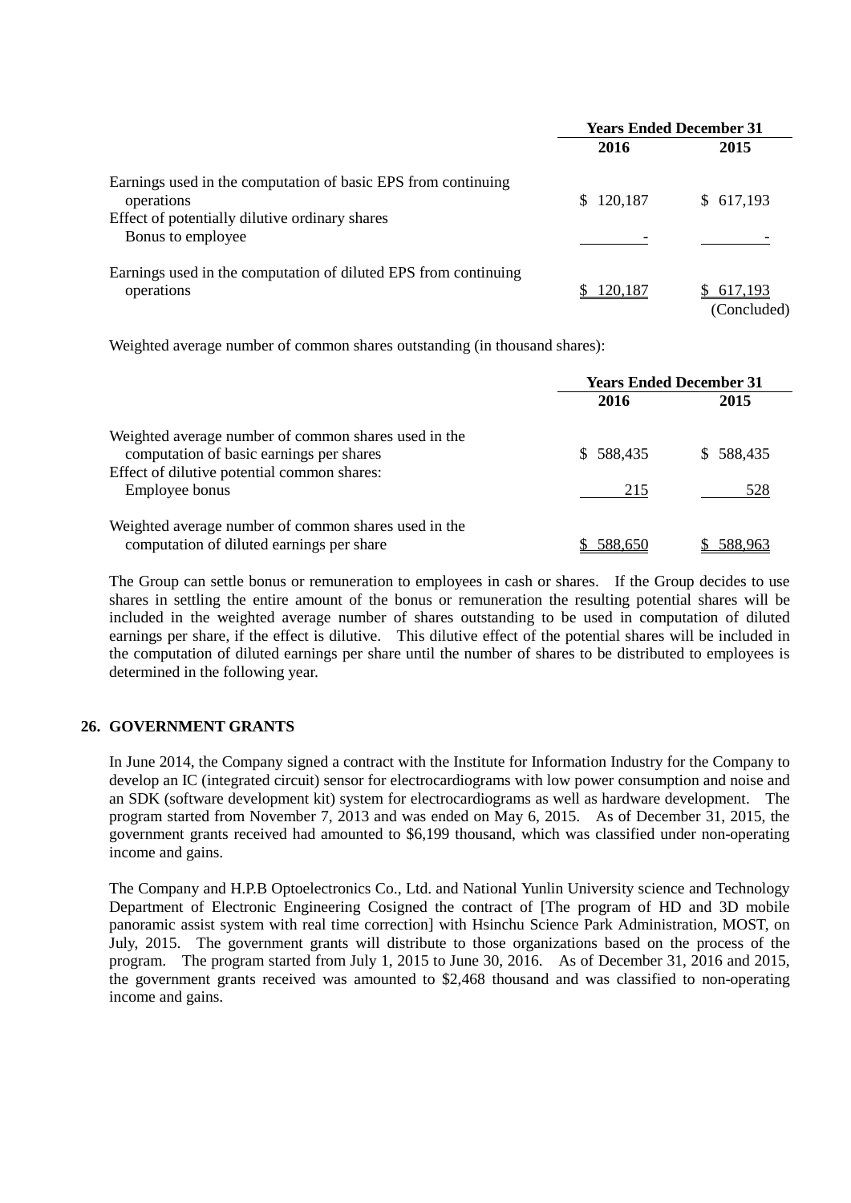| | Years Ended December 31 | |
|---|---|---|
| | 2016 | 2015 |
| Earnings used in the computation of basic EPS from continuing operations | $ 120,187 | $ 617,193 |
| Effect of potentially dilutive ordinary shares | | |
| Bonus to employee | - | - |
| Earnings used in the computation of diluted EPS from continuing operations | $ 120,187 | $ 617,193 |

(Concluded)

Weighted average number of common shares outstanding (in thousand shares):

| | Years Ended December 31 | |
|---|---|---|
| | 2016 | 2015 |
| Weighted average number of common shares used in the computation of basic earnings per shares | $ 588,435 | $ 588,435 |
| Effect of dilutive potential common shares: | | |
| Employee bonus | 215 | 528 |
| Weighted average number of common shares used in the computation of diluted earnings per share | $ 588,650 | $ 588,963 |

The Group can settle bonus or remuneration to employees in cash or shares. If the Group decides to use shares in settling the entire amount of the bonus or remuneration the resulting potential shares will be included in the weighted average number of shares outstanding to be used in computation of diluted earnings per share, if the effect is dilutive. This dilutive effect of the potential shares will be included in the computation of diluted earnings per share until the number of shares to be distributed to employees is determined in the following year.

## 26. GOVERNMENT GRANTS

In June 2014, the Company signed a contract with the Institute for Information Industry for the Company to develop an IC (integrated circuit) sensor for electrocardiograms with low power consumption and noise and an SDK (software development kit) system for electrocardiograms as well as hardware development. The program started from November 7, 2013 and was ended on May 6, 2015. As of December 31, 2015, the government grants received had amounted to $6,199 thousand, which was classified under non-operating income and gains.

The Company and H.P.B Optoelectronics Co., Ltd. and National Yunlin University science and Technology Department of Electronic Engineering Cosigned the contract of [The program of HD and 3D mobile panoramic assist system with real time correction] with Hsinchu Science Park Administration, MOST, on July, 2015. The government grants will distribute to those organizations based on the process of the program. The program started from July 1, 2015 to June 30, 2016. As of December 31, 2016 and 2015, the government grants received was amounted to $2,468 thousand and was classified to non-operating income and gains.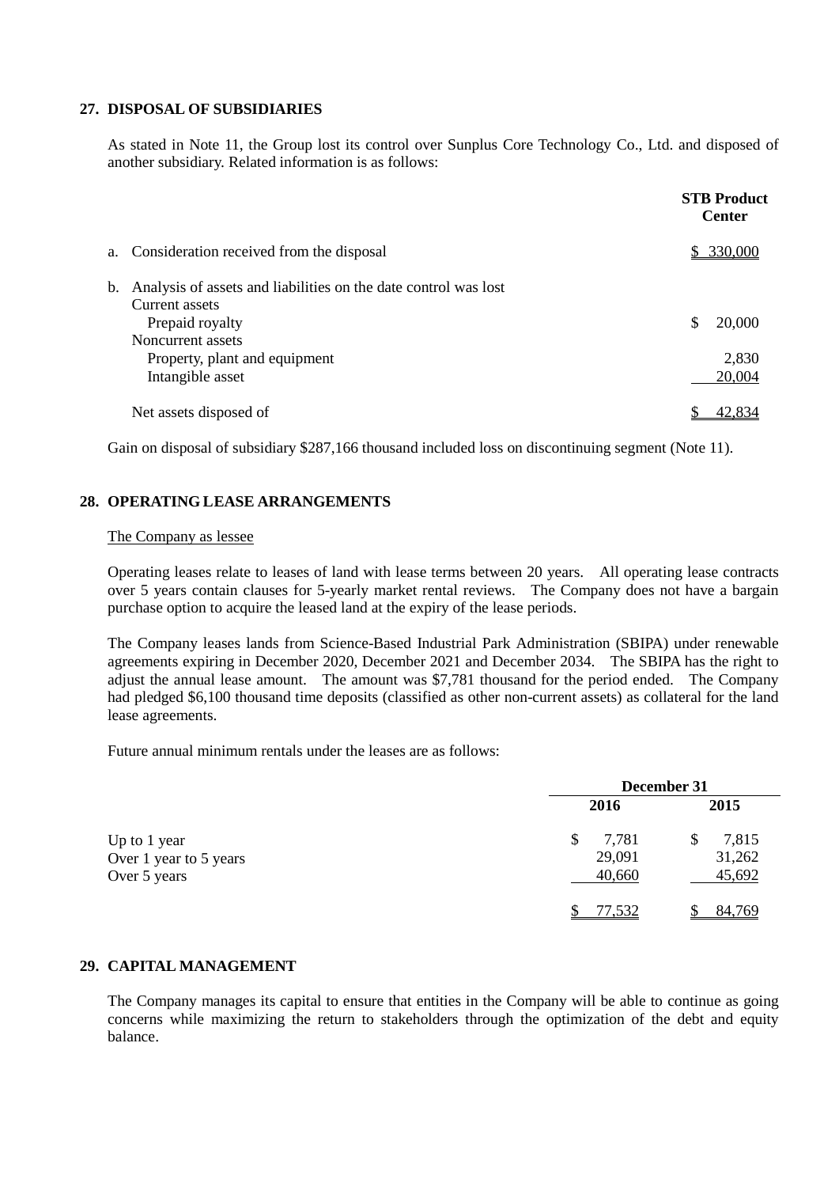## 27. DISPOSAL OF SUBSIDIARIES

As stated in Note 11, the Group lost its control over Sunplus Core Technology Co., Ltd. and disposed of another subsidiary. Related information is as follows:

| | STB Product Center |
|---|---|
| a. Consideration received from the disposal | $ 330,000 |
| b. Analysis of assets and liabilities on the date control was lost | |
| Current assets | |
| Prepaid royalty | $ 20,000 |
| Noncurrent assets | |
| Property, plant and equipment | 2,830 |
| Intangible asset | 20,004 |
| Net assets disposed of | $ 42,834 |

Gain on disposal of subsidiary $287,166 thousand included loss on discontinuing segment (Note 11).

## 28. OPERATING LEASE ARRANGEMENTS

The Company as lessee

Operating leases relate to leases of land with lease terms between 20 years. All operating lease contracts over 5 years contain clauses for 5-yearly market rental reviews. The Company does not have a bargain purchase option to acquire the leased land at the expiry of the lease periods.

The Company leases lands from Science-Based Industrial Park Administration (SBIPA) under renewable agreements expiring in December 2020, December 2021 and December 2034. The SBIPA has the right to adjust the annual lease amount. The amount was $7,781 thousand for the period ended. The Company had pledged $6,100 thousand time deposits (classified as other non-current assets) as collateral for the land lease agreements.

Future annual minimum rentals under the leases are as follows:

| | December 31 | |
|---|---|---|
| | 2016 | 2015 |
| Up to 1 year | $ 7,781 | $ 7,815 |
| Over 1 year to 5 years | 29,091 | 31,262 |
| Over 5 years | 40,660 | 45,692 |
| | $ 77,532 | $ 84,769 |

## 29. CAPITAL MANAGEMENT

The Company manages its capital to ensure that entities in the Company will be able to continue as going concerns while maximizing the return to stakeholders through the optimization of the debt and equity balance.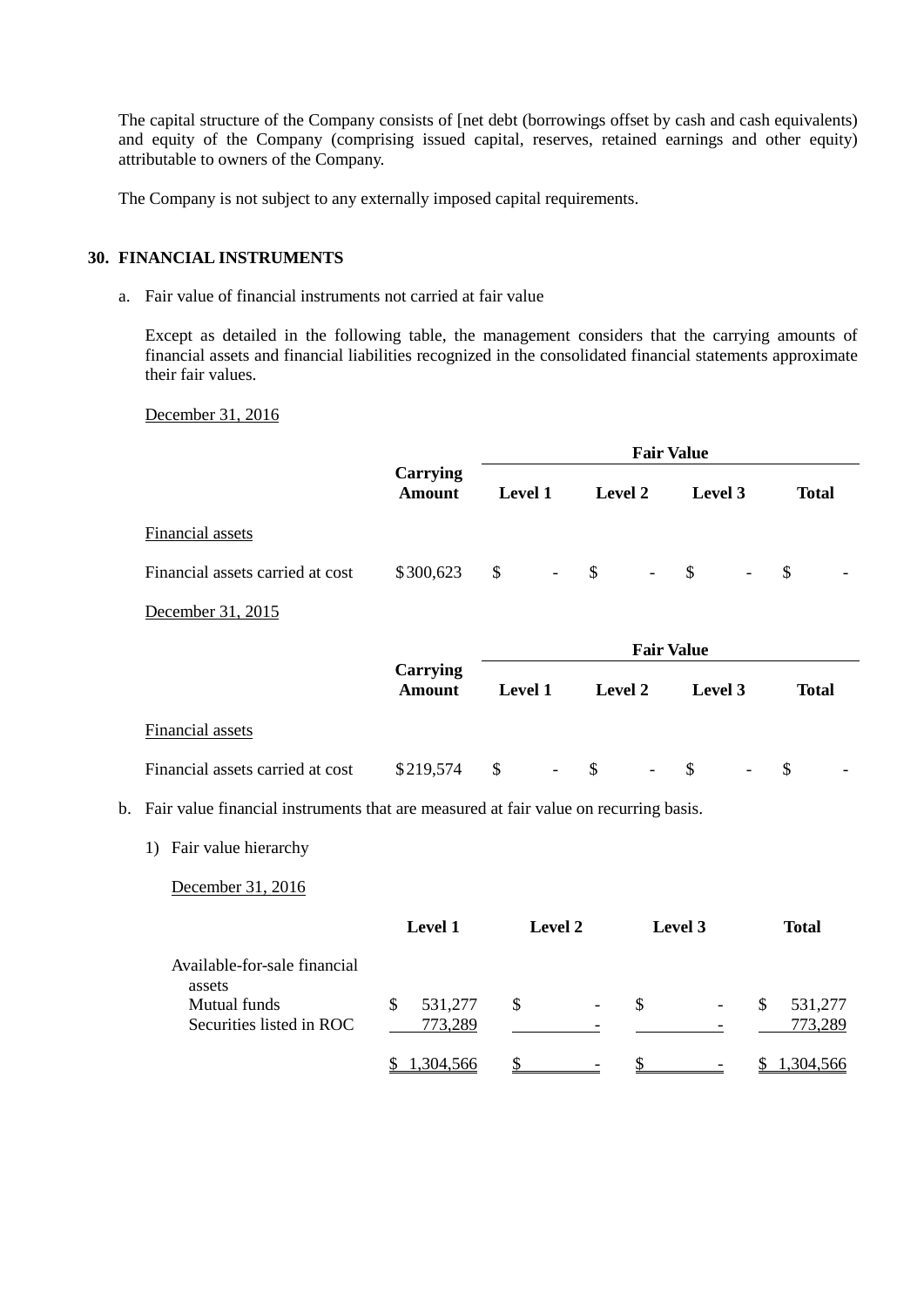The capital structure of the Company consists of [net debt (borrowings offset by cash and cash equivalents) and equity of the Company (comprising issued capital, reserves, retained earnings and other equity) attributable to owners of the Company.

The Company is not subject to any externally imposed capital requirements.

## 30. FINANCIAL INSTRUMENTS

a. Fair value of financial instruments not carried at fair value

Except as detailed in the following table, the management considers that the carrying amounts of financial assets and financial liabilities recognized in the consolidated financial statements approximate their fair values.

December 31, 2016

| | Carrying Amount | Fair Value | | | |
|---|---|---|---|---|---|
| | | Level 1 | Level 2 | Level 3 | Total |
| Financial assets | | | | | |
| Financial assets carried at cost | $300,623 | $ - | $ - | $ - | $ - |

December 31, 2015

| | Carrying Amount | Fair Value | | | |
|---|---|---|---|---|---|
| | | Level 1 | Level 2 | Level 3 | Total |
| Financial assets | | | | | |
| Financial assets carried at cost | $219,574 | $ - | $ - | $ - | $ - |

b. Fair value financial instruments that are measured at fair value on recurring basis.

1) Fair value hierarchy

December 31, 2016

| | Level 1 | Level 2 | Level 3 | Total |
|---|---|---|---|---|
| Available-for-sale financial assets | | | | |
| Mutual funds | $ 531,277 | $ - | $ - | $ 531,277 |
| Securities listed in ROC | 773,289 | - | - | 773,289 |
| | $ 1,304,566 | $ - | $ - | $ 1,304,566 |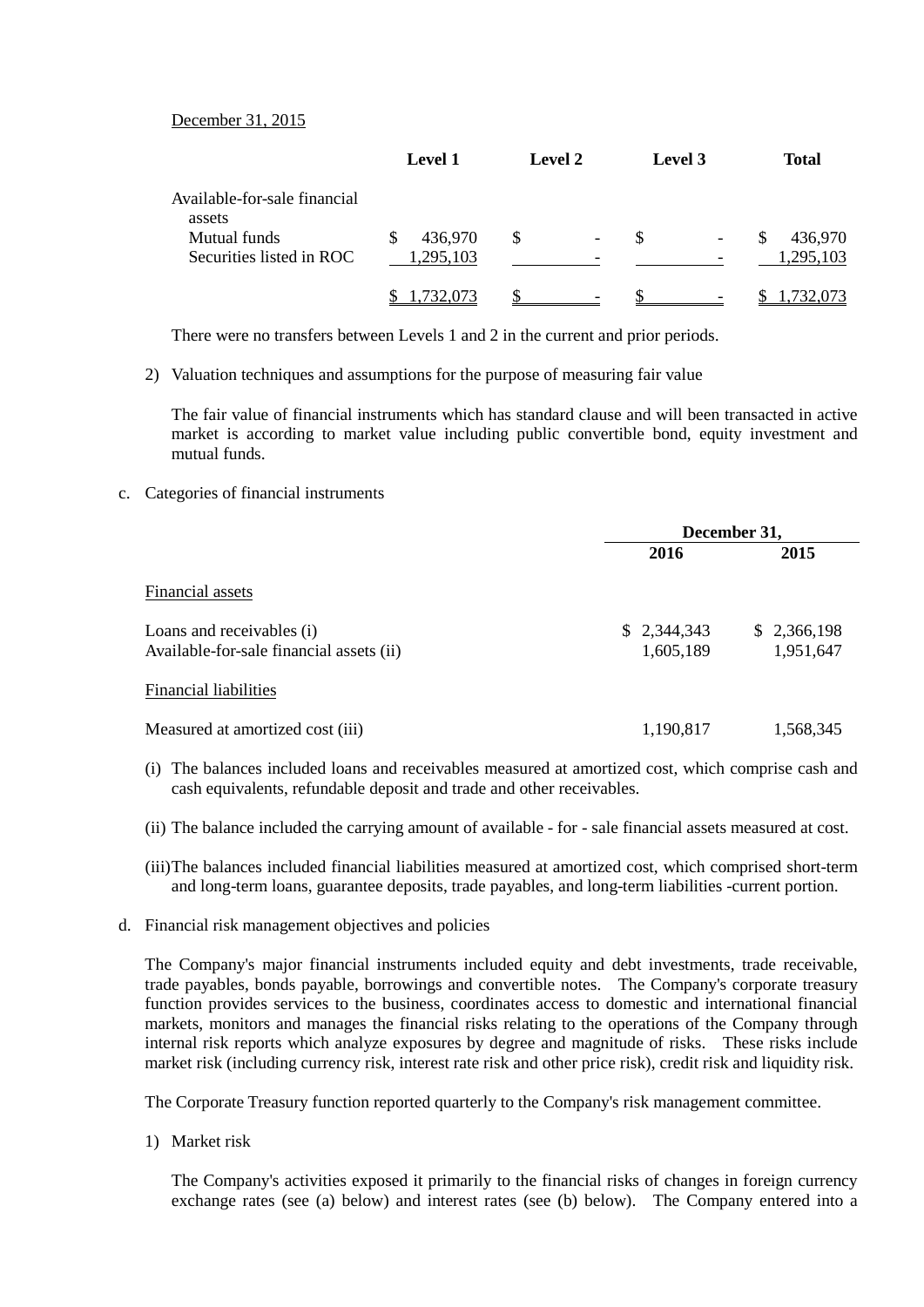December 31, 2015

| | Level 1 | Level 2 | Level 3 | Total |
|---|---|---|---|---|
| Available-for-sale financial assets | | | | |
| Mutual funds | $ 436,970 | $ - | $ - | $ 436,970 |
| Securities listed in ROC | 1,295,103 | - | - | 1,295,103 |
| | $ 1,732,073 | $ - | $ - | $ 1,732,073 |

There were no transfers between Levels 1 and 2 in the current and prior periods.

2) Valuation techniques and assumptions for the purpose of measuring fair value

The fair value of financial instruments which has standard clause and will been transacted in active market is according to market value including public convertible bond, equity investment and mutual funds.

c. Categories of financial instruments

| | December 31, 2016 | December 31, 2015 |
|---|---|---|
| Financial assets | | |
| Loans and receivables (i) | $ 2,344,343 | $ 2,366,198 |
| Available-for-sale financial assets (ii) | 1,605,189 | 1,951,647 |
| Financial liabilities | | |
| Measured at amortized cost (iii) | 1,190,817 | 1,568,345 |

(i) The balances included loans and receivables measured at amortized cost, which comprise cash and cash equivalents, refundable deposit and trade and other receivables.

(ii) The balance included the carrying amount of available - for - sale financial assets measured at cost.

(iii) The balances included financial liabilities measured at amortized cost, which comprised short-term and long-term loans, guarantee deposits, trade payables, and long-term liabilities -current portion.

d. Financial risk management objectives and policies

The Company's major financial instruments included equity and debt investments, trade receivable, trade payables, bonds payable, borrowings and convertible notes. The Company's corporate treasury function provides services to the business, coordinates access to domestic and international financial markets, monitors and manages the financial risks relating to the operations of the Company through internal risk reports which analyze exposures by degree and magnitude of risks. These risks include market risk (including currency risk, interest rate risk and other price risk), credit risk and liquidity risk.

The Corporate Treasury function reported quarterly to the Company's risk management committee.

1) Market risk

The Company's activities exposed it primarily to the financial risks of changes in foreign currency exchange rates (see (a) below) and interest rates (see (b) below). The Company entered into a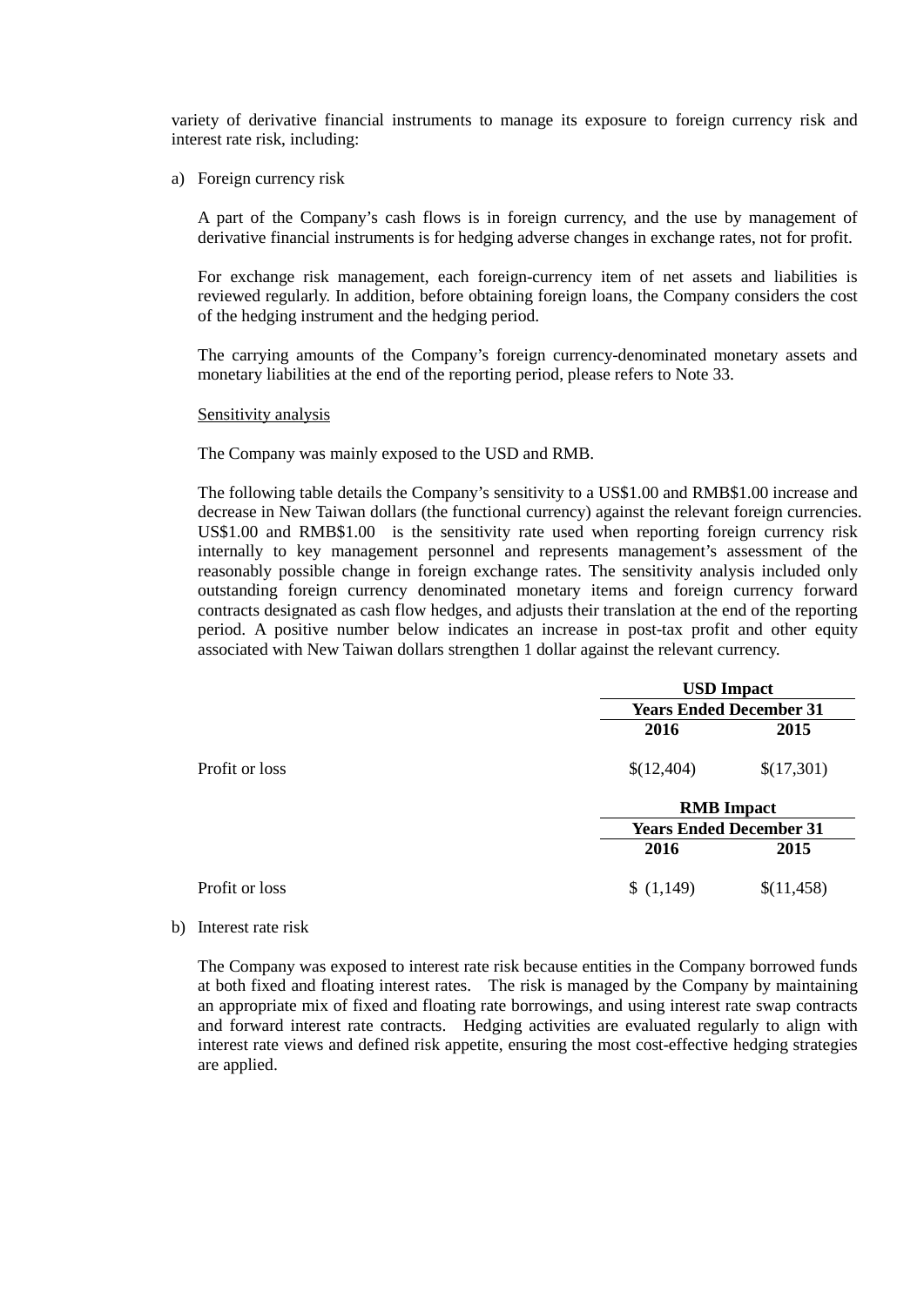variety of derivative financial instruments to manage its exposure to foreign currency risk and interest rate risk, including:

a) Foreign currency risk

A part of the Company's cash flows is in foreign currency, and the use by management of derivative financial instruments is for hedging adverse changes in exchange rates, not for profit.

For exchange risk management, each foreign-currency item of net assets and liabilities is reviewed regularly. In addition, before obtaining foreign loans, the Company considers the cost of the hedging instrument and the hedging period.

The carrying amounts of the Company's foreign currency-denominated monetary assets and monetary liabilities at the end of the reporting period, please refers to Note 33.

Sensitivity analysis

The Company was mainly exposed to the USD and RMB.

The following table details the Company's sensitivity to a US$1.00 and RMB$1.00 increase and decrease in New Taiwan dollars (the functional currency) against the relevant foreign currencies. US$1.00 and RMB$1.00 is the sensitivity rate used when reporting foreign currency risk internally to key management personnel and represents management's assessment of the reasonably possible change in foreign exchange rates. The sensitivity analysis included only outstanding foreign currency denominated monetary items and foreign currency forward contracts designated as cash flow hedges, and adjusts their translation at the end of the reporting period. A positive number below indicates an increase in post-tax profit and other equity associated with New Taiwan dollars strengthen 1 dollar against the relevant currency.

| | USD Impact | |
|---|---|---|
| | Years Ended December 31 | |
| | 2016 | 2015 |
| Profit or loss | $(12,404) | $(17,301) |

| | RMB Impact | |
|---|---|---|
| | Years Ended December 31 | |
| | 2016 | 2015 |
| Profit or loss | $ (1,149) | $(11,458) |

b) Interest rate risk

The Company was exposed to interest rate risk because entities in the Company borrowed funds at both fixed and floating interest rates. The risk is managed by the Company by maintaining an appropriate mix of fixed and floating rate borrowings, and using interest rate swap contracts and forward interest rate contracts. Hedging activities are evaluated regularly to align with interest rate views and defined risk appetite, ensuring the most cost-effective hedging strategies are applied.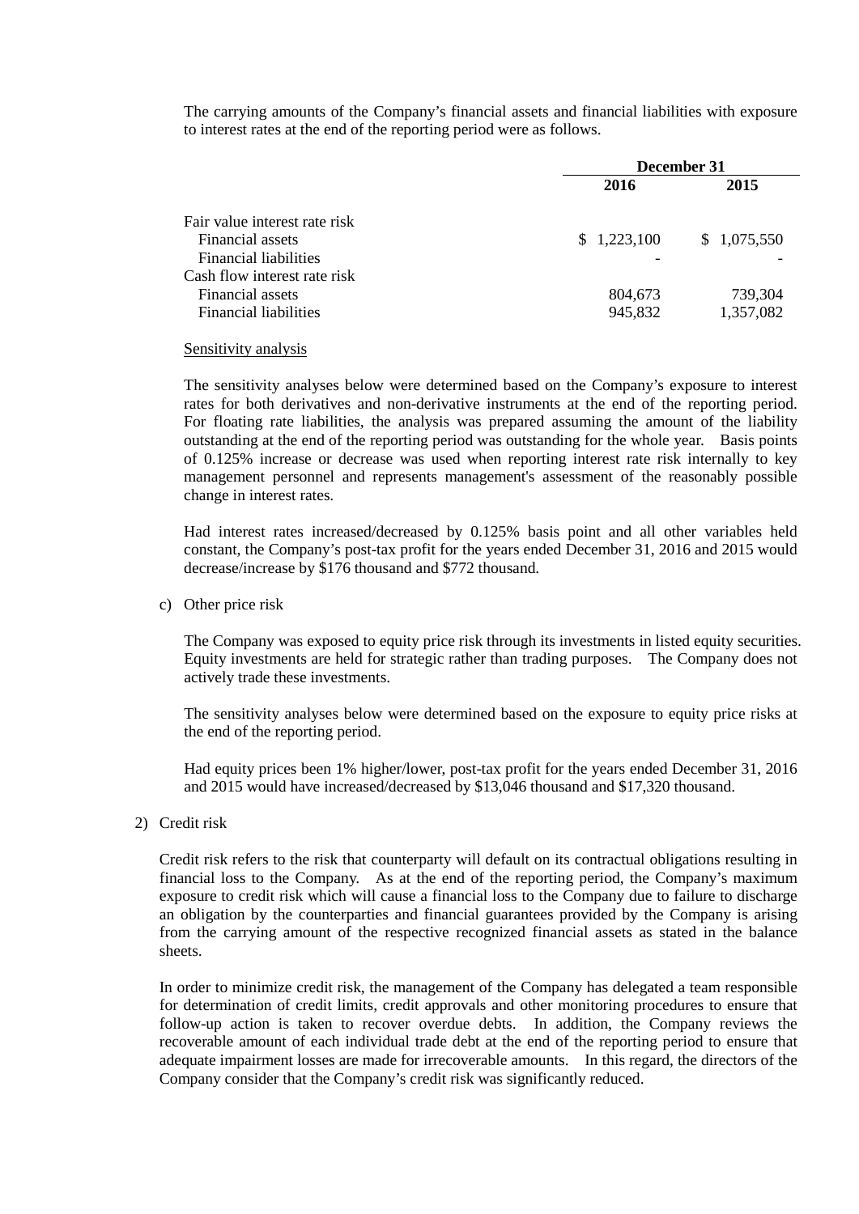The carrying amounts of the Company's financial assets and financial liabilities with exposure to interest rates at the end of the reporting period were as follows.

| | December 31 | |
|---|---|---|
| | **2016** | **2015** |
| Fair value interest rate risk | | |
| Financial assets | $ 1,223,100 | $ 1,075,550 |
| Financial liabilities | - | - |
| Cash flow interest rate risk | | |
| Financial assets | 804,673 | 739,304 |
| Financial liabilities | 945,832 | 1,357,082 |

Sensitivity analysis

The sensitivity analyses below were determined based on the Company's exposure to interest rates for both derivatives and non-derivative instruments at the end of the reporting period. For floating rate liabilities, the analysis was prepared assuming the amount of the liability outstanding at the end of the reporting period was outstanding for the whole year. Basis points of 0.125% increase or decrease was used when reporting interest rate risk internally to key management personnel and represents management's assessment of the reasonably possible change in interest rates.

Had interest rates increased/decreased by 0.125% basis point and all other variables held constant, the Company's post-tax profit for the years ended December 31, 2016 and 2015 would decrease/increase by $176 thousand and $772 thousand.

c) Other price risk

The Company was exposed to equity price risk through its investments in listed equity securities. Equity investments are held for strategic rather than trading purposes. The Company does not actively trade these investments.

The sensitivity analyses below were determined based on the exposure to equity price risks at the end of the reporting period.

Had equity prices been 1% higher/lower, post-tax profit for the years ended December 31, 2016 and 2015 would have increased/decreased by $13,046 thousand and $17,320 thousand.

2) Credit risk

Credit risk refers to the risk that counterparty will default on its contractual obligations resulting in financial loss to the Company. As at the end of the reporting period, the Company's maximum exposure to credit risk which will cause a financial loss to the Company due to failure to discharge an obligation by the counterparties and financial guarantees provided by the Company is arising from the carrying amount of the respective recognized financial assets as stated in the balance sheets.

In order to minimize credit risk, the management of the Company has delegated a team responsible for determination of credit limits, credit approvals and other monitoring procedures to ensure that follow-up action is taken to recover overdue debts. In addition, the Company reviews the recoverable amount of each individual trade debt at the end of the reporting period to ensure that adequate impairment losses are made for irrecoverable amounts. In this regard, the directors of the Company consider that the Company's credit risk was significantly reduced.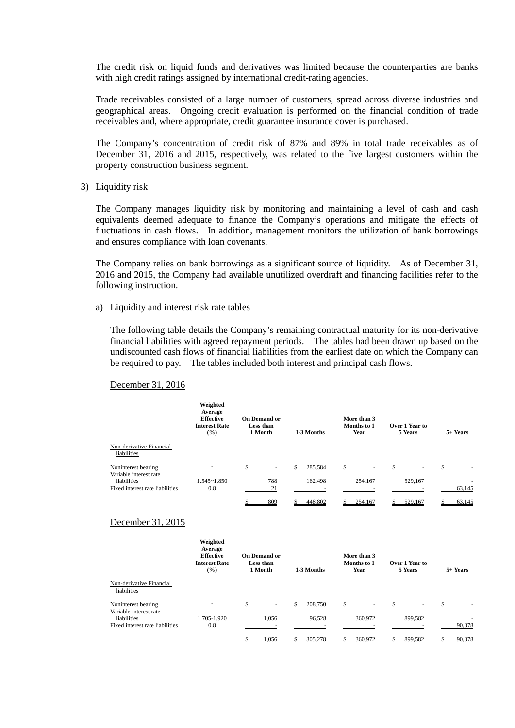The credit risk on liquid funds and derivatives was limited because the counterparties are banks with high credit ratings assigned by international credit-rating agencies.

Trade receivables consisted of a large number of customers, spread across diverse industries and geographical areas. Ongoing credit evaluation is performed on the financial condition of trade receivables and, where appropriate, credit guarantee insurance cover is purchased.

The Company's concentration of credit risk of 87% and 89% in total trade receivables as of December 31, 2016 and 2015, respectively, was related to the five largest customers within the property construction business segment.

3) Liquidity risk

The Company manages liquidity risk by monitoring and maintaining a level of cash and cash equivalents deemed adequate to finance the Company's operations and mitigate the effects of fluctuations in cash flows. In addition, management monitors the utilization of bank borrowings and ensures compliance with loan covenants.

The Company relies on bank borrowings as a significant source of liquidity. As of December 31, 2016 and 2015, the Company had available unutilized overdraft and financing facilities refer to the following instruction.

a) Liquidity and interest risk rate tables

The following table details the Company's remaining contractual maturity for its non-derivative financial liabilities with agreed repayment periods. The tables had been drawn up based on the undiscounted cash flows of financial liabilities from the earliest date on which the Company can be required to pay. The tables included both interest and principal cash flows.

December 31, 2016

| | Weighted Average Effective Interest Rate (%) | On Demand or Less than 1 Month | 1-3 Months | More than 3 Months to 1 Year | Over 1 Year to 5 Years | 5+ Years |
|---|---|---|---|---|---|---|
| Non-derivative Financial liabilities | | | | | | |
| Noninterest bearing | - | $ - | $ 285,584 | $ - | $ - | $ - |
| Variable interest rate liabilities | 1.545~1.850 | 788 | 162,498 | 254,167 | 529,167 | - |
| Fixed interest rate liabilities | 0.8 | 21 | - | - | - | 63,145 |
| | | $ 809 | $ 448,802 | $ 254,167 | $ 529,167 | $ 63,145 |

December 31, 2015

| | Weighted Average Effective Interest Rate (%) | On Demand or Less than 1 Month | 1-3 Months | More than 3 Months to 1 Year | Over 1 Year to 5 Years | 5+ Years |
|---|---|---|---|---|---|---|
| Non-derivative Financial liabilities | | | | | | |
| Noninterest bearing | - | $ - | $ 208,750 | $ - | $ - | $ - |
| Variable interest rate liabilities | 1.705-1.920 | 1,056 | 96,528 | 360,972 | 899,582 | - |
| Fixed interest rate liabilities | 0.8 | - | - | - | - | 90,878 |
| | | $ 1,056 | $ 305,278 | $ 360,972 | $ 899,582 | $ 90,878 |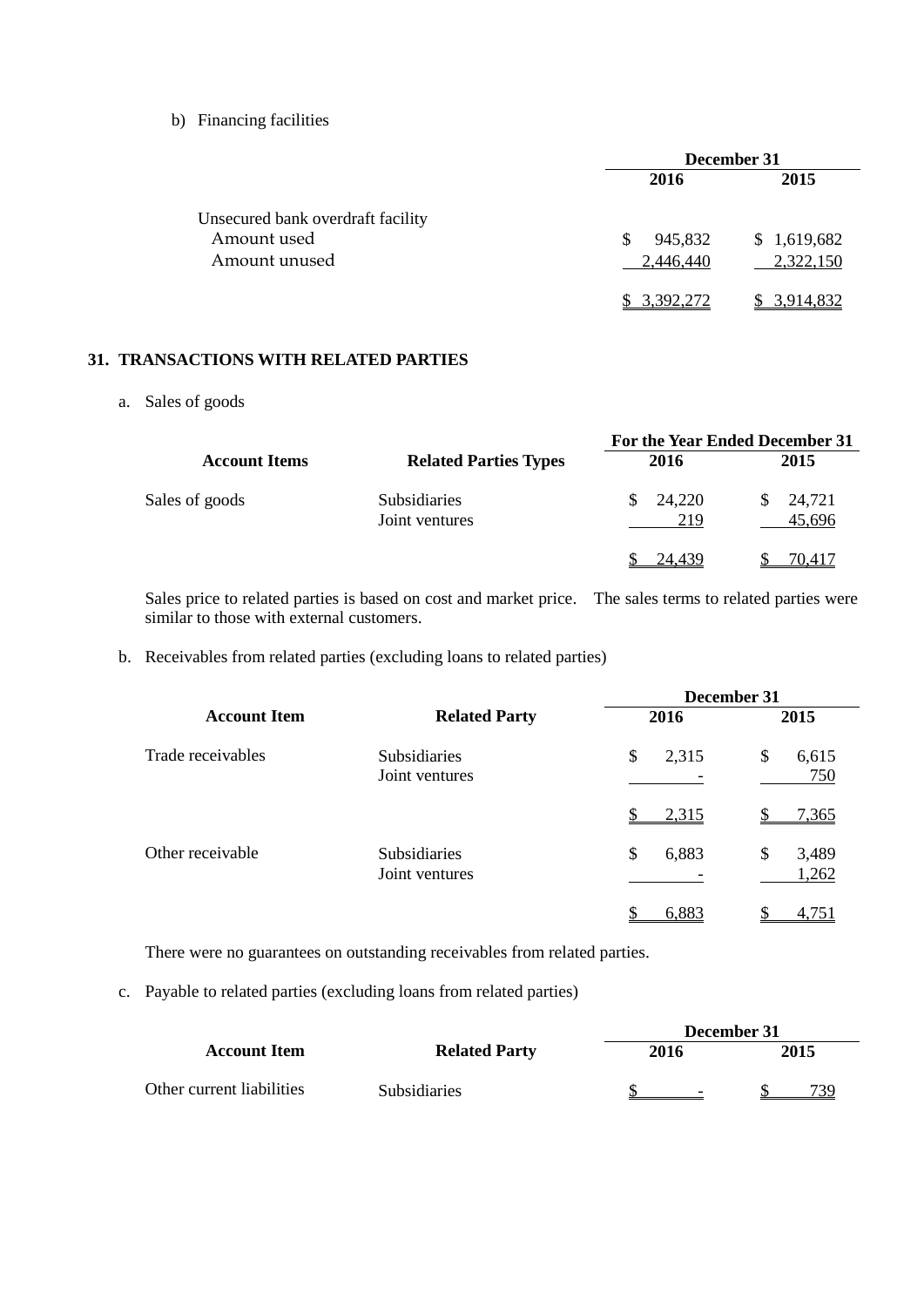b) Financing facilities

| | December 31 | |
|---|---|---|
| | 2016 | 2015 |
| Unsecured bank overdraft facility | | |
| Amount used | $ 945,832 | $ 1,619,682 |
| Amount unused | 2,446,440 | 2,322,150 |
| | $ 3,392,272 | $ 3,914,832 |

## 31. TRANSACTIONS WITH RELATED PARTIES

a. Sales of goods

| | | For the Year Ended December 31 | |
|---|---|---|---|
| Account Items | Related Parties Types | 2016 | 2015 |
| Sales of goods | Subsidiaries | $ 24,220 | $ 24,721 |
| | Joint ventures | 219 | 45,696 |
| | | $ 24,439 | $ 70,417 |

Sales price to related parties is based on cost and market price. The sales terms to related parties were similar to those with external customers.

b. Receivables from related parties (excluding loans to related parties)

| | | December 31 | |
|---|---|---|---|
| Account Item | Related Party | 2016 | 2015 |
| Trade receivables | Subsidiaries | $ 2,315 | $ 6,615 |
| | Joint ventures | - | 750 |
| | | $ 2,315 | $ 7,365 |
| Other receivable | Subsidiaries | $ 6,883 | $ 3,489 |
| | Joint ventures | - | 1,262 |
| | | $ 6,883 | $ 4,751 |

There were no guarantees on outstanding receivables from related parties.

c. Payable to related parties (excluding loans from related parties)

| | | December 31 | |
|---|---|---|---|
| Account Item | Related Party | 2016 | 2015 |
| Other current liabilities | Subsidiaries | $ - | $ 739 |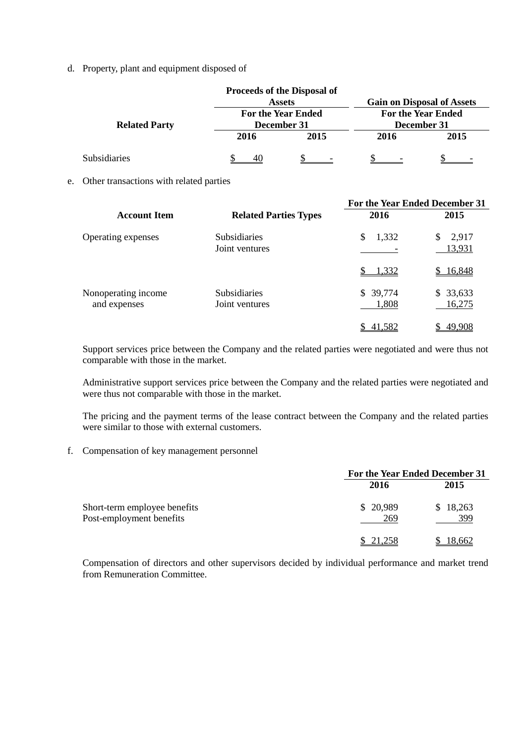d. Property, plant and equipment disposed of

| Related Party | Proceeds of the Disposal of Assets | | Gain on Disposal of Assets | |
|---|---|---|---|---|
| | For the Year Ended December 31 | | For the Year Ended December 31 | |
| | 2016 | 2015 | 2016 | 2015 |
| Subsidiaries | $ 40 | $ - | $ - | $ - |

e. Other transactions with related parties

| Account Item | Related Parties Types | For the Year Ended December 31 | |
|---|---|---|---|
| | | 2016 | 2015 |
| Operating expenses | Subsidiaries | $ 1,332 | $ 2,917 |
| | Joint ventures | - | 13,931 |
| | | $ 1,332 | $ 16,848 |
| Nonoperating income and expenses | Subsidiaries | $ 39,774 | $ 33,633 |
| | Joint ventures | 1,808 | 16,275 |
| | | $ 41,582 | $ 49,908 |

Support services price between the Company and the related parties were negotiated and were thus not comparable with those in the market.

Administrative support services price between the Company and the related parties were negotiated and were thus not comparable with those in the market.

The pricing and the payment terms of the lease contract between the Company and the related parties were similar to those with external customers.

f. Compensation of key management personnel

| | For the Year Ended December 31 | |
|---|---|---|
| | 2016 | 2015 |
| Short-term employee benefits | $ 20,989 | $ 18,263 |
| Post-employment benefits | 269 | 399 |
| | $ 21,258 | $ 18,662 |

Compensation of directors and other supervisors decided by individual performance and market trend from Remuneration Committee.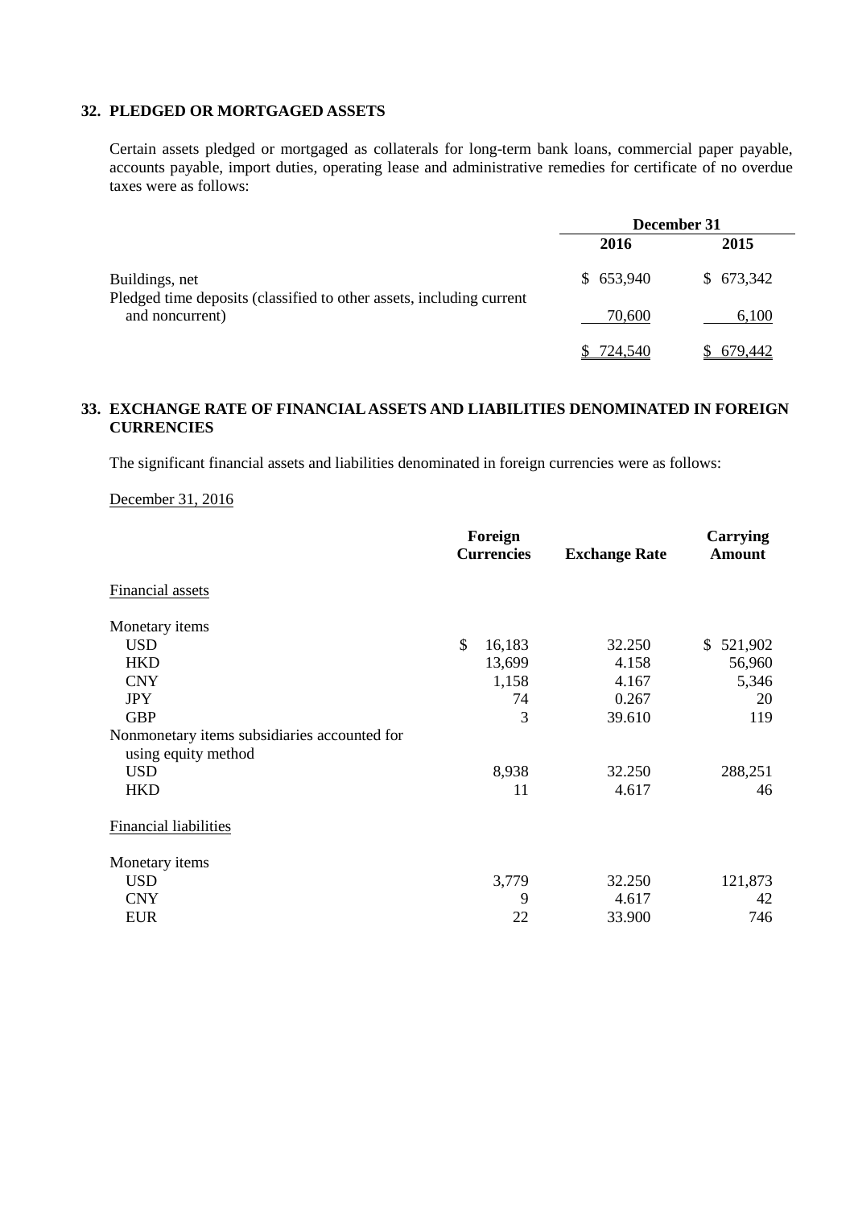## 32. PLEDGED OR MORTGAGED ASSETS

Certain assets pledged or mortgaged as collaterals for long-term bank loans, commercial paper payable, accounts payable, import duties, operating lease and administrative remedies for certificate of no overdue taxes were as follows:

| | December 31 | |
|---|---|---|
| | 2016 | 2015 |
| Buildings, net | $ 653,940 | $ 673,342 |
| Pledged time deposits (classified to other assets, including current and noncurrent) | 70,600 | 6,100 |
| | $ 724,540 | $ 679,442 |

## 33. EXCHANGE RATE OF FINANCIAL ASSETS AND LIABILITIES DENOMINATED IN FOREIGN CURRENCIES

The significant financial assets and liabilities denominated in foreign currencies were as follows:

December 31, 2016

| | Foreign Currencies | Exchange Rate | Carrying Amount |
|---|---|---|---|
| Financial assets | | | |
| Monetary items | | | |
| USD | $ 16,183 | 32.250 | $ 521,902 |
| HKD | 13,699 | 4.158 | 56,960 |
| CNY | 1,158 | 4.167 | 5,346 |
| JPY | 74 | 0.267 | 20 |
| GBP | 3 | 39.610 | 119 |
| Nonmonetary items subsidiaries accounted for using equity method | | | |
| USD | 8,938 | 32.250 | 288,251 |
| HKD | 11 | 4.617 | 46 |
| Financial liabilities | | | |
| Monetary items | | | |
| USD | 3,779 | 32.250 | 121,873 |
| CNY | 9 | 4.617 | 42 |
| EUR | 22 | 33.900 | 746 |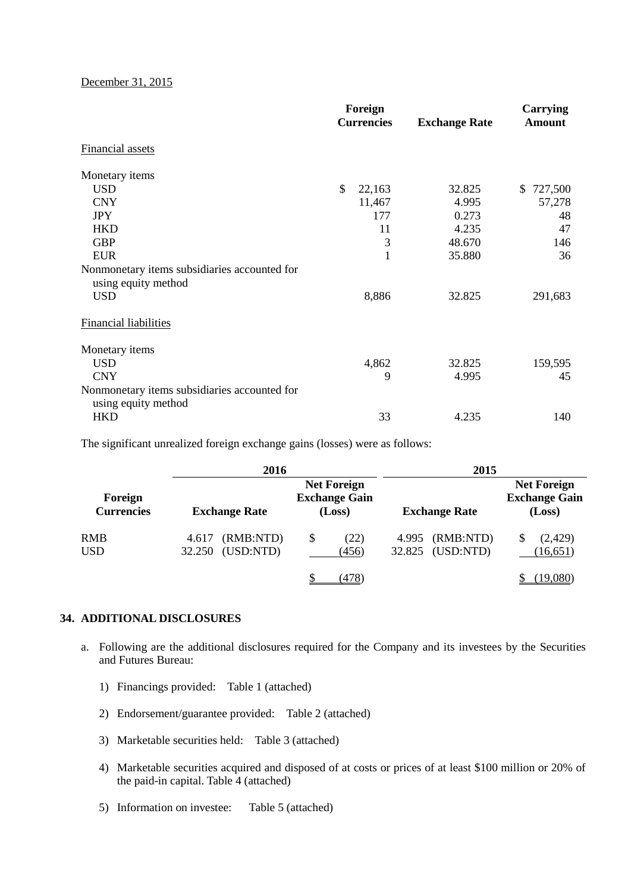December 31, 2015

| | Foreign Currencies | Exchange Rate | Carrying Amount |
|---|---|---|---|
| Financial assets | | | |
| Monetary items | | | |
| USD | $ 22,163 | 32.825 | $ 727,500 |
| CNY | 11,467 | 4.995 | 57,278 |
| JPY | 177 | 0.273 | 48 |
| HKD | 11 | 4.235 | 47 |
| GBP | 3 | 48.670 | 146 |
| EUR | 1 | 35.880 | 36 |
| Nonmonetary items subsidiaries accounted for using equity method | | | |
| USD | 8,886 | 32.825 | 291,683 |
| Financial liabilities | | | |
| Monetary items | | | |
| USD | 4,862 | 32.825 | 159,595 |
| CNY | 9 | 4.995 | 45 |
| Nonmonetary items subsidiaries accounted for using equity method | | | |
| HKD | 33 | 4.235 | 140 |

The significant unrealized foreign exchange gains (losses) were as follows:

| | 2016 | | 2015 | |
|---|---|---|---|---|
| Foreign Currencies | Exchange Rate | Net Foreign Exchange Gain (Loss) | Exchange Rate | Net Foreign Exchange Gain (Loss) |
| RMB | 4.617 (RMB:NTD) | $ (22) | 4.995 (RMB:NTD) | $ (2,429) |
| USD | 32.250 (USD:NTD) | (456) | 32.825 (USD:NTD) | (16,651) |
| | | $ (478) | | $ (19,080) |

## 34. ADDITIONAL DISCLOSURES

a. Following are the additional disclosures required for the Company and its investees by the Securities and Futures Bureau:

1) Financings provided: Table 1 (attached)

2) Endorsement/guarantee provided: Table 2 (attached)

3) Marketable securities held: Table 3 (attached)

4) Marketable securities acquired and disposed of at costs or prices of at least $100 million or 20% of the paid-in capital. Table 4 (attached)

5) Information on investee: Table 5 (attached)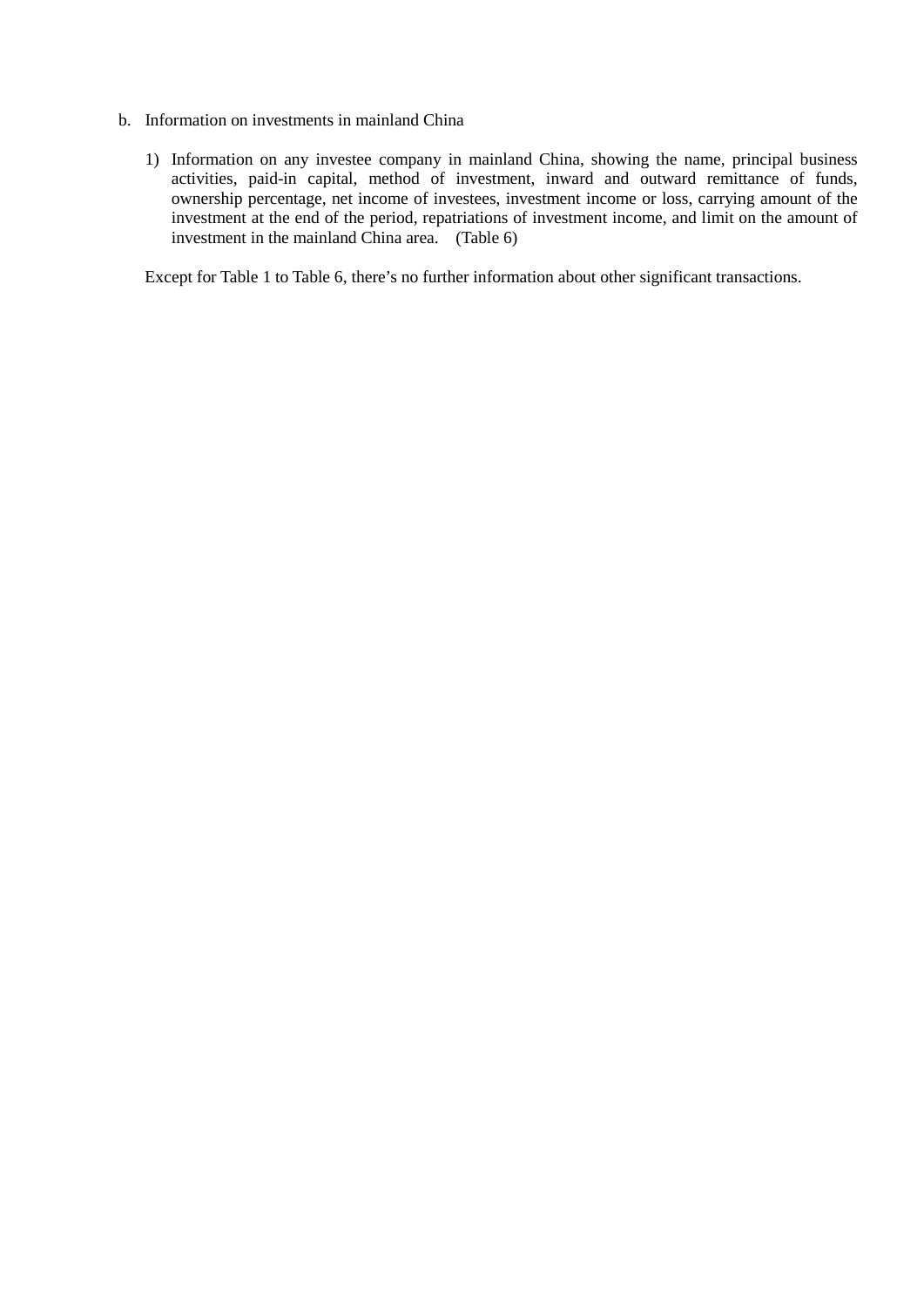b. Information on investments in mainland China

1) Information on any investee company in mainland China, showing the name, principal business activities, paid-in capital, method of investment, inward and outward remittance of funds, ownership percentage, net income of investees, investment income or loss, carrying amount of the investment at the end of the period, repatriations of investment income, and limit on the amount of investment in the mainland China area. (Table 6)

Except for Table 1 to Table 6, there's no further information about other significant transactions.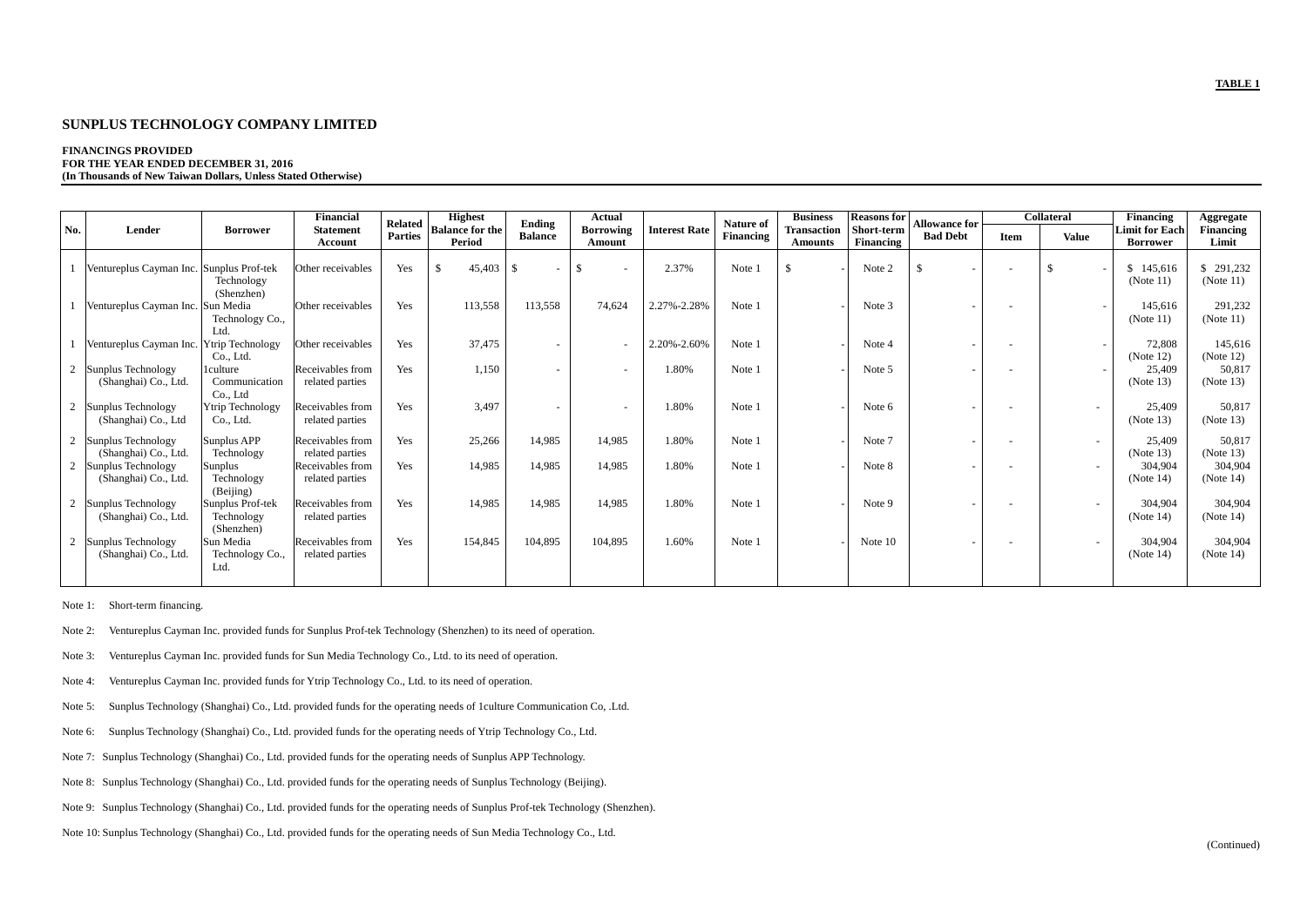**TABLE 1**

## SUNPLUS TECHNOLOGY COMPANY LIMITED

**FINANCINGS PROVIDED**
**FOR THE YEAR ENDED DECEMBER 31, 2016**
**(In Thousands of New Taiwan Dollars, Unless Stated Otherwise)**

| No. | Lender | Borrower | Financial Statement Account | Related Parties | Highest Balance for the Period | Ending Balance | Actual Borrowing Amount | Interest Rate | Nature of Financing | Business Transaction Amounts | Reasons for Short-term Financing | Allowance for Bad Debt | Collateral | | Financing Limit for Each Borrower | Aggregate Financing Limit |
|---|---|---|---|---|---|---|---|---|---|---|---|---|---|---|---|---|
| | | | | | | | | | | | | | Item | Value | | |
| 1 | Ventureplus Cayman Inc. | Sunplus Prof-tek Technology (Shenzhen) | Other receivables | Yes | $ 45,403 | $ - | $ - | 2.37% | Note 1 | $ - | Note 2 | $ - | - | $ - | $ 145,616 (Note 11) | $ 291,232 (Note 11) |
| 1 | Ventureplus Cayman Inc. | Sun Media Technology Co., Ltd. | Other receivables | Yes | 113,558 | 113,558 | 74,624 | 2.27%-2.28% | Note 1 | - | Note 3 | - | - | - | 145,616 (Note 11) | 291,232 (Note 11) |
| 1 | Ventureplus Cayman Inc. | Ytrip Technology Co., Ltd. | Other receivables | Yes | 37,475 | - | - | 2.20%-2.60% | Note 1 | - | Note 4 | - | - | - | 72,808 (Note 12) | 145,616 (Note 12) |
| 2 | Sunplus Technology (Shanghai) Co., Ltd. | 1culture Communication Co., Ltd | Receivables from related parties | Yes | 1,150 | - | - | 1.80% | Note 1 | - | Note 5 | - | - | - | 25,409 (Note 13) | 50,817 (Note 13) |
| 2 | Sunplus Technology (Shanghai) Co., Ltd | Ytrip Technology Co., Ltd. | Receivables from related parties | Yes | 3,497 | - | - | 1.80% | Note 1 | - | Note 6 | - | - | - | 25,409 (Note 13) | 50,817 (Note 13) |
| 2 | Sunplus Technology (Shanghai) Co., Ltd. | Sunplus APP Technology | Receivables from related parties | Yes | 25,266 | 14,985 | 14,985 | 1.80% | Note 1 | - | Note 7 | - | - | - | 25,409 (Note 13) | 50,817 (Note 13) |
| 2 | Sunplus Technology (Shanghai) Co., Ltd. | Sunplus Technology (Beijing) | Receivables from related parties | Yes | 14,985 | 14,985 | 14,985 | 1.80% | Note 1 | - | Note 8 | - | - | - | 304,904 (Note 14) | 304,904 (Note 14) |
| 2 | Sunplus Technology (Shanghai) Co., Ltd. | Sunplus Prof-tek Technology (Shenzhen) | Receivables from related parties | Yes | 14,985 | 14,985 | 14,985 | 1.80% | Note 1 | - | Note 9 | - | - | - | 304,904 (Note 14) | 304,904 (Note 14) |
| 2 | Sunplus Technology (Shanghai) Co., Ltd. | Sun Media Technology Co., Ltd. | Receivables from related parties | Yes | 154,845 | 104,895 | 104,895 | 1.60% | Note 1 | - | Note 10 | - | - | - | 304,904 (Note 14) | 304,904 (Note 14) |

Note 1: Short-term financing.

Note 2: Ventureplus Cayman Inc. provided funds for Sunplus Prof-tek Technology (Shenzhen) to its need of operation.

Note 3: Ventureplus Cayman Inc. provided funds for Sun Media Technology Co., Ltd. to its need of operation.

Note 4: Ventureplus Cayman Inc. provided funds for Ytrip Technology Co., Ltd. to its need of operation.

Note 5: Sunplus Technology (Shanghai) Co., Ltd. provided funds for the operating needs of 1culture Communication Co, .Ltd.

Note 6: Sunplus Technology (Shanghai) Co., Ltd. provided funds for the operating needs of Ytrip Technology Co., Ltd.

Note 7: Sunplus Technology (Shanghai) Co., Ltd. provided funds for the operating needs of Sunplus APP Technology.

Note 8: Sunplus Technology (Shanghai) Co., Ltd. provided funds for the operating needs of Sunplus Technology (Beijing).

Note 9: Sunplus Technology (Shanghai) Co., Ltd. provided funds for the operating needs of Sunplus Prof-tek Technology (Shenzhen).

Note 10: Sunplus Technology (Shanghai) Co., Ltd. provided funds for the operating needs of Sun Media Technology Co., Ltd.

(Continued)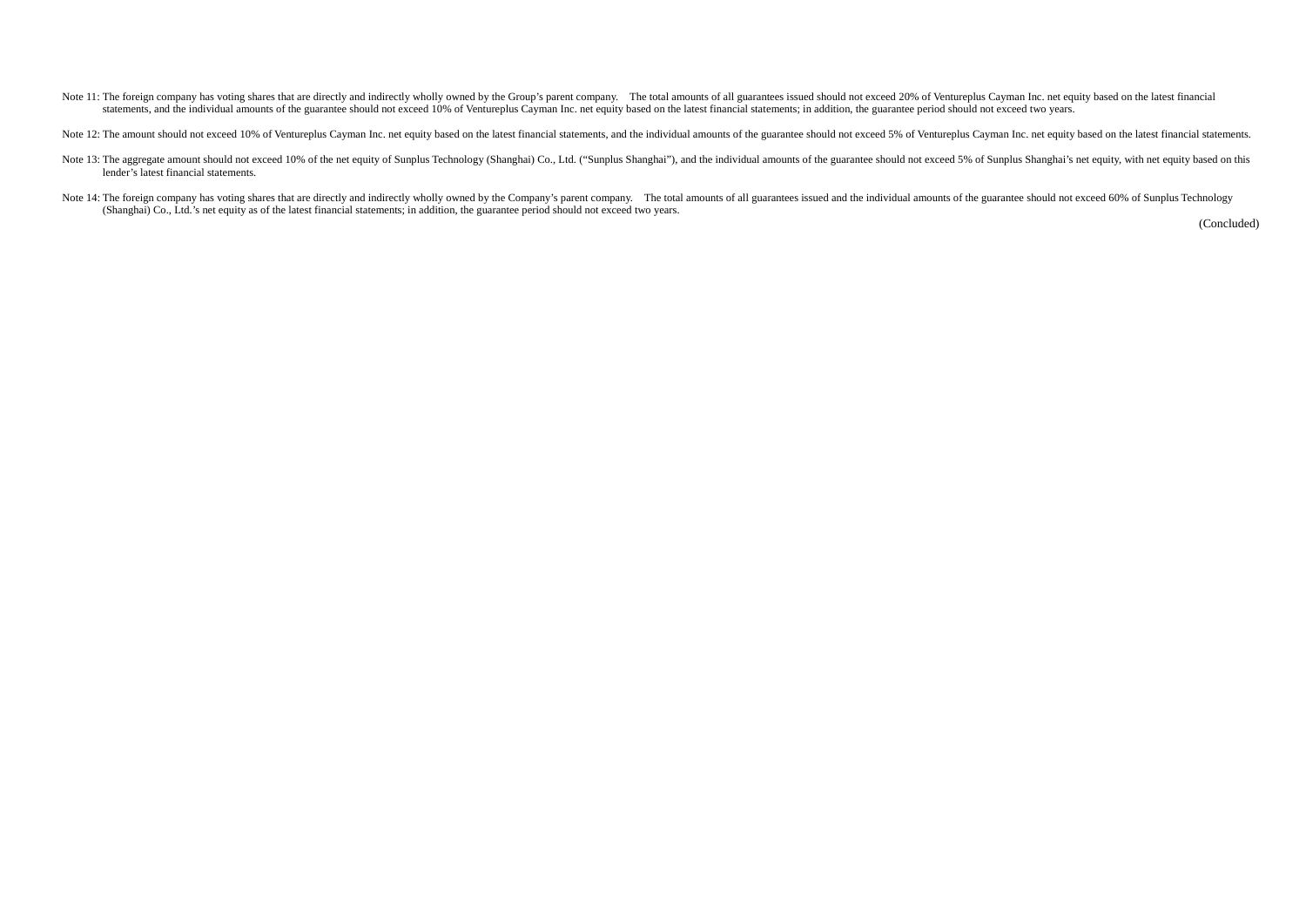Note 11: The foreign company has voting shares that are directly and indirectly wholly owned by the Group's parent company. The total amounts of all guarantees issued should not exceed 20% of Ventureplus Cayman Inc. net equity based on the latest financial statements, and the individual amounts of the guarantee should not exceed 10% of Ventureplus Cayman Inc. net equity based on the latest financial statements; in addition, the guarantee period should not exceed two years.

Note 12: The amount should not exceed 10% of Ventureplus Cayman Inc. net equity based on the latest financial statements, and the individual amounts of the guarantee should not exceed 5% of Ventureplus Cayman Inc. net equity based on the latest financial statements.

Note 13: The aggregate amount should not exceed 10% of the net equity of Sunplus Technology (Shanghai) Co., Ltd. ("Sunplus Shanghai"), and the individual amounts of the guarantee should not exceed 5% of Sunplus Shanghai's net equity, with net equity based on this lender's latest financial statements.

Note 14: The foreign company has voting shares that are directly and indirectly wholly owned by the Company's parent company. The total amounts of all guarantees issued and the individual amounts of the guarantee should not exceed 60% of Sunplus Technology (Shanghai) Co., Ltd.'s net equity as of the latest financial statements; in addition, the guarantee period should not exceed two years.

(Concluded)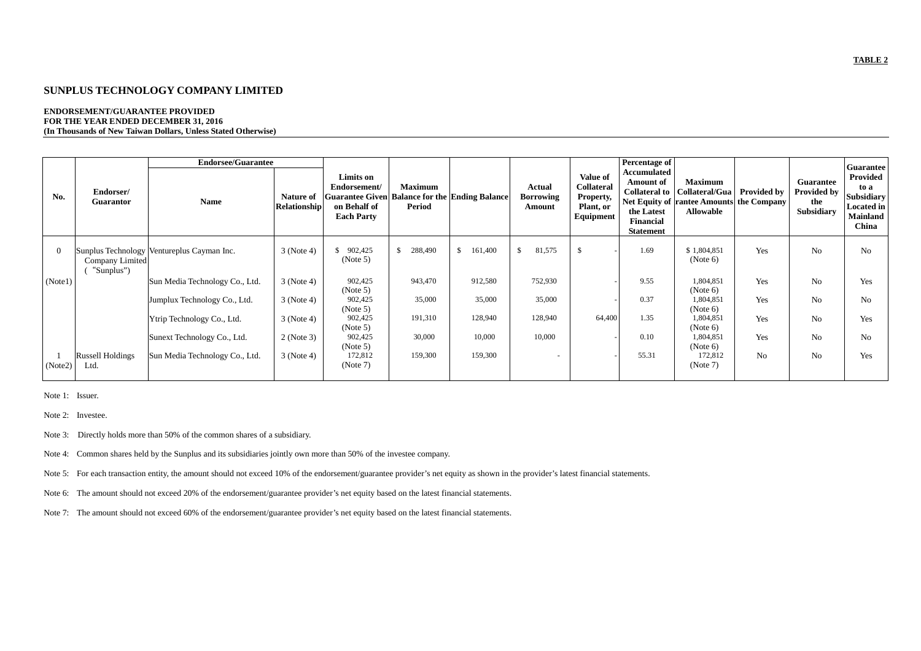**TABLE 2**

# SUNPLUS TECHNOLOGY COMPANY LIMITED

**ENDORSEMENT/GUARANTEE PROVIDED**
**FOR THE YEAR ENDED DECEMBER 31, 2016**
**(In Thousands of New Taiwan Dollars, Unless Stated Otherwise)**

| No. | Endorser/ Guarantor | Endorsee/Guarantee | | Limits on Endorsement/ Guarantee Given on Behalf of Each Party | Maximum Balance for the Period | Ending Balance | Actual Borrowing Amount | Value of Collateral Property, Plant, or Equipment | Percentage of Accumulated Amount of Collateral to Net Equity of the Latest Financial Statement | Maximum Collateral/Guarantee Amounts Allowable | Provided by the Company | Guarantee Provided by the Subsidiary | Guarantee Provided to a Subsidiary Located in Mainland China |
|---|---|---|---|---|---|---|---|---|---|---|---|---|---|
| | | Name | Nature of Relationship | | | | | | | | | | |
| 0 (Note1) | Sunplus Technology Company Limited ("Sunplus") | Ventureplus Cayman Inc. | 3 (Note 4) | $ 902,425 (Note 5) | $ 288,490 | $ 161,400 | $ 81,575 | $ - | 1.69 | $ 1,804,851 (Note 6) | Yes | No | No |
| | | Sun Media Technology Co., Ltd. | 3 (Note 4) | 902,425 (Note 5) | 943,470 | 912,580 | 752,930 | - | 9.55 | 1,804,851 (Note 6) | Yes | No | Yes |
| | | Jumplux Technology Co., Ltd. | 3 (Note 4) | 902,425 (Note 5) | 35,000 | 35,000 | 35,000 | - | 0.37 | 1,804,851 (Note 6) | Yes | No | No |
| | | Ytrip Technology Co., Ltd. | 3 (Note 4) | 902,425 (Note 5) | 191,310 | 128,940 | 128,940 | 64,400 | 1.35 | 1,804,851 (Note 6) | Yes | No | Yes |
| | | Sunext Technology Co., Ltd. | 2 (Note 3) | 902,425 (Note 5) | 30,000 | 10,000 | 10,000 | - | 0.10 | 1,804,851 (Note 6) | Yes | No | No |
| 1 (Note2) | Russell Holdings Ltd. | Sun Media Technology Co., Ltd. | 3 (Note 4) | 172,812 (Note 7) | 159,300 | 159,300 | - | - | 55.31 | 172,812 (Note 7) | No | No | Yes |

Note 1: Issuer.

Note 2: Investee.

Note 3: Directly holds more than 50% of the common shares of a subsidiary.

Note 4: Common shares held by the Sunplus and its subsidiaries jointly own more than 50% of the investee company.

Note 5: For each transaction entity, the amount should not exceed 10% of the endorsement/guarantee provider's net equity as shown in the provider's latest financial statements.

Note 6: The amount should not exceed 20% of the endorsement/guarantee provider's net equity based on the latest financial statements.

Note 7: The amount should not exceed 60% of the endorsement/guarantee provider's net equity based on the latest financial statements.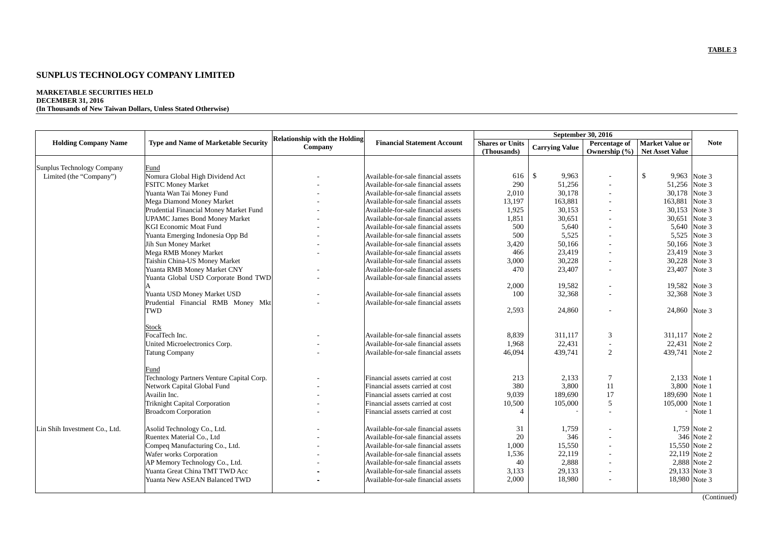**TABLE 3**

# SUNPLUS TECHNOLOGY COMPANY LIMITED

**MARKETABLE SECURITIES HELD**
**DECEMBER 31, 2016**
**(In Thousands of New Taiwan Dollars, Unless Stated Otherwise)**

| Holding Company Name | Type and Name of Marketable Security | Relationship with the Holding Company | Financial Statement Account | September 30, 2016 | | | | Note |
|---|---|---|---|---|---|---|---|---|
| | | | | Shares or Units (Thousands) | Carrying Value | Percentage of Ownership (%) | Market Value or Net Asset Value | |
| Sunplus Technology Company Limited (the "Company") | Fund | | | | | | | |
| | Nomura Global High Dividend Act | - | Available-for-sale financial assets | 616 | $ 9,963 | - | $ 9,963 | Note 3 |
| | FSITC Money Market | - | Available-for-sale financial assets | 290 | 51,256 | - | 51,256 | Note 3 |
| | Yuanta Wan Tai Money Fund | - | Available-for-sale financial assets | 2,010 | 30,178 | - | 30,178 | Note 3 |
| | Mega Diamond Money Market | - | Available-for-sale financial assets | 13,197 | 163,881 | - | 163,881 | Note 3 |
| | Prudential Financial Money Market Fund | - | Available-for-sale financial assets | 1,925 | 30,153 | - | 30,153 | Note 3 |
| | UPAMC James Bond Money Market | - | Available-for-sale financial assets | 1,851 | 30,651 | - | 30,651 | Note 3 |
| | KGI Economic Moat Fund | - | Available-for-sale financial assets | 500 | 5,640 | - | 5,640 | Note 3 |
| | Yuanta Emerging Indonesia Opp Bd | - | Available-for-sale financial assets | 500 | 5,525 | - | 5,525 | Note 3 |
| | Jih Sun Money Market | - | Available-for-sale financial assets | 3,420 | 50,166 | - | 50,166 | Note 3 |
| | Mega RMB Money Market | - | Available-for-sale financial assets | 466 | 23,419 | - | 23,419 | Note 3 |
| | Taishin China-US Money Market | | Available-for-sale financial assets | 3,000 | 30,228 | - | 30,228 | Note 3 |
| | Yuanta RMB Money Market CNY | - | Available-for-sale financial assets | 470 | 23,407 | - | 23,407 | Note 3 |
| | Yuanta Global USD Corporate Bond TWD A | - | Available-for-sale financial assets | 2,000 | 19,582 | - | 19,582 | Note 3 |
| | Yuanta USD Money Market USD | - | Available-for-sale financial assets | 100 | 32,368 | - | 32,368 | Note 3 |
| | Prudential Financial RMB Money Mkt TWD | - | Available-for-sale financial assets | 2,593 | 24,860 | - | 24,860 | Note 3 |
| | Stock | | | | | | | |
| | FocalTech Inc. | - | Available-for-sale financial assets | 8,839 | 311,117 | 3 | 311,117 | Note 2 |
| | United Microelectronics Corp. | - | Available-for-sale financial assets | 1,968 | 22,431 | - | 22,431 | Note 2 |
| | Tatung Company | - | Available-for-sale financial assets | 46,094 | 439,741 | 2 | 439,741 | Note 2 |
| | Fund | | | | | | | |
| | Technology Partners Venture Capital Corp. | - | Financial assets carried at cost | 213 | 2,133 | 7 | 2,133 | Note 1 |
| | Network Capital Global Fund | - | Financial assets carried at cost | 380 | 3,800 | 11 | 3,800 | Note 1 |
| | Availin Inc. | - | Financial assets carried at cost | 9,039 | 189,690 | 17 | 189,690 | Note 1 |
| | Triknight Capital Corporation | - | Financial assets carried at cost | 10,500 | 105,000 | 5 | 105,000 | Note 1 |
| | Broadcom Corporation | - | Financial assets carried at cost | 4 | - | - | - | Note 1 |
| Lin Shih Investment Co., Ltd. | Asolid Technology Co., Ltd. | - | Available-for-sale financial assets | 31 | 1,759 | - | 1,759 | Note 2 |
| | Ruentex Material Co., Ltd | - | Available-for-sale financial assets | 20 | 346 | - | 346 | Note 2 |
| | Compeq Manufacturing Co., Ltd. | - | Available-for-sale financial assets | 1,000 | 15,550 | - | 15,550 | Note 2 |
| | Wafer works Corporation | - | Available-for-sale financial assets | 1,536 | 22,119 | - | 22,119 | Note 2 |
| | AP Memory Technology Co., Ltd. | - | Available-for-sale financial assets | 40 | 2,888 | - | 2,888 | Note 2 |
| | Yuanta Great China TMT TWD Acc | - | Available-for-sale financial assets | 3,133 | 29,133 | - | 29,133 | Note 3 |
| | Yuanta New ASEAN Balanced TWD | - | Available-for-sale financial assets | 2,000 | 18,980 | - | 18,980 | Note 3 |

(Continued)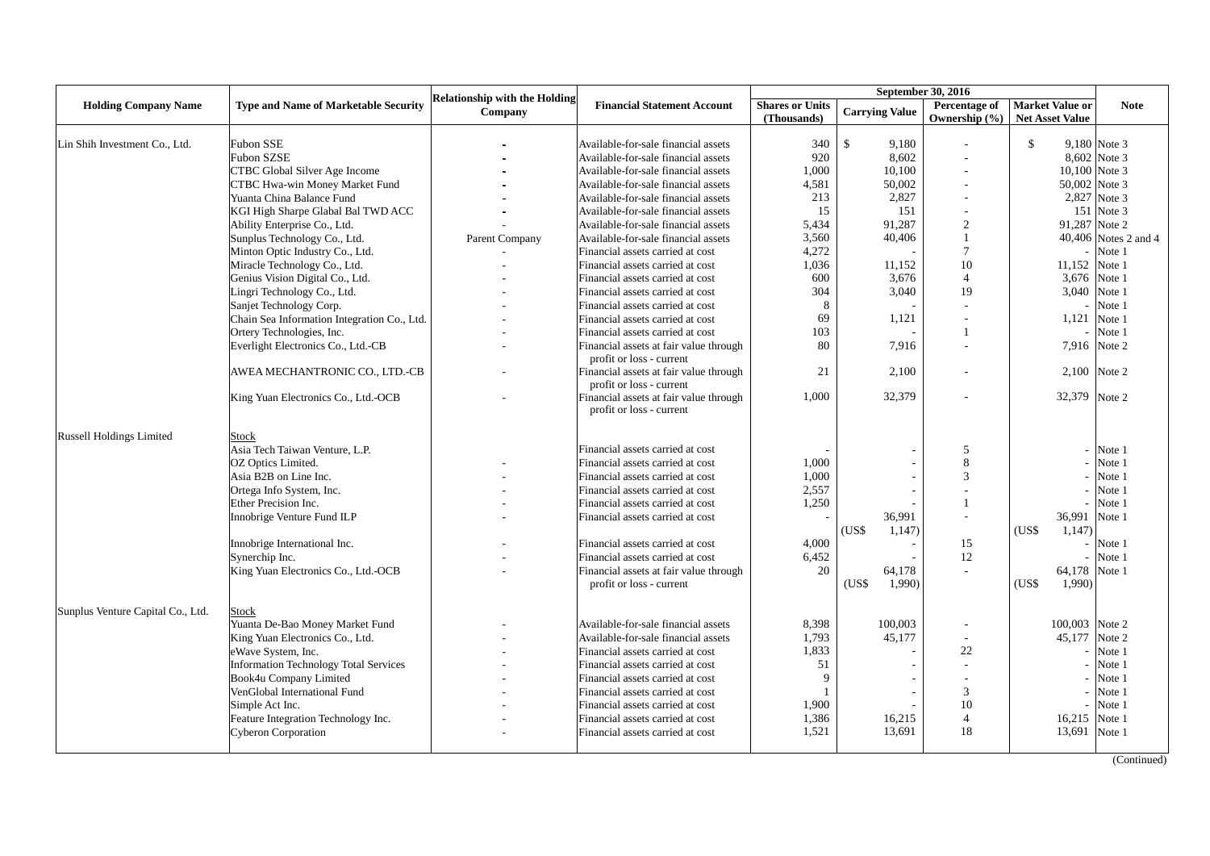| Holding Company Name | Type and Name of Marketable Security | Relationship with the Holding Company | Financial Statement Account | September 30, 2016 | | | | Note |
|---|---|---|---|---|---|---|---|---|
| | | | | Shares or Units (Thousands) | Carrying Value | Percentage of Ownership (%) | Market Value or Net Asset Value | |
| Lin Shih Investment Co., Ltd. | Fubon SSE | - | Available-for-sale financial assets | 340 | $ 9,180 | - | $ 9,180 | Note 3 |
| | Fubon SZSE | - | Available-for-sale financial assets | 920 | 8,602 | - | 8,602 | Note 3 |
| | CTBC Global Silver Age Income | - | Available-for-sale financial assets | 1,000 | 10,100 | - | 10,100 | Note 3 |
| | CTBC Hwa-win Money Market Fund | - | Available-for-sale financial assets | 4,581 | 50,002 | - | 50,002 | Note 3 |
| | Yuanta China Balance Fund | - | Available-for-sale financial assets | 213 | 2,827 | - | 2,827 | Note 3 |
| | KGI High Sharpe Glabal Bal TWD ACC | - | Available-for-sale financial assets | 15 | 151 | - | 151 | Note 3 |
| | Ability Enterprise Co., Ltd. | - | Available-for-sale financial assets | 5,434 | 91,287 | 2 | 91,287 | Note 2 |
| | Sunplus Technology Co., Ltd. | Parent Company | Available-for-sale financial assets | 3,560 | 40,406 | 1 | 40,406 | Notes 2 and 4 |
| | Minton Optic Industry Co., Ltd. | - | Financial assets carried at cost | 4,272 | - | 7 | - | Note 1 |
| | Miracle Technology Co., Ltd. | - | Financial assets carried at cost | 1,036 | 11,152 | 10 | 11,152 | Note 1 |
| | Genius Vision Digital Co., Ltd. | - | Financial assets carried at cost | 600 | 3,676 | 4 | 3,676 | Note 1 |
| | Lingri Technology Co., Ltd. | - | Financial assets carried at cost | 304 | 3,040 | 19 | 3,040 | Note 1 |
| | Sanjet Technology Corp. | - | Financial assets carried at cost | 8 | - | - | - | Note 1 |
| | Chain Sea Information Integration Co., Ltd. | - | Financial assets carried at cost | 69 | 1,121 | - | 1,121 | Note 1 |
| | Ortery Technologies, Inc. | - | Financial assets carried at cost | 103 | - | 1 | - | Note 1 |
| | Everlight Electronics Co., Ltd.-CB | - | Financial assets at fair value through profit or loss - current | 80 | 7,916 | - | 7,916 | Note 2 |
| | AWEA MECHANTRONIC CO., LTD.-CB | - | Financial assets at fair value through profit or loss - current | 21 | 2,100 | - | 2,100 | Note 2 |
| | King Yuan Electronics Co., Ltd.-OCB | - | Financial assets at fair value through profit or loss - current | 1,000 | 32,379 | - | 32,379 | Note 2 |
| Russell Holdings Limited | Stock | | | | | | | |
| | Asia Tech Taiwan Venture, L.P. | | Financial assets carried at cost | - | - | 5 | - | Note 1 |
| | OZ Optics Limited. | - | Financial assets carried at cost | 1,000 | - | 8 | - | Note 1 |
| | Asia B2B on Line Inc. | - | Financial assets carried at cost | 1,000 | - | 3 | - | Note 1 |
| | Ortega Info System, Inc. | - | Financial assets carried at cost | 2,557 | - | - | - | Note 1 |
| | Ether Precision Inc. | - | Financial assets carried at cost | 1,250 | - | 1 | - | Note 1 |
| | Innobrige Venture Fund ILP | - | Financial assets carried at cost | - | 36,991 (US$ 1,147) | - | 36,991 (US$ 1,147) | Note 1 |
| | Innobrige International Inc. | - | Financial assets carried at cost | 4,000 | - | 15 | - | Note 1 |
| | Synerchip Inc. | - | Financial assets carried at cost | 6,452 | - | 12 | - | Note 1 |
| | King Yuan Electronics Co., Ltd.-OCB | - | Financial assets at fair value through profit or loss - current | 20 | 64,178 (US$ 1,990) | - | 64,178 (US$ 1,990) | Note 1 |
| Sunplus Venture Capital Co., Ltd. | Stock | | | | | | | |
| | Yuanta De-Bao Money Market Fund | - | Available-for-sale financial assets | 8,398 | 100,003 | - | 100,003 | Note 2 |
| | King Yuan Electronics Co., Ltd. | - | Available-for-sale financial assets | 1,793 | 45,177 | - | 45,177 | Note 2 |
| | eWave System, Inc. | - | Financial assets carried at cost | 1,833 | - | 22 | - | Note 1 |
| | Information Technology Total Services | - | Financial assets carried at cost | 51 | - | - | - | Note 1 |
| | Book4u Company Limited | - | Financial assets carried at cost | 9 | - | - | - | Note 1 |
| | VenGlobal International Fund | - | Financial assets carried at cost | 1 | - | 3 | - | Note 1 |
| | Simple Act Inc. | - | Financial assets carried at cost | 1,900 | - | 10 | - | Note 1 |
| | Feature Integration Technology Inc. | - | Financial assets carried at cost | 1,386 | 16,215 | 4 | 16,215 | Note 1 |
| | Cyberon Corporation | - | Financial assets carried at cost | 1,521 | 13,691 | 18 | 13,691 | Note 1 |

(Continued)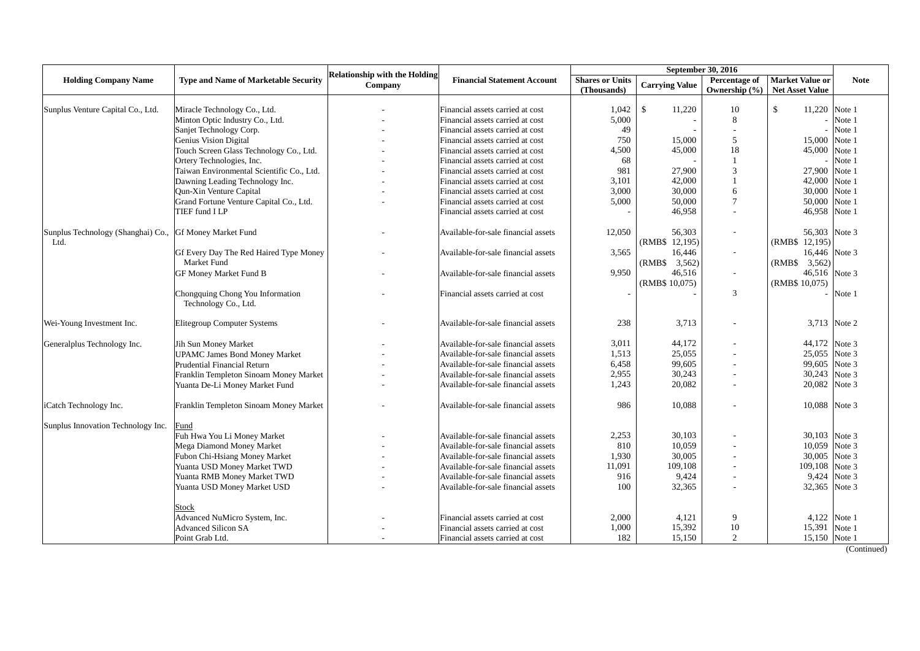| Holding Company Name | Type and Name of Marketable Security | Relationship with the Holding Company | Financial Statement Account | September 30, 2016 | | | | Note |
|---|---|---|---|---|---|---|---|---|
| | | | | Shares or Units (Thousands) | Carrying Value | Percentage of Ownership (%) | Market Value or Net Asset Value | |
| Sunplus Venture Capital Co., Ltd. | Miracle Technology Co., Ltd. | - | Financial assets carried at cost | 1,042 | $ 11,220 | 10 | $ 11,220 | Note 1 |
| | Minton Optic Industry Co., Ltd. | - | Financial assets carried at cost | 5,000 | - | 8 | - | Note 1 |
| | Sanjet Technology Corp. | - | Financial assets carried at cost | 49 | - | - | - | Note 1 |
| | Genius Vision Digital | - | Financial assets carried at cost | 750 | 15,000 | 5 | 15,000 | Note 1 |
| | Touch Screen Glass Technology Co., Ltd. | - | Financial assets carried at cost | 4,500 | 45,000 | 18 | 45,000 | Note 1 |
| | Ortery Technologies, Inc. | - | Financial assets carried at cost | 68 | - | 1 | - | Note 1 |
| | Taiwan Environmental Scientific Co., Ltd. | - | Financial assets carried at cost | 981 | 27,900 | 3 | 27,900 | Note 1 |
| | Dawning Leading Technology Inc. | - | Financial assets carried at cost | 3,101 | 42,000 | 1 | 42,000 | Note 1 |
| | Qun-Xin Venture Capital | - | Financial assets carried at cost | 3,000 | 30,000 | 6 | 30,000 | Note 1 |
| | Grand Fortune Venture Capital Co., Ltd. | - | Financial assets carried at cost | 5,000 | 50,000 | 7 | 50,000 | Note 1 |
| | TIEF fund I LP | | Financial assets carried at cost | - | 46,958 | - | 46,958 | Note 1 |
| Sunplus Technology (Shanghai) Co., Ltd. | Gf Money Market Fund | - | Available-for-sale financial assets | 12,050 | 56,303 (RMB$ 12,195) | - | 56,303 (RMB$ 12,195) | Note 3 |
| | Gf Every Day The Red Haired Type Money Market Fund | - | Available-for-sale financial assets | 3,565 | 16,446 (RMB$ 3,562) | - | 16,446 (RMB$ 3,562) | Note 3 |
| | GF Money Market Fund B | - | Available-for-sale financial assets | 9,950 | 46,516 (RMB$ 10,075) | - | 46,516 (RMB$ 10,075) | Note 3 |
| | Chongquing Chong You Information Technology Co., Ltd. | - | Financial assets carried at cost | - | - | 3 | - | Note 1 |
| Wei-Young Investment Inc. | Elitegroup Computer Systems | - | Available-for-sale financial assets | 238 | 3,713 | - | 3,713 | Note 2 |
| Generalplus Technology Inc. | Jih Sun Money Market | - | Available-for-sale financial assets | 3,011 | 44,172 | - | 44,172 | Note 3 |
| | UPAMC James Bond Money Market | - | Available-for-sale financial assets | 1,513 | 25,055 | - | 25,055 | Note 3 |
| | Prudential Financial Return | - | Available-for-sale financial assets | 6,458 | 99,605 | - | 99,605 | Note 3 |
| | Franklin Templeton Sinoam Money Market | - | Available-for-sale financial assets | 2,955 | 30,243 | - | 30,243 | Note 3 |
| | Yuanta De-Li Money Market Fund | - | Available-for-sale financial assets | 1,243 | 20,082 | - | 20,082 | Note 3 |
| iCatch Technology Inc. | Franklin Templeton Sinoam Money Market | - | Available-for-sale financial assets | 986 | 10,088 | - | 10,088 | Note 3 |
| Sunplus Innovation Technology Inc. | Fund | | | | | | | |
| | Fuh Hwa You Li Money Market | - | Available-for-sale financial assets | 2,253 | 30,103 | - | 30,103 | Note 3 |
| | Mega Diamond Money Market | - | Available-for-sale financial assets | 810 | 10,059 | - | 10,059 | Note 3 |
| | Fubon Chi-Hsiang Money Market | - | Available-for-sale financial assets | 1,930 | 30,005 | - | 30,005 | Note 3 |
| | Yuanta USD Money Market TWD | - | Available-for-sale financial assets | 11,091 | 109,108 | - | 109,108 | Note 3 |
| | Yuanta RMB Money Market TWD | - | Available-for-sale financial assets | 916 | 9,424 | - | 9,424 | Note 3 |
| | Yuanta USD Money Market USD | - | Available-for-sale financial assets | 100 | 32,365 | - | 32,365 | Note 3 |
| | Stock | | | | | | | |
| | Advanced NuMicro System, Inc. | - | Financial assets carried at cost | 2,000 | 4,121 | 9 | 4,122 | Note 1 |
| | Advanced Silicon SA | - | Financial assets carried at cost | 1,000 | 15,392 | 10 | 15,391 | Note 1 |
| | Point Grab Ltd. | - | Financial assets carried at cost | 182 | 15,150 | 2 | 15,150 | Note 1 |

(Continued)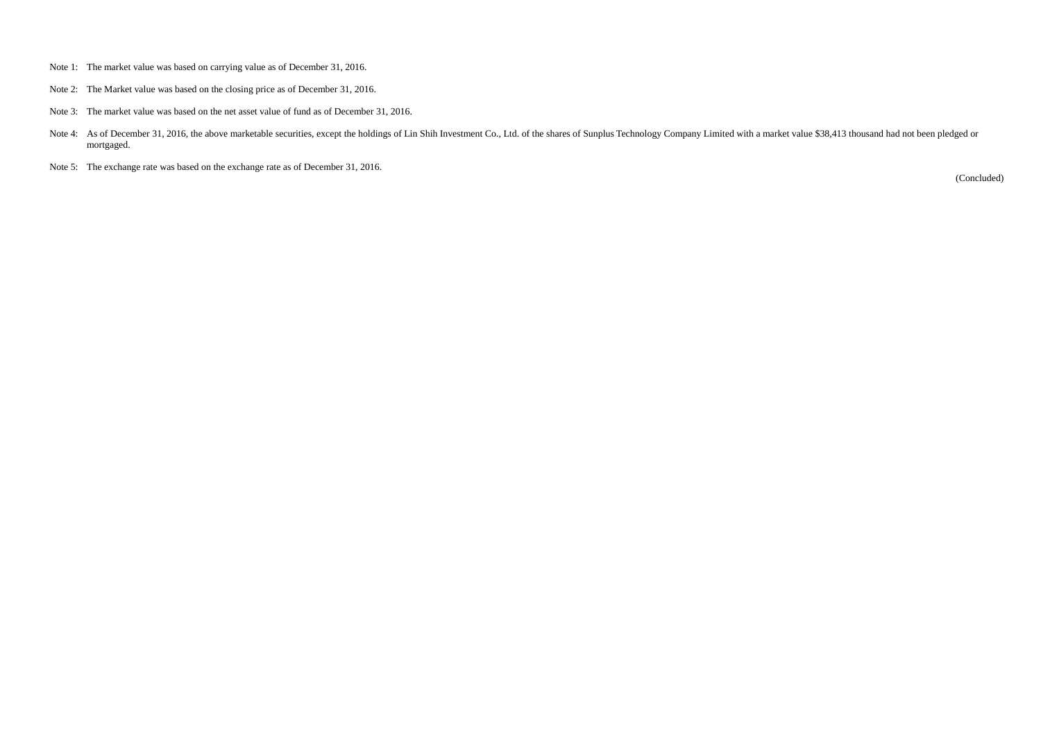Note 1: The market value was based on carrying value as of December 31, 2016.

Note 2: The Market value was based on the closing price as of December 31, 2016.

Note 3: The market value was based on the net asset value of fund as of December 31, 2016.

Note 4: As of December 31, 2016, the above marketable securities, except the holdings of Lin Shih Investment Co., Ltd. of the shares of Sunplus Technology Company Limited with a market value $38,413 thousand had not been pledged or mortgaged.

Note 5: The exchange rate was based on the exchange rate as of December 31, 2016.

(Concluded)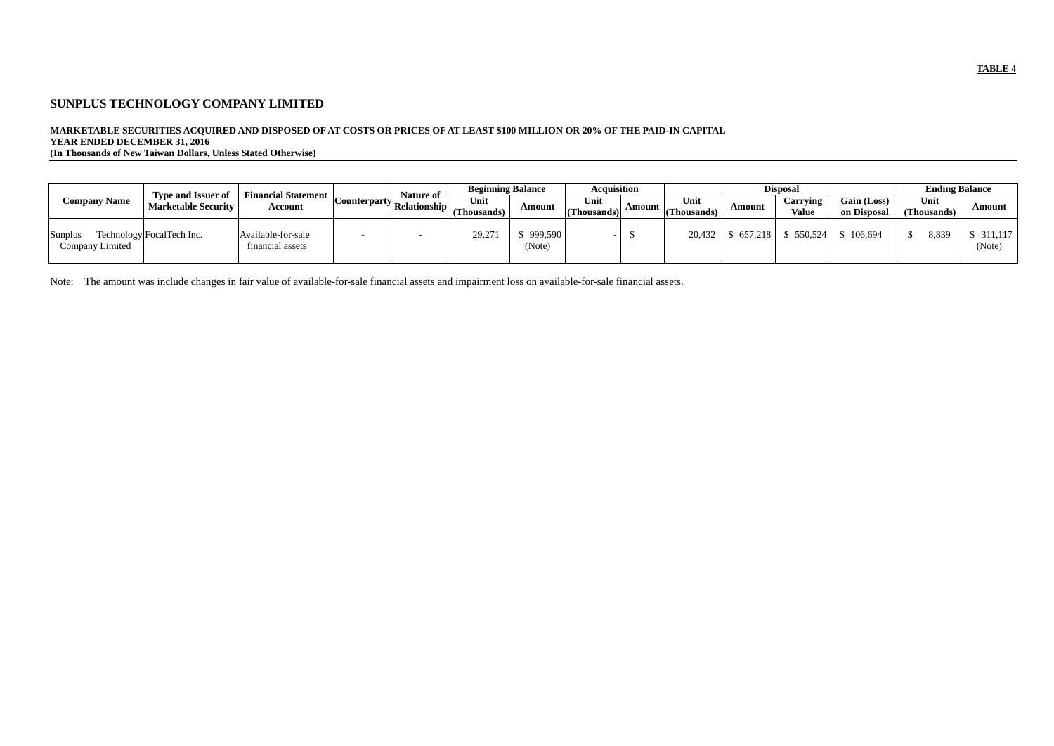**TABLE 4**

## SUNPLUS TECHNOLOGY COMPANY LIMITED

**MARKETABLE SECURITIES ACQUIRED AND DISPOSED OF AT COSTS OR PRICES OF AT LEAST $100 MILLION OR 20% OF THE PAID-IN CAPITAL**
**YEAR ENDED DECEMBER 31, 2016**
**(In Thousands of New Taiwan Dollars, Unless Stated Otherwise)**

| Company Name | Type and Issuer of Marketable Security | Financial Statement Account | Counterparty | Nature of Relationship | Beginning Balance | | Acquisition | | Disposal | | | | Ending Balance | |
|---|---|---|---|---|---|---|---|---|---|---|---|---|---|---|
| | | | | | Unit (Thousands) | Amount | Unit (Thousands) | Amount | Unit (Thousands) | Amount | Carrying Value | Gain (Loss) on Disposal | Unit (Thousands) | Amount |
| Sunplus Technology Company Limited | FocalTech Inc. | Available-for-sale financial assets | - | - | 29,271 | $ 999,590 (Note) | - | $ | 20,432 | $ 657,218 | $ 550,524 | $ 106,694 | $ 8,839 | $ 311,117 (Note) |

Note: The amount was include changes in fair value of available-for-sale financial assets and impairment loss on available-for-sale financial assets.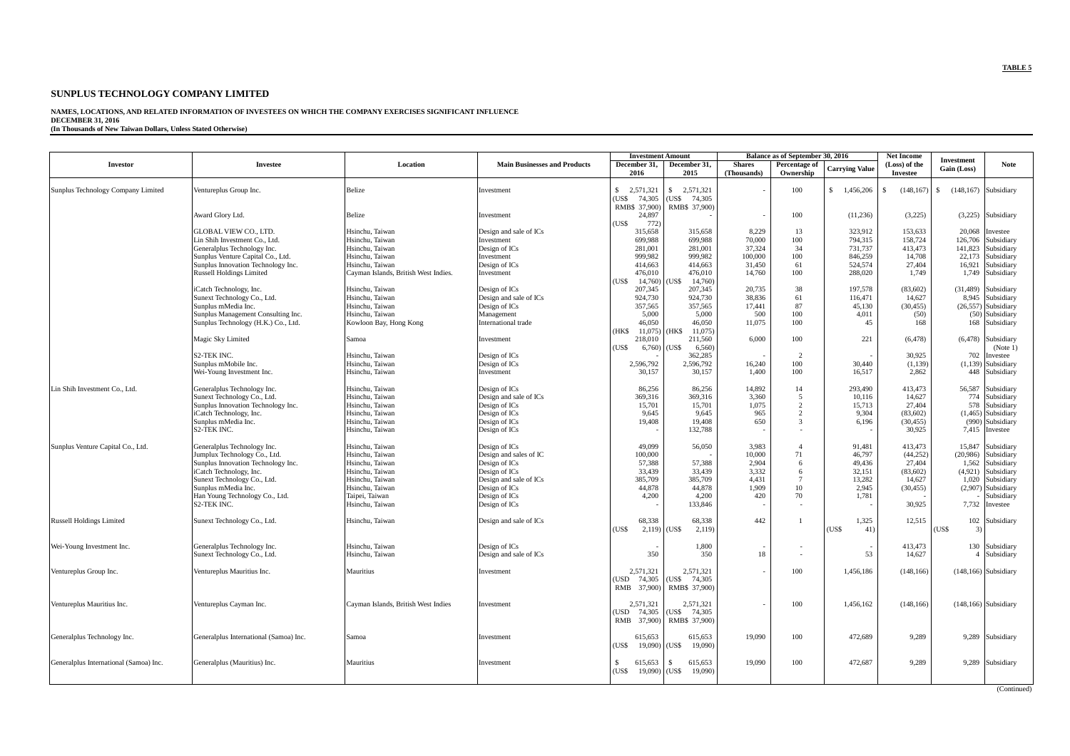**TABLE 5**

# SUNPLUS TECHNOLOGY COMPANY LIMITED

**NAMES, LOCATIONS, AND RELATED INFORMATION OF INVESTEES ON WHICH THE COMPANY EXERCISES SIGNIFICANT INFLUENCE**
**DECEMBER 31, 2016**
**(In Thousands of New Taiwan Dollars, Unless Stated Otherwise)**

| Investor | Investee | Location | Main Businesses and Products | Investment Amount | | Balance as of September 30, 2016 | | | Net Income (Loss) of the Investee | Investment Gain (Loss) | Note |
|---|---|---|---|---|---|---|---|---|---|---|---|
| | | | | December 31, 2016 | December 31, 2015 | Shares (Thousands) | Percentage of Ownership | Carrying Value | | | |
| Sunplus Technology Company Limited | Ventureplus Group Inc. | Belize | Investment | $ 2,571,321 (US$ 74,305 RMB$ 37,900) | $ 2,571,321 (US$ 74,305 RMB$ 37,900) | - | 100 | $ 1,456,206 | $ (148,167) | $ (148,167) | Subsidiary |
| | Award Glory Ltd. | Belize | Investment | 24,897 (US$ 772) | - | - | 100 | (11,236) | (3,225) | (3,225) | Subsidiary |
| | GLOBAL VIEW CO., LTD. | Hsinchu, Taiwan | Design and sale of ICs | 315,658 | 315,658 | 8,229 | 13 | 323,912 | 153,633 | 20,068 | Investee |
| | Lin Shih Investment Co., Ltd. | Hsinchu, Taiwan | Investment | 699,988 | 699,988 | 70,000 | 100 | 794,315 | 158,724 | 126,706 | Subsidiary |
| | Generalplus Technology Inc. | Hsinchu, Taiwan | Design of ICs | 281,001 | 281,001 | 37,324 | 34 | 731,737 | 413,473 | 141,823 | Subsidiary |
| | Sunplus Venture Capital Co., Ltd. | Hsinchu, Taiwan | Investment | 999,982 | 999,982 | 100,000 | 100 | 846,259 | 14,708 | 22,173 | Subsidiary |
| | Sunplus Innovation Technology Inc. | Hsinchu, Taiwan | Design of ICs | 414,663 | 414,663 | 31,450 | 61 | 524,574 | 27,404 | 16,921 | Subsidiary |
| | Russell Holdings Limited | Cayman Islands, British West Indies. | Investment | 476,010 (US$ 14,760) | 476,010 (US$ 14,760) | 14,760 | 100 | 288,020 | 1,749 | 1,749 | Subsidiary |
| | iCatch Technology, Inc. | Hsinchu, Taiwan | Design of ICs | 207,345 | 207,345 | 20,735 | 38 | 197,578 | (83,602) | (31,489) | Subsidiary |
| | Sunext Technology Co., Ltd. | Hsinchu, Taiwan | Design and sale of ICs | 924,730 | 924,730 | 38,836 | 61 | 116,471 | 14,627 | 8,945 | Subsidiary |
| | Sunplus mMedia Inc. | Hsinchu, Taiwan | Design of ICs | 357,565 | 357,565 | 17,441 | 87 | 45,130 | (30,455) | (26,557) | Subsidiary |
| | Sunplus Management Consulting Inc. | Hsinchu, Taiwan | Management | 5,000 | 5,000 | 500 | 100 | 4,011 | (50) | (50) | Subsidiary |
| | Sunplus Technology (H.K.) Co., Ltd. | Kowloon Bay, Hong Kong | International trade | 46,050 (HK$ 11,075) | 46,050 (HK$ 11,075) | 11,075 | 100 | 45 | 168 | 168 | Subsidiary |
| | Magic Sky Limited | Samoa | Investment | 218,010 (US$ 6,760) | 211,560 (US$ 6,560) | 6,000 | 100 | 221 | (6,478) | (6,478) | Subsidiary (Note 1) |
| | S2-TEK INC. | Hsinchu, Taiwan | Design of ICs | - | 362,285 | - | 2 | - | 30,925 | 702 | Investee |
| | Sunplus mMobile Inc. | Hsinchu, Taiwan | Design of ICs | 2,596,792 | 2,596,792 | 16,240 | 100 | 30,440 | (1,139) | (1,139) | Subsidiary |
| | Wei-Young Investment Inc. | Hsinchu, Taiwan | Investment | 30,157 | 30,157 | 1,400 | 100 | 16,517 | 2,862 | 448 | Subsidiary |
| Lin Shih Investment Co., Ltd. | Generalplus Technology Inc. | Hsinchu, Taiwan | Design of ICs | 86,256 | 86,256 | 14,892 | 14 | 293,490 | 413,473 | 56,587 | Subsidiary |
| | Sunext Technology Co., Ltd. | Hsinchu, Taiwan | Design and sale of ICs | 369,316 | 369,316 | 3,360 | 5 | 10,116 | 14,627 | 774 | Subsidiary |
| | Sunplus Innovation Technology Inc. | Hsinchu, Taiwan | Design of ICs | 15,701 | 15,701 | 1,075 | 2 | 15,713 | 27,404 | 578 | Subsidiary |
| | iCatch Technology, Inc. | Hsinchu, Taiwan | Design of ICs | 9,645 | 9,645 | 965 | 2 | 9,304 | (83,602) | (1,465) | Subsidiary |
| | Sunplus mMedia Inc. | Hsinchu, Taiwan | Design of ICs | 19,408 | 19,408 | 650 | 3 | 6,196 | (30,455) | (990) | Subsidiary |
| | S2-TEK INC. | Hsinchu, Taiwan | Design of ICs | - | 132,788 | - | - | - | 30,925 | 7,415 | Investee |
| Sunplus Venture Capital Co., Ltd. | Generalplus Technology Inc. | Hsinchu, Taiwan | Design of ICs | 49,099 | 56,050 | 3,983 | 4 | 91,481 | 413,473 | 15,847 | Subsidiary |
| | Jumplux Technology Co., Ltd. | Hsinchu, Taiwan | Design and sales of IC | 100,000 | - | 10,000 | 71 | 46,797 | (44,252) | (20,986) | Subsidiary |
| | Sunplus Innovation Technology Inc. | Hsinchu, Taiwan | Design of ICs | 57,388 | 57,388 | 2,904 | 6 | 49,436 | 27,404 | 1,562 | Subsidiary |
| | iCatch Technology, Inc. | Hsinchu, Taiwan | Design of ICs | 33,439 | 33,439 | 3,332 | 6 | 32,151 | (83,602) | (4,921) | Subsidiary |
| | Sunext Technology Co., Ltd. | Hsinchu, Taiwan | Design and sale of ICs | 385,709 | 385,709 | 4,431 | 7 | 13,282 | 14,627 | 1,020 | Subsidiary |
| | Sunplus mMedia Inc. | Hsinchu, Taiwan | Design of ICs | 44,878 | 44,878 | 1,909 | 10 | 2,945 | (30,455) | (2,907) | Subsidiary |
| | Han Young Technology Co., Ltd. | Taipei, Taiwan | Design of ICs | 4,200 | 4,200 | 420 | 70 | 1,781 | - | - | Subsidiary |
| | S2-TEK INC. | Hsinchu, Taiwan | Design of ICs | - | 133,846 | - | - | - | 30,925 | 7,732 | Investee |
| Russell Holdings Limited | Sunext Technology Co., Ltd. | Hsinchu, Taiwan | Design and sale of ICs | 68,338 (US$ 2,119) | 68,338 (US$ 2,119) | 442 | 1 | 1,325 (US$ 41) | 12,515 | 102 (US$ 3) | Subsidiary |
| Wei-Young Investment Inc. | Generalplus Technology Inc. | Hsinchu, Taiwan | Design of ICs | - | 1,800 | - | - | - | 413,473 | 130 | Subsidiary |
| | Sunext Technology Co., Ltd. | Hsinchu, Taiwan | Design and sale of ICs | 350 | 350 | 18 | - | 53 | 14,627 | 4 | Subsidiary |
| Ventureplus Group Inc. | Ventureplus Mauritius Inc. | Mauritius | Investment | 2,571,321 (USD 74,305 RMB 37,900) | 2,571,321 (US$ 74,305 RMB$ 37,900) | - | 100 | 1,456,186 | (148,166) | (148,166) | Subsidiary |
| Ventureplus Mauritius Inc. | Ventureplus Cayman Inc. | Cayman Islands, British West Indies | Investment | 2,571,321 (USD 74,305 RMB 37,900) | 2,571,321 (US$ 74,305 RMB$ 37,900) | - | 100 | 1,456,162 | (148,166) | (148,166) | Subsidiary |
| Generalplus Technology Inc. | Generalplus International (Samoa) Inc. | Samoa | Investment | 615,653 (US$ 19,090) | 615,653 (US$ 19,090) | 19,090 | 100 | 472,689 | 9,289 | 9,289 | Subsidiary |
| Generalplus International (Samoa) Inc. | Generalplus (Mauritius) Inc. | Mauritius | Investment | $ 615,653 (US$ 19,090) | $ 615,653 (US$ 19,090) | 19,090 | 100 | 472,687 | 9,289 | 9,289 | Subsidiary |

(Continued)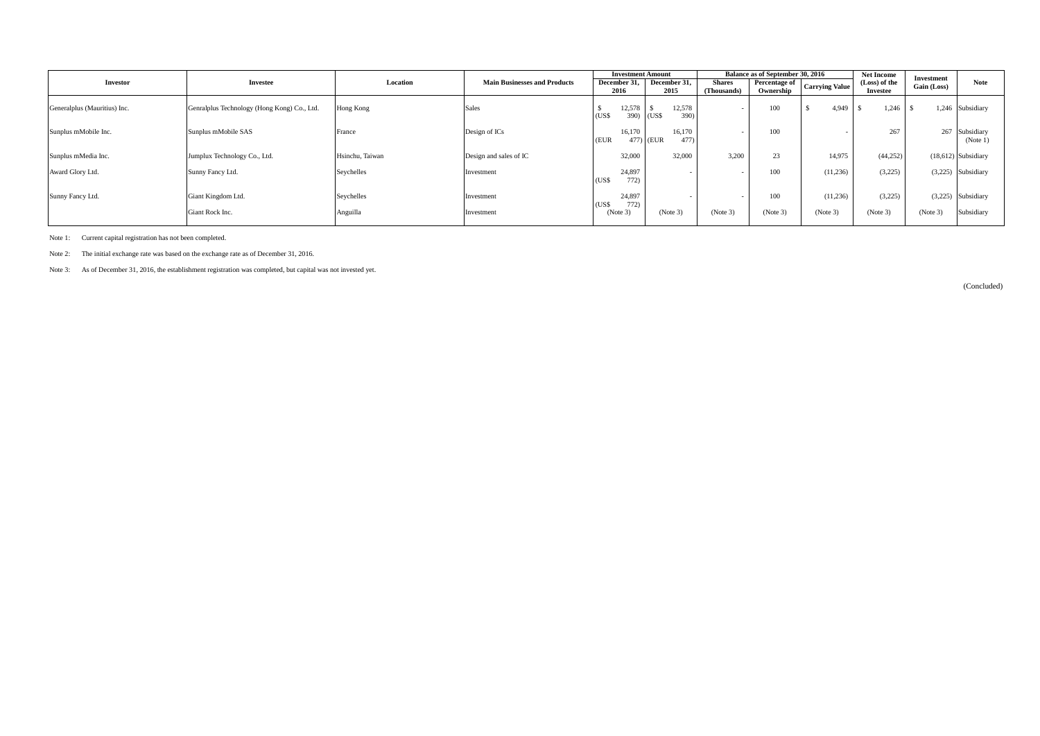| Investor | Investee | Location | Main Businesses and Products | Investment Amount | | Balance as of September 30, 2016 | | | Net Income (Loss) of the Investee | Investment Gain (Loss) | Note |
|---|---|---|---|---|---|---|---|---|---|---|---|
| | | | | December 31, 2016 | December 31, 2015 | Shares (Thousands) | Percentage of Ownership | Carrying Value | | | |
| Generalplus (Mauritius) Inc. | Genralplus Technology (Hong Kong) Co., Ltd. | Hong Kong | Sales | $ 12,578 (US$ 390) | $ 12,578 (US$ 390) | - | 100 | $ 4,949 | $ 1,246 | $ 1,246 | Subsidiary |
| Sunplus mMobile Inc. | Sunplus mMobile SAS | France | Design of ICs | 16,170 (EUR 477) | 16,170 (EUR 477) | - | 100 | - | 267 | 267 | Subsidiary (Note 1) |
| Sunplus mMedia Inc. | Jumplux Technology Co., Ltd. | Hsinchu, Taiwan | Design and sales of IC | 32,000 | 32,000 | 3,200 | 23 | 14,975 | (44,252) | (18,612) | Subsidiary |
| Award Glory Ltd. | Sunny Fancy Ltd. | Seychelles | Investment | 24,897 (US$ 772) | - | - | 100 | (11,236) | (3,225) | (3,225) | Subsidiary |
| Sunny Fancy Ltd. | Giant Kingdom Ltd. | Seychelles | Investment | 24,897 (US$ 772) | - | - | 100 | (11,236) | (3,225) | (3,225) | Subsidiary |
| | Giant Rock Inc. | Anguilla | Investment | (Note 3) | (Note 3) | (Note 3) | (Note 3) | (Note 3) | (Note 3) | (Note 3) | Subsidiary |

Note 1: Current capital registration has not been completed.

Note 2: The initial exchange rate was based on the exchange rate as of December 31, 2016.

Note 3: As of December 31, 2016, the establishment registration was completed, but capital was not invested yet.

(Concluded)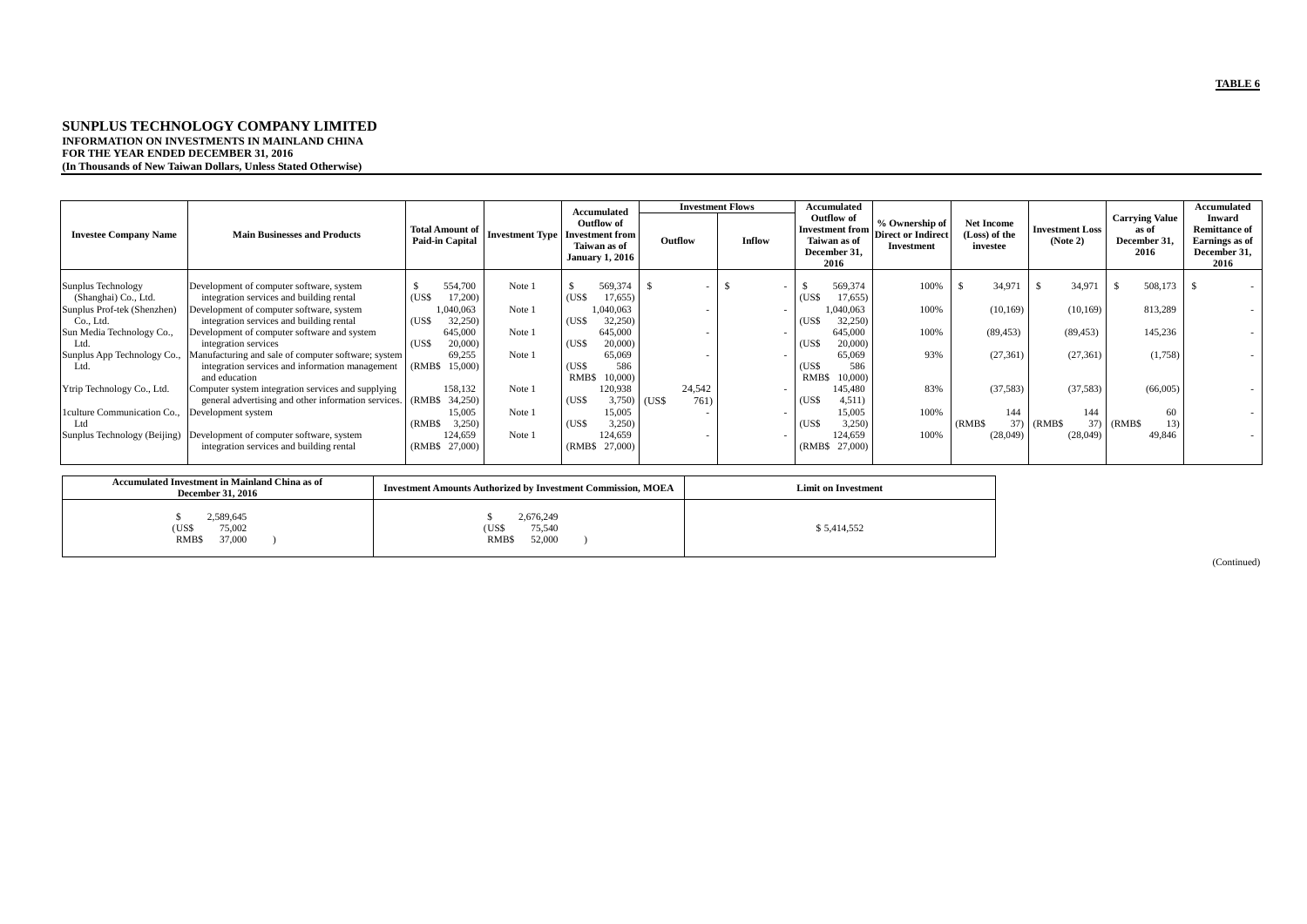**TABLE 6**

# SUNPLUS TECHNOLOGY COMPANY LIMITED

**INFORMATION ON INVESTMENTS IN MAINLAND CHINA**
**FOR THE YEAR ENDED DECEMBER 31, 2016**
**(In Thousands of New Taiwan Dollars, Unless Stated Otherwise)**

| Investee Company Name | Main Businesses and Products | Total Amount of Paid-in Capital | Investment Type | Accumulated Outflow of Investment from Taiwan as of January 1, 2016 | Investment Flows | | Accumulated Outflow of Investment from Taiwan as of December 31, 2016 | % Ownership of Direct or Indirect Investment | Net Income (Loss) of the investee | Investment Loss (Note 2) | Carrying Value as of December 31, 2016 | Accumulated Inward Remittance of Earnings as of December 31, 2016 |
|---|---|---|---|---|---|---|---|---|---|---|---|---|
| | | | | | Outflow | Inflow | | | | | | |
| Sunplus Technology (Shanghai) Co., Ltd. | Development of computer software, system integration services and building rental | $ 554,700 (US$ 17,200) | Note 1 | $ 569,374 (US$ 17,655) | $ - | $ - | $ 569,374 (US$ 17,655) | 100% | $ 34,971 | $ 34,971 | $ 508,173 | $ - |
| Sunplus Prof-tek (Shenzhen) Co., Ltd. | Development of computer software, system integration services and building rental | 1,040,063 (US$ 32,250) | Note 1 | 1,040,063 (US$ 32,250) | - | - | 1,040,063 (US$ 32,250) | 100% | (10,169) | (10,169) | 813,289 | - |
| Sun Media Technology Co., Ltd. | Development of computer software and system integration services | 645,000 (US$ 20,000) | Note 1 | 645,000 (US$ 20,000) | - | - | 645,000 (US$ 20,000) | 100% | (89,453) | (89,453) | 145,236 | - |
| Sunplus App Technology Co., Ltd. | Manufacturing and sale of computer software; system integration services and information management and education | 69,255 (RMB$ 15,000) | Note 1 | 65,069 (US$ 586 RMB$ 10,000) | - | - | 65,069 (US$ 586 RMB$ 10,000) | 93% | (27,361) | (27,361) | (1,758) | - |
| Ytrip Technology Co., Ltd. | Computer system integration services and supplying general advertising and other information services. | 158,132 (RMB$ 34,250) | Note 1 | 120,938 (US$ 3,750) | 24,542 (US$ 761) | - | 145,480 (US$ 4,511) | 83% | (37,583) | (37,583) | (66,005) | - |
| 1culture Communication Co., Ltd | Development system | 15,005 (RMB$ 3,250) | Note 1 | 15,005 (US$ 3,250) | - | - | 15,005 (US$ 3,250) | 100% | 144 (RMB$ 37) | 144 (RMB$ 37) | 60 (RMB$ 13) | - |
| Sunplus Technology (Beijing) | Development of computer software, system integration services and building rental | 124,659 (RMB$ 27,000) | Note 1 | 124,659 (RMB$ 27,000) | - | - | 124,659 (RMB$ 27,000) | 100% | (28,049) | (28,049) | 49,846 | - |

| Accumulated Investment in Mainland China as of December 31, 2016 | Investment Amounts Authorized by Investment Commission, MOEA | Limit on Investment |
|---|---|---|
| $ 2,589,645 (US$ 75,002 RMB$ 37,000 ) | $ 2,676,249 (US$ 75,540 RMB$ 52,000 ) | $ 5,414,552 |

(Continued)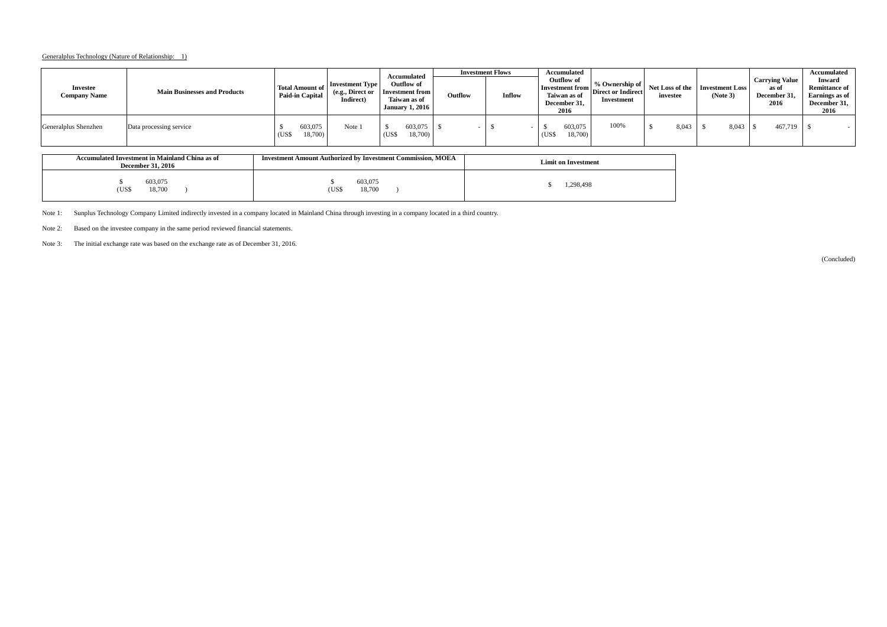Generalplus Technology (Nature of Relationship: 1)

| Investee Company Name | Main Businesses and Products | Total Amount of Paid-in Capital | Investment Type (e.g., Direct or Indirect) | Accumulated Outflow of Investment from Taiwan as of January 1, 2016 | Investment Flows | | Accumulated Outflow of Investment from Taiwan as of December 31, 2016 | % Ownership of Direct or Indirect Investment | Net Loss of the investee | Investment Loss (Note 3) | Carrying Value as of December 31, 2016 | Accumulated Inward Remittance of Earnings as of December 31, 2016 |
|---|---|---|---|---|---|---|---|---|---|---|---|---|
| | | | | | Outflow | Inflow | | | | | | |
| Generalplus Shenzhen | Data processing service | $ 603,075 (US$ 18,700) | Note 1 | $ 603,075 (US$ 18,700) | $ - | $ - | $ 603,075 (US$ 18,700) | 100% | $ 8,043 | $ 8,043 | $ 467,719 | $ - |

| Accumulated Investment in Mainland China as of December 31, 2016 | Investment Amount Authorized by Investment Commission, MOEA | Limit on Investment |
|---|---|---|
| $ 603,075 (US$ 18,700 ) | $ 603,075 (US$ 18,700 ) | $ 1,298,498 |

Note 1: Sunplus Technology Company Limited indirectly invested in a company located in Mainland China through investing in a company located in a third country.

Note 2: Based on the investee company in the same period reviewed financial statements.

Note 3: The initial exchange rate was based on the exchange rate as of December 31, 2016.

(Concluded)